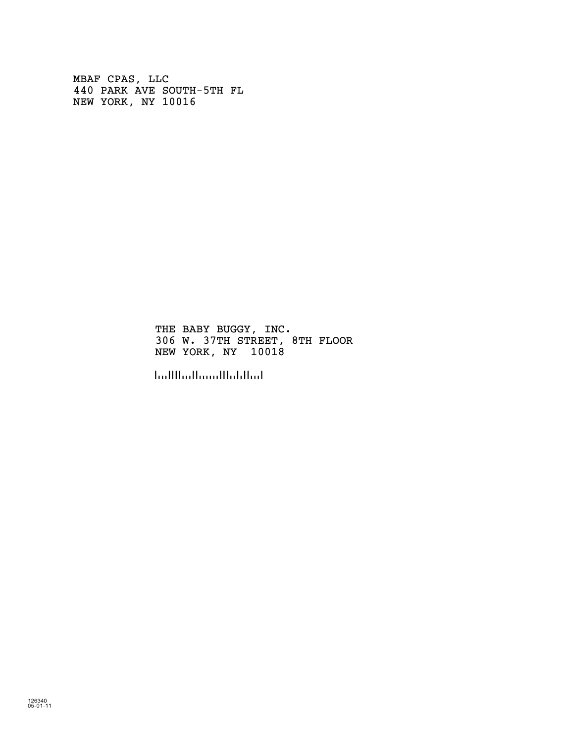MBAF CPAS, LLC
440 PARK AVE SOUTH-5TH FL
NEW YORK, NY 10016

THE BABY BUGGY, INC.
306 W. 37TH STREET, 8TH FLOOR
NEW YORK, NY 10018

126340
05-01-11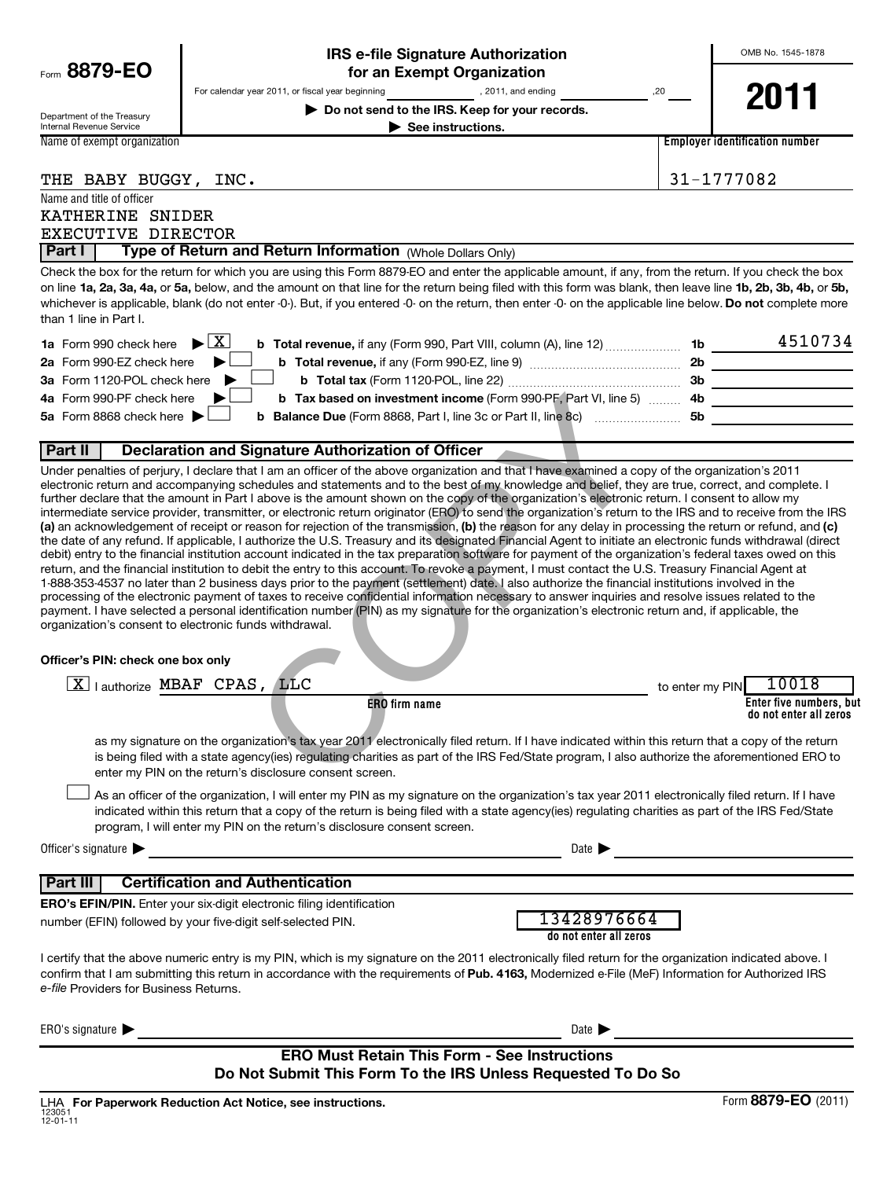Form **8879-EO**

Department of the Treasury
Internal Revenue Service

# IRS e-file Signature Authorization for an Exempt Organization

For calendar year 2011, or fiscal year beginning ____________, 2011, and ending ____________, 20___

▶ **Do not send to the IRS. Keep for your records.**

▶ **See instructions.**

OMB No. 1545-1878

**2011**

Name of exempt organization: THE BABY BUGGY, INC.

Employer identification number: 31-1777082

Name and title of officer:
KATHERINE SNIDER
EXECUTIVE DIRECTOR

## Part I — Type of Return and Return Information (Whole Dollars Only)

Check the box for the return for which you are using this Form 8879-EO and enter the applicable amount, if any, from the return. If you check the box on line **1a, 2a, 3a, 4a,** or **5a,** below, and the amount on that line for the return being filed with this form was blank, then leave line **1b, 2b, 3b, 4b,** or **5b,** whichever is applicable, blank (do not enter -0-). But, if you entered -0- on the return, then enter -0- on the applicable line below. **Do not** complete more than 1 line in Part I.

| | | | | |
|---|---|---|---|---|
| **1a** Form 990 check here ▶ | [X] | **b Total revenue,** if any (Form 990, Part VIII, column (A), line 12) | **1b** | 4510734 |
| **2a** Form 990-EZ check here ▶ | [ ] | **b Total revenue,** if any (Form 990-EZ, line 9) | **2b** | |
| **3a** Form 1120-POL check here ▶ | [ ] | **b Total tax** (Form 1120-POL, line 22) | **3b** | |
| **4a** Form 990-PF check here ▶ | [ ] | **b Tax based on investment income** (Form 990-PF, Part VI, line 5) | **4b** | |
| **5a** Form 8868 check here ▶ | [ ] | **b Balance Due** (Form 8868, Part I, line 3c or Part II, line 8c) | **5b** | |

## Part II — Declaration and Signature Authorization of Officer

Under penalties of perjury, I declare that I am an officer of the above organization and that I have examined a copy of the organization's 2011 electronic return and accompanying schedules and statements and to the best of my knowledge and belief, they are true, correct, and complete. I further declare that the amount in Part I above is the amount shown on the copy of the organization's electronic return. I consent to allow my intermediate service provider, transmitter, or electronic return originator (ERO) to send the organization's return to the IRS and to receive from the IRS **(a)** an acknowledgement of receipt or reason for rejection of the transmission, **(b)** the reason for any delay in processing the return or refund, and **(c)** the date of any refund. If applicable, I authorize the U.S. Treasury and its designated Financial Agent to initiate an electronic funds withdrawal (direct debit) entry to the financial institution account indicated in the tax preparation software for payment of the organization's federal taxes owed on this return, and the financial institution to debit the entry to this account. To revoke a payment, I must contact the U.S. Treasury Financial Agent at 1-888-353-4537 no later than 2 business days prior to the payment (settlement) date. I also authorize the financial institutions involved in the processing of the electronic payment of taxes to receive confidential information necessary to answer inquiries and resolve issues related to the payment. I have selected a personal identification number (PIN) as my signature for the organization's electronic return and, if applicable, the organization's consent to electronic funds withdrawal.

**Officer's PIN: check one box only**

[X] I authorize MBAF CPAS, LLC (ERO firm name) to enter my PIN 10018 (Enter five numbers, but do not enter all zeros)

as my signature on the organization's tax year 2011 electronically filed return. If I have indicated within this return that a copy of the return is being filed with a state agency(ies) regulating charities as part of the IRS Fed/State program, I also authorize the aforementioned ERO to enter my PIN on the return's disclosure consent screen.

[ ] As an officer of the organization, I will enter my PIN as my signature on the organization's tax year 2011 electronically filed return. If I have indicated within this return that a copy of the return is being filed with a state agency(ies) regulating charities as part of the IRS Fed/State program, I will enter my PIN on the return's disclosure consent screen.

Officer's signature ▶ ____________________ Date ▶ ____________

## Part III — Certification and Authentication

**ERO's EFIN/PIN.** Enter your six-digit electronic filing identification number (EFIN) followed by your five-digit self-selected PIN.

13428976664
(do not enter all zeros)

I certify that the above numeric entry is my PIN, which is my signature on the 2011 electronically filed return for the organization indicated above. I confirm that I am submitting this return in accordance with the requirements of **Pub. 4163,** Modernized e-File (MeF) Information for Authorized IRS *e-file* Providers for Business Returns.

ERO's signature ▶ ____________________ Date ▶ ____________

**ERO Must Retain This Form - See Instructions**
**Do Not Submit This Form To the IRS Unless Requested To Do So**

LHA **For Paperwork Reduction Act Notice, see instructions.**
123051
12-01-11

Form **8879-EO** (2011)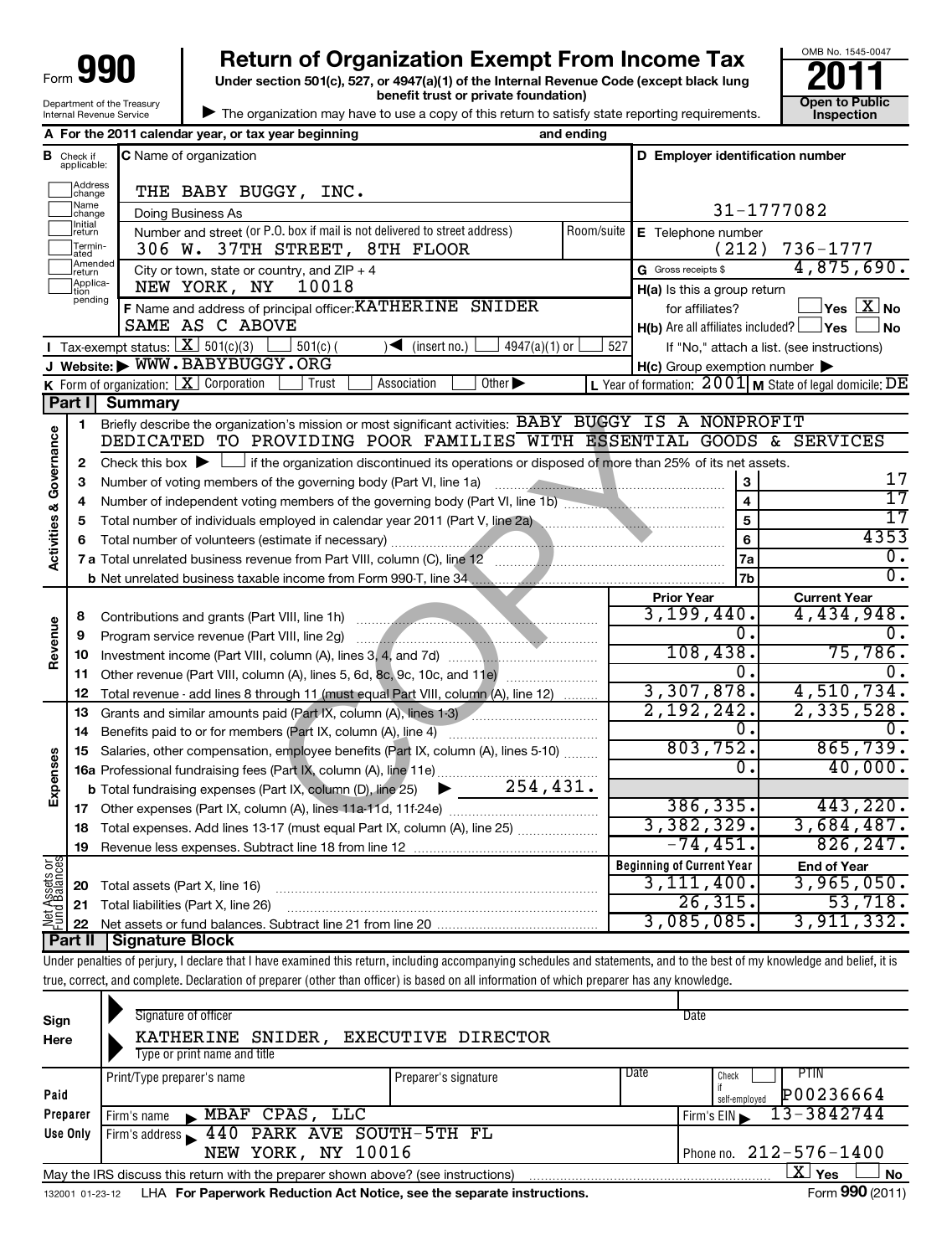Form **990**

Department of the Treasury
Internal Revenue Service

# Return of Organization Exempt From Income Tax

**Under section 501(c), 527, or 4947(a)(1) of the Internal Revenue Code (except black lung benefit trust or private foundation)**

▶ The organization may have to use a copy of this return to satisfy state reporting requirements.

OMB No. 1545-0047

**2011**

**Open to Public Inspection**

**A** For the 2011 calendar year, or tax year beginning and ending

**B** Check if applicable: Address change, Name change, Initial return, Terminated, Amended return, Application pending

**C** Name of organization: THE BABY BUGGY, INC.

Doing Business As

Number and street (or P.O. box if mail is not delivered to street address): 306 W. 37TH STREET, 8TH FLOOR | Room/suite

City or town, state or country, and ZIP + 4: NEW YORK, NY 10018

**D** Employer identification number: 31-1777082

**E** Telephone number: (212) 736-1777

**G** Gross receipts $ 4,875,690.

**F** Name and address of principal officer: KATHERINE SNIDER, SAME AS C ABOVE

**H(a)** Is this a group return for affiliates? Yes [ ] No [X]

**H(b)** Are all affiliates included? Yes [ ] No [ ]
If "No," attach a list. (see instructions)

**I** Tax-exempt status: [X] 501(c)(3) [ ] 501(c) ( ) ◀ (insert no.) [ ] 4947(a)(1) or [ ] 527

**J** Website: ▶ WWW.BABYBUGGY.ORG

**H(c)** Group exemption number ▶

**K** Form of organization: [X] Corporation [ ] Trust [ ] Association [ ] Other ▶

**L** Year of formation: 2001 **M** State of legal domicile: DE

## Part I Summary

**Activities & Governance**

1. Briefly describe the organization's mission or most significant activities: BABY BUGGY IS A NONPROFIT DEDICATED TO PROVIDING POOR FAMILIES WITH ESSENTIAL GOODS & SERVICES
2. Check this box ▶ [ ] if the organization discontinued its operations or disposed of more than 25% of its net assets.

| | | | |
|---|---|---|---|
| 3 | Number of voting members of the governing body (Part VI, line 1a) | 3 | 17 |
| 4 | Number of independent voting members of the governing body (Part VI, line 1b) | 4 | 17 |
| 5 | Total number of individuals employed in calendar year 2011 (Part V, line 2a) | 5 | 17 |
| 6 | Total number of volunteers (estimate if necessary) | 6 | 4353 |
| 7a | Total unrelated business revenue from Part VIII, column (C), line 12 | 7a | 0. |
| b | Net unrelated business taxable income from Form 990-T, line 34 | 7b | 0. |

| | | | Prior Year | Current Year |
|---|---|---|---|---|
| **Revenue** | 8 | Contributions and grants (Part VIII, line 1h) | 3,199,440. | 4,434,948. |
| | 9 | Program service revenue (Part VIII, line 2g) | 0. | 0. |
| | 10 | Investment income (Part VIII, column (A), lines 3, 4, and 7d) | 108,438. | 75,786. |
| | 11 | Other revenue (Part VIII, column (A), lines 5, 6d, 8c, 9c, 10c, and 11e) | 0. | 0. |
| | 12 | Total revenue - add lines 8 through 11 (must equal Part VIII, column (A), line 12) | 3,307,878. | 4,510,734. |
| **Expenses** | 13 | Grants and similar amounts paid (Part IX, column (A), lines 1-3) | 2,192,242. | 2,335,528. |
| | 14 | Benefits paid to or for members (Part IX, column (A), line 4) | 0. | 0. |
| | 15 | Salaries, other compensation, employee benefits (Part IX, column (A), lines 5-10) | 803,752. | 865,739. |
| | 16a | Professional fundraising fees (Part IX, column (A), line 11e) | 0. | 40,000. |
| | b | Total fundraising expenses (Part IX, column (D), line 25) ▶ 254,431. | | |
| | 17 | Other expenses (Part IX, column (A), lines 11a-11d, 11f-24e) | 386,335. | 443,220. |
| | 18 | Total expenses. Add lines 13-17 (must equal Part IX, column (A), line 25) | 3,382,329. | 3,684,487. |
| | 19 | Revenue less expenses. Subtract line 18 from line 12 | -74,451. | 826,247. |

| | | | Beginning of Current Year | End of Year |
|---|---|---|---|---|
| **Net Assets or Fund Balances** | 20 | Total assets (Part X, line 16) | 3,111,400. | 3,965,050. |
| | 21 | Total liabilities (Part X, line 26) | 26,315. | 53,718. |
| | 22 | Net assets or fund balances. Subtract line 21 from line 20 | 3,085,085. | 3,911,332. |

## Part II Signature Block

Under penalties of perjury, I declare that I have examined this return, including accompanying schedules and statements, and to the best of my knowledge and belief, it is true, correct, and complete. Declaration of preparer (other than officer) is based on all information of which preparer has any knowledge.

**Sign Here**

Signature of officer | Date

KATHERINE SNIDER, EXECUTIVE DIRECTOR
Type or print name and title

**Paid Preparer Use Only**

| Print/Type preparer's name | Preparer's signature | Date | Check [ ] if self-employed | PTIN P00236664 |
|---|---|---|---|---|
| Firm's name ▶ MBAF CPAS, LLC | | | Firm's EIN ▶ 13-3842744 | |
| Firm's address ▶ 440 PARK AVE SOUTH-5TH FL, NEW YORK, NY 10016 | | | Phone no. 212-576-1400 | |

May the IRS discuss this return with the preparer shown above? (see instructions) [X] Yes [ ] No

132001 01-23-12 LHA **For Paperwork Reduction Act Notice, see the separate instructions.** Form **990** (2011)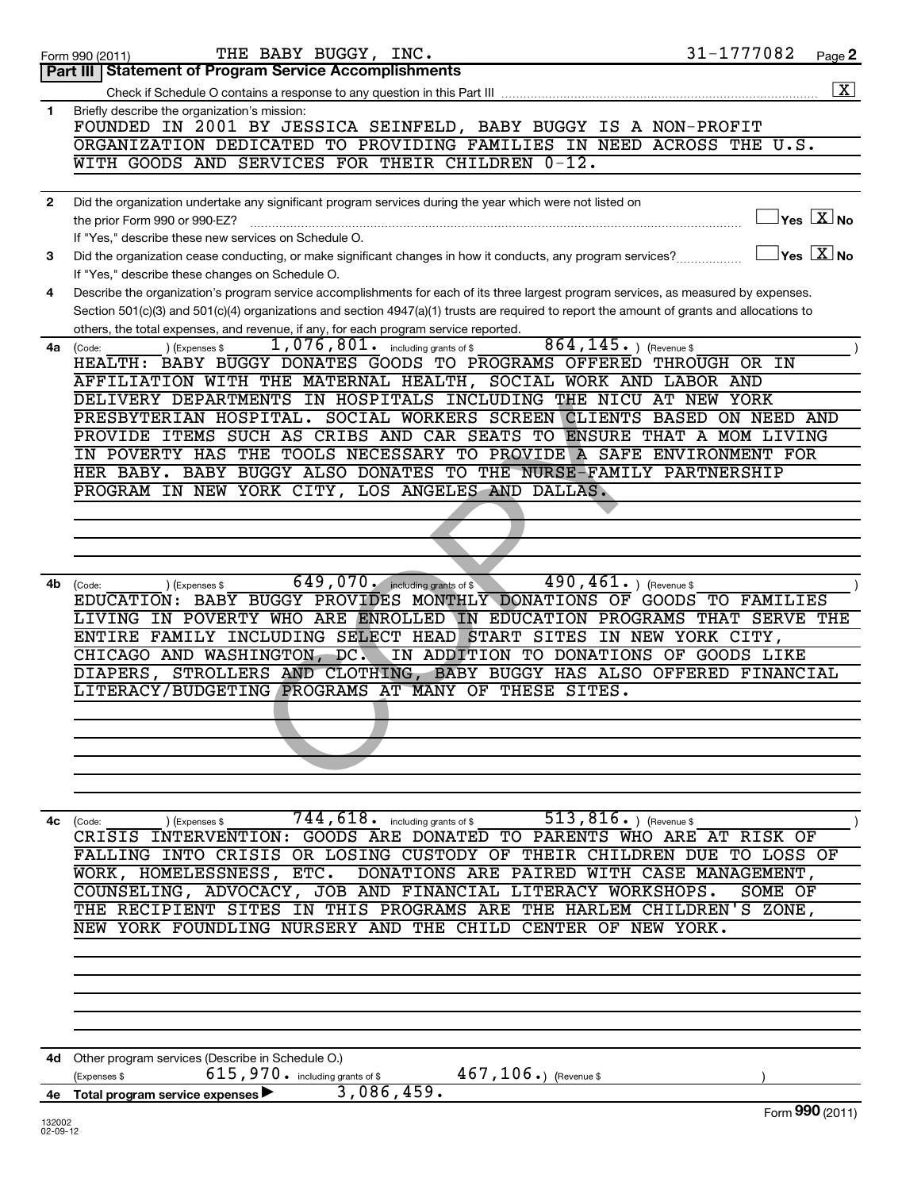Form 990 (2011) THE BABY BUGGY, INC. 31-1777082 Page 2

## Part III Statement of Program Service Accomplishments

Check if Schedule O contains a response to any question in this Part III [X]

**1** Briefly describe the organization's mission:

FOUNDED IN 2001 BY JESSICA SEINFELD, BABY BUGGY IS A NON-PROFIT ORGANIZATION DEDICATED TO PROVIDING FAMILIES IN NEED ACROSS THE U.S. WITH GOODS AND SERVICES FOR THEIR CHILDREN 0-12.

**2** Did the organization undertake any significant program services during the year which were not listed on the prior Form 990 or 990-EZ? [ ] Yes [X] No

If "Yes," describe these new services on Schedule O.

**3** Did the organization cease conducting, or make significant changes in how it conducts, any program services? [ ] Yes [X] No

If "Yes," describe these changes on Schedule O.

**4** Describe the organization's program service accomplishments for each of its three largest program services, as measured by expenses. Section 501(c)(3) and 501(c)(4) organizations and section 4947(a)(1) trusts are required to report the amount of grants and allocations to others, the total expenses, and revenue, if any, for each program service reported.

**4a** (Code: ) (Expenses $ 1,076,801. including grants of $ 864,145.) (Revenue $ )

HEALTH: BABY BUGGY DONATES GOODS TO PROGRAMS OFFERED THROUGH OR IN AFFILIATION WITH THE MATERNAL HEALTH, SOCIAL WORK AND LABOR AND DELIVERY DEPARTMENTS IN HOSPITALS INCLUDING THE NICU AT NEW YORK PRESBYTERIAN HOSPITAL. SOCIAL WORKERS SCREEN CLIENTS BASED ON NEED AND PROVIDE ITEMS SUCH AS CRIBS AND CAR SEATS TO ENSURE THAT A MOM LIVING IN POVERTY HAS THE TOOLS NECESSARY TO PROVIDE A SAFE ENVIRONMENT FOR HER BABY. BABY BUGGY ALSO DONATES TO THE NURSE-FAMILY PARTNERSHIP PROGRAM IN NEW YORK CITY, LOS ANGELES AND DALLAS.

**4b** (Code: ) (Expenses $ 649,070. including grants of $ 490,461.) (Revenue $ )

EDUCATION: BABY BUGGY PROVIDES MONTHLY DONATIONS OF GOODS TO FAMILIES LIVING IN POVERTY WHO ARE ENROLLED IN EDUCATION PROGRAMS THAT SERVE THE ENTIRE FAMILY INCLUDING SELECT HEAD START SITES IN NEW YORK CITY, CHICAGO AND WASHINGTON, DC. IN ADDITION TO DONATIONS OF GOODS LIKE DIAPERS, STROLLERS AND CLOTHING, BABY BUGGY HAS ALSO OFFERED FINANCIAL LITERACY/BUDGETING PROGRAMS AT MANY OF THESE SITES.

**4c** (Code: ) (Expenses $ 744,618. including grants of $ 513,816.) (Revenue $ )

CRISIS INTERVENTION: GOODS ARE DONATED TO PARENTS WHO ARE AT RISK OF FALLING INTO CRISIS OR LOSING CUSTODY OF THEIR CHILDREN DUE TO LOSS OF WORK, HOMELESSNESS, ETC. DONATIONS ARE PAIRED WITH CASE MANAGEMENT, COUNSELING, ADVOCACY, JOB AND FINANCIAL LITERACY WORKSHOPS. SOME OF THE RECIPIENT SITES IN THIS PROGRAMS ARE THE HARLEM CHILDREN'S ZONE, NEW YORK FOUNDLING NURSERY AND THE CHILD CENTER OF NEW YORK.

**4d** Other program services (Describe in Schedule O.)

(Expenses $ 615,970. including grants of $ 467,106.) (Revenue $ )

**4e** Total program service expenses ▶ 3,086,459.

Form **990** (2011)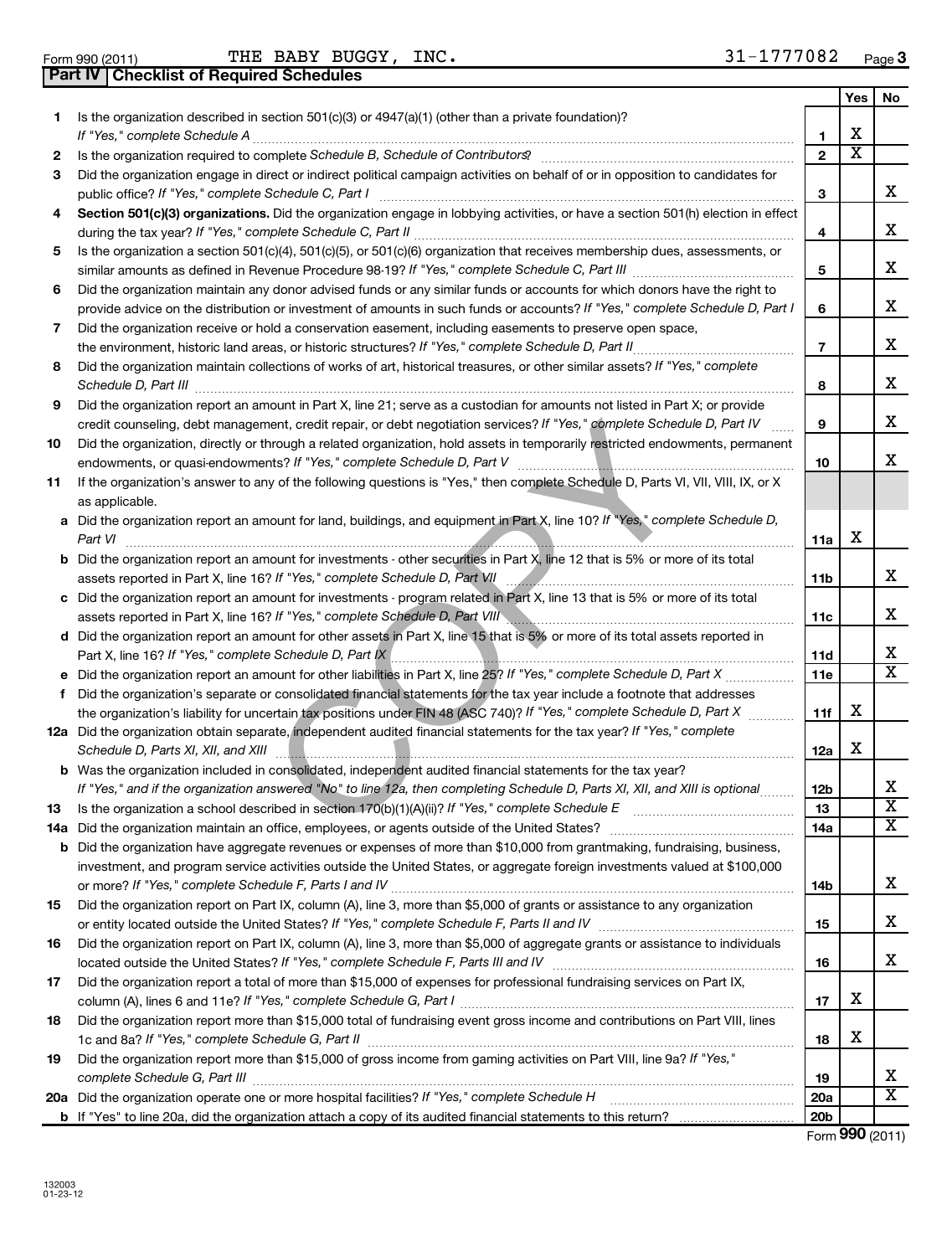Form 990 (2011) THE BABY BUGGY, INC. 31-1777082 Page 3

**Part IV Checklist of Required Schedules**

| | | | Yes | No |
|---|---|---|---|---|
| 1 | Is the organization described in section 501(c)(3) or 4947(a)(1) (other than a private foundation)? *If "Yes," complete Schedule A* | 1 | X | |
| 2 | Is the organization required to complete *Schedule B, Schedule of Contributors*? | 2 | X | |
| 3 | Did the organization engage in direct or indirect political campaign activities on behalf of or in opposition to candidates for public office? *If "Yes," complete Schedule C, Part I* | 3 | | X |
| 4 | **Section 501(c)(3) organizations.** Did the organization engage in lobbying activities, or have a section 501(h) election in effect during the tax year? *If "Yes," complete Schedule C, Part II* | 4 | | X |
| 5 | Is the organization a section 501(c)(4), 501(c)(5), or 501(c)(6) organization that receives membership dues, assessments, or similar amounts as defined in Revenue Procedure 98-19? *If "Yes," complete Schedule C, Part III* | 5 | | X |
| 6 | Did the organization maintain any donor advised funds or any similar funds or accounts for which donors have the right to provide advice on the distribution or investment of amounts in such funds or accounts? *If "Yes," complete Schedule D, Part I* | 6 | | X |
| 7 | Did the organization receive or hold a conservation easement, including easements to preserve open space, the environment, historic land areas, or historic structures? *If "Yes," complete Schedule D, Part II* | 7 | | X |
| 8 | Did the organization maintain collections of works of art, historical treasures, or other similar assets? *If "Yes," complete Schedule D, Part III* | 8 | | X |
| 9 | Did the organization report an amount in Part X, line 21; serve as a custodian for amounts not listed in Part X; or provide credit counseling, debt management, credit repair, or debt negotiation services? *If "Yes," complete Schedule D, Part IV* | 9 | | X |
| 10 | Did the organization, directly or through a related organization, hold assets in temporarily restricted endowments, permanent endowments, or quasi-endowments? *If "Yes," complete Schedule D, Part V* | 10 | | X |
| 11 | If the organization's answer to any of the following questions is "Yes," then complete Schedule D, Parts VI, VII, VIII, IX, or X as applicable. | | | |
| a | Did the organization report an amount for land, buildings, and equipment in Part X, line 10? *If "Yes," complete Schedule D, Part VI* | 11a | X | |
| b | Did the organization report an amount for investments - other securities in Part X, line 12 that is 5% or more of its total assets reported in Part X, line 16? *If "Yes," complete Schedule D, Part VII* | 11b | | X |
| c | Did the organization report an amount for investments - program related in Part X, line 13 that is 5% or more of its total assets reported in Part X, line 16? *If "Yes," complete Schedule D, Part VIII* | 11c | | X |
| d | Did the organization report an amount for other assets in Part X, line 15 that is 5% or more of its total assets reported in Part X, line 16? *If "Yes," complete Schedule D, Part IX* | 11d | | X |
| e | Did the organization report an amount for other liabilities in Part X, line 25? *If "Yes," complete Schedule D, Part X* | 11e | | X |
| f | Did the organization's separate or consolidated financial statements for the tax year include a footnote that addresses the organization's liability for uncertain tax positions under FIN 48 (ASC 740)? *If "Yes," complete Schedule D, Part X* | 11f | X | |
| 12a | Did the organization obtain separate, independent audited financial statements for the tax year? *If "Yes," complete Schedule D, Parts XI, XII, and XIII* | 12a | X | |
| b | Was the organization included in consolidated, independent audited financial statements for the tax year? *If "Yes," and if the organization answered "No" to line 12a, then completing Schedule D, Parts XI, XII, and XIII is optional* | 12b | | X |
| 13 | Is the organization a school described in section 170(b)(1)(A)(ii)? *If "Yes," complete Schedule E* | 13 | | X |
| 14a | Did the organization maintain an office, employees, or agents outside of the United States? | 14a | | X |
| b | Did the organization have aggregate revenues or expenses of more than $10,000 from grantmaking, fundraising, business, investment, and program service activities outside the United States, or aggregate foreign investments valued at $100,000 or more? *If "Yes," complete Schedule F, Parts I and IV* | 14b | | X |
| 15 | Did the organization report on Part IX, column (A), line 3, more than $5,000 of grants or assistance to any organization or entity located outside the United States? *If "Yes," complete Schedule F, Parts II and IV* | 15 | | X |
| 16 | Did the organization report on Part IX, column (A), line 3, more than $5,000 of aggregate grants or assistance to individuals located outside the United States? *If "Yes," complete Schedule F, Parts III and IV* | 16 | | X |
| 17 | Did the organization report a total of more than $15,000 of expenses for professional fundraising services on Part IX, column (A), lines 6 and 11e? *If "Yes," complete Schedule G, Part I* | 17 | X | |
| 18 | Did the organization report more than $15,000 total of fundraising event gross income and contributions on Part VIII, lines 1c and 8a? *If "Yes," complete Schedule G, Part II* | 18 | X | |
| 19 | Did the organization report more than $15,000 of gross income from gaming activities on Part VIII, line 9a? *If "Yes," complete Schedule G, Part III* | 19 | | X |
| 20a | Did the organization operate one or more hospital facilities? *If "Yes," complete Schedule H* | 20a | | X |
| b | If "Yes" to line 20a, did the organization attach a copy of its audited financial statements to this return? | 20b | | |

Form **990** (2011)

132003
01-23-12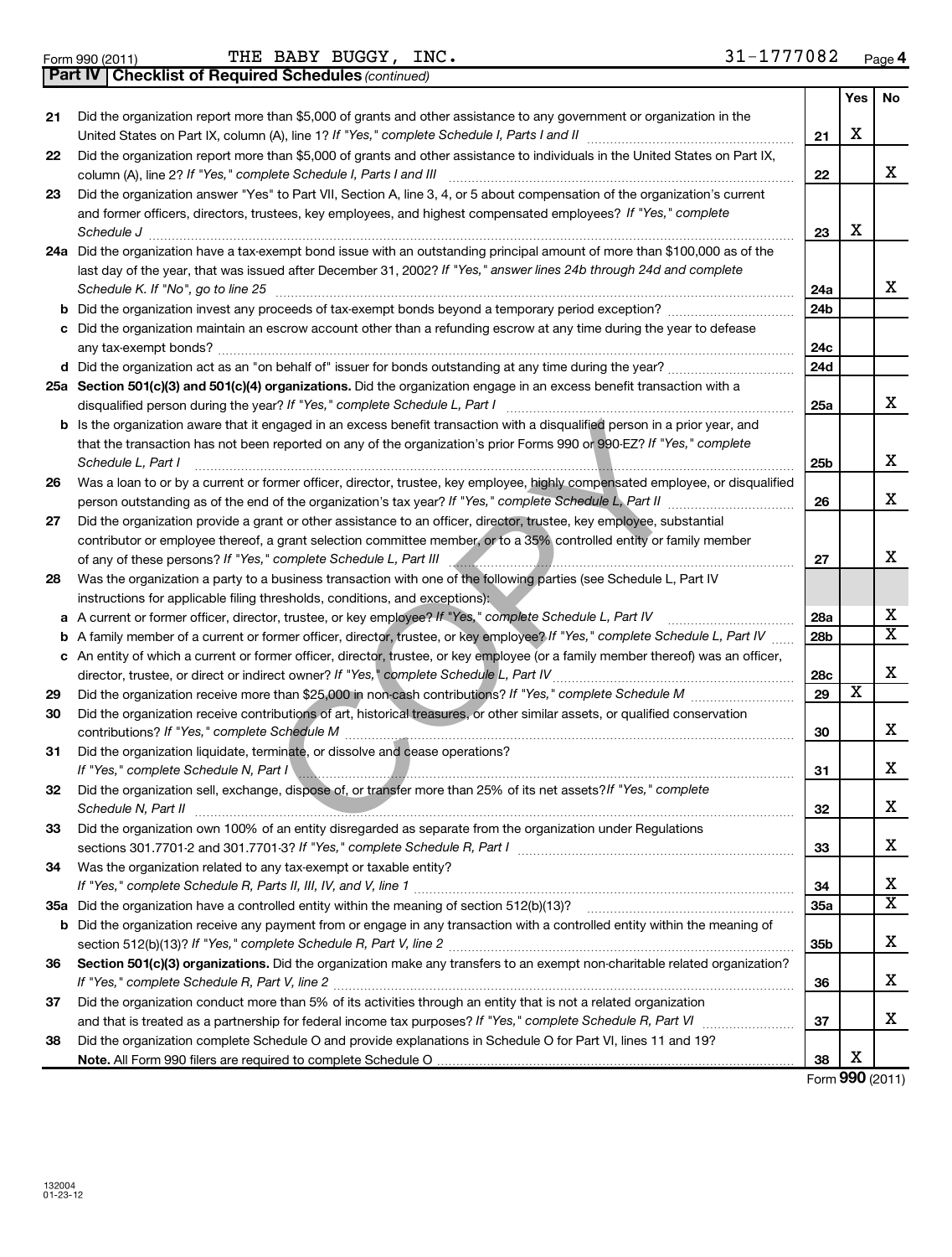Form 990 (2011) THE BABY BUGGY, INC. 31-1777082 Page 4

**Part IV Checklist of Required Schedules** *(continued)*

| | | | Yes | No |
|---|---|---|---|---|
| 21 | Did the organization report more than $5,000 of grants and other assistance to any government or organization in the United States on Part IX, column (A), line 1? *If "Yes," complete Schedule I, Parts I and II* | 21 | X | |
| 22 | Did the organization report more than $5,000 of grants and other assistance to individuals in the United States on Part IX, column (A), line 2? *If "Yes," complete Schedule I, Parts I and III* | 22 | | X |
| 23 | Did the organization answer "Yes" to Part VII, Section A, line 3, 4, or 5 about compensation of the organization's current and former officers, directors, trustees, key employees, and highest compensated employees? *If "Yes," complete Schedule J* | 23 | X | |
| 24a | Did the organization have a tax-exempt bond issue with an outstanding principal amount of more than $100,000 as of the last day of the year, that was issued after December 31, 2002? *If "Yes," answer lines 24b through 24d and complete Schedule K. If "No", go to line 25* | 24a | | X |
| b | Did the organization invest any proceeds of tax-exempt bonds beyond a temporary period exception? | 24b | | |
| c | Did the organization maintain an escrow account other than a refunding escrow at any time during the year to defease any tax-exempt bonds? | 24c | | |
| d | Did the organization act as an "on behalf of" issuer for bonds outstanding at any time during the year? | 24d | | |
| 25a | **Section 501(c)(3) and 501(c)(4) organizations.** Did the organization engage in an excess benefit transaction with a disqualified person during the year? *If "Yes," complete Schedule L, Part I* | 25a | | X |
| b | Is the organization aware that it engaged in an excess benefit transaction with a disqualified person in a prior year, and that the transaction has not been reported on any of the organization's prior Forms 990 or 990-EZ? *If "Yes," complete Schedule L, Part I* | 25b | | X |
| 26 | Was a loan to or by a current or former officer, director, trustee, key employee, highly compensated employee, or disqualified person outstanding as of the end of the organization's tax year? *If "Yes," complete Schedule L, Part II* | 26 | | X |
| 27 | Did the organization provide a grant or other assistance to an officer, director, trustee, key employee, substantial contributor or employee thereof, a grant selection committee member, or to a 35% controlled entity or family member of any of these persons? *If "Yes," complete Schedule L, Part III* | 27 | | X |
| 28 | Was the organization a party to a business transaction with one of the following parties (see Schedule L, Part IV instructions for applicable filing thresholds, conditions, and exceptions): | | | |
| a | A current or former officer, director, trustee, or key employee? *If "Yes," complete Schedule L, Part IV* | 28a | | X |
| b | A family member of a current or former officer, director, trustee, or key employee? *If "Yes," complete Schedule L, Part IV* | 28b | | X |
| c | An entity of which a current or former officer, director, trustee, or key employee (or a family member thereof) was an officer, director, trustee, or direct or indirect owner? *If "Yes," complete Schedule L, Part IV* | 28c | | X |
| 29 | Did the organization receive more than $25,000 in non-cash contributions? *If "Yes," complete Schedule M* | 29 | X | |
| 30 | Did the organization receive contributions of art, historical treasures, or other similar assets, or qualified conservation contributions? *If "Yes," complete Schedule M* | 30 | | X |
| 31 | Did the organization liquidate, terminate, or dissolve and cease operations? *If "Yes," complete Schedule N, Part I* | 31 | | X |
| 32 | Did the organization sell, exchange, dispose of, or transfer more than 25% of its net assets? *If "Yes," complete Schedule N, Part II* | 32 | | X |
| 33 | Did the organization own 100% of an entity disregarded as separate from the organization under Regulations sections 301.7701-2 and 301.7701-3? *If "Yes," complete Schedule R, Part I* | 33 | | X |
| 34 | Was the organization related to any tax-exempt or taxable entity? *If "Yes," complete Schedule R, Parts II, III, IV, and V, line 1* | 34 | | X |
| 35a | Did the organization have a controlled entity within the meaning of section 512(b)(13)? | 35a | | X |
| b | Did the organization receive any payment from or engage in any transaction with a controlled entity within the meaning of section 512(b)(13)? *If "Yes," complete Schedule R, Part V, line 2* | 35b | | X |
| 36 | **Section 501(c)(3) organizations.** Did the organization make any transfers to an exempt non-charitable related organization? *If "Yes," complete Schedule R, Part V, line 2* | 36 | | X |
| 37 | Did the organization conduct more than 5% of its activities through an entity that is not a related organization and that is treated as a partnership for federal income tax purposes? *If "Yes," complete Schedule R, Part VI* | 37 | | X |
| 38 | Did the organization complete Schedule O and provide explanations in Schedule O for Part VI, lines 11 and 19? **Note.** All Form 990 filers are required to complete Schedule O | 38 | X | |

Form **990** (2011)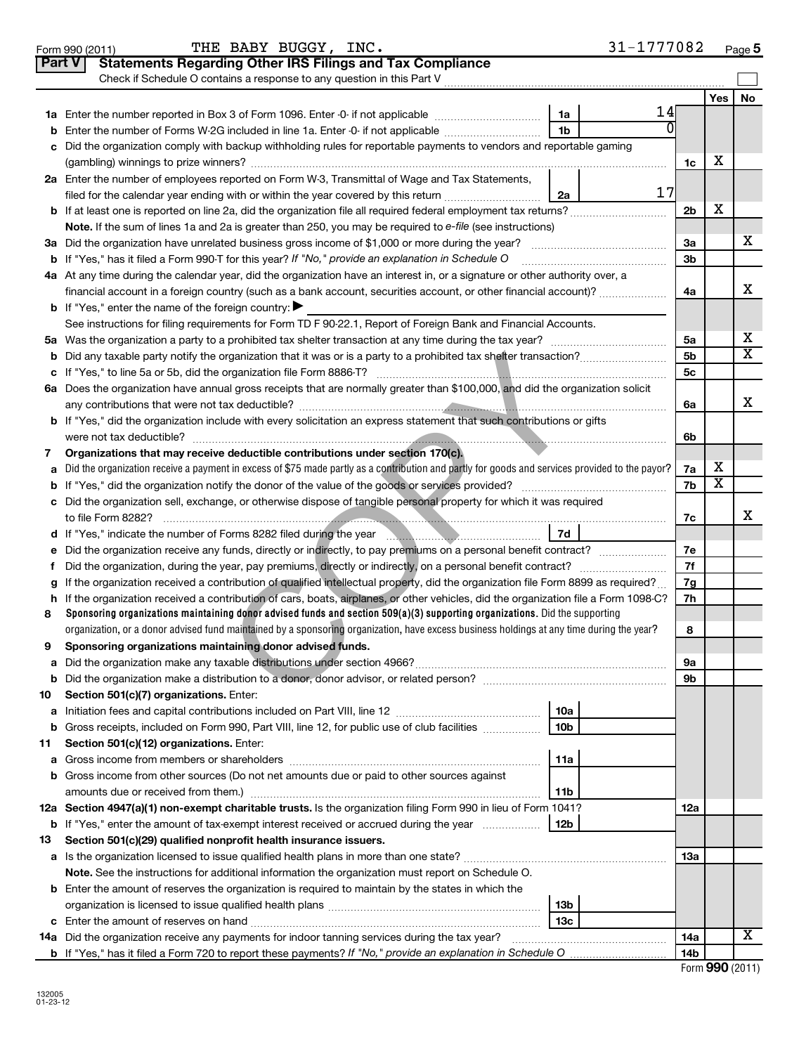Form 990 (2011) THE BABY BUGGY, INC. 31-1777082

## Part V Statements Regarding Other IRS Filings and Tax Compliance

Check if Schedule O contains a response to any question in this Part V

| | | | | | Yes | No |
|---|---|---|---|---|---|---|
| **1a** | Enter the number reported in Box 3 of Form 1096. Enter -0- if not applicable | 1a | 14 | | | |
| **b** | Enter the number of Forms W-2G included in line 1a. Enter -0- if not applicable | 1b | 0 | | | |
| **c** | Did the organization comply with backup withholding rules for reportable payments to vendors and reportable gaming (gambling) winnings to prize winners? | | | 1c | X | |
| **2a** | Enter the number of employees reported on Form W-3, Transmittal of Wage and Tax Statements, filed for the calendar year ending with or within the year covered by this return | 2a | 17 | | | |
| **b** | If at least one is reported on line 2a, did the organization file all required federal employment tax returns? | | | 2b | X | |
| | **Note.** If the sum of lines 1a and 2a is greater than 250, you may be required to *e-file* (see instructions) | | | | | |
| **3a** | Did the organization have unrelated business gross income of $1,000 or more during the year? | | | 3a | | X |
| **b** | If "Yes," has it filed a Form 990-T for this year? *If "No," provide an explanation in Schedule O* | | | 3b | | |
| **4a** | At any time during the calendar year, did the organization have an interest in, or a signature or other authority over, a financial account in a foreign country (such as a bank account, securities account, or other financial account)? | | | 4a | | X |
| **b** | If "Yes," enter the name of the foreign country: ▶ | | | | | |
| | See instructions for filing requirements for Form TD F 90-22.1, Report of Foreign Bank and Financial Accounts. | | | | | |
| **5a** | Was the organization a party to a prohibited tax shelter transaction at any time during the tax year? | | | 5a | | X |
| **b** | Did any taxable party notify the organization that it was or is a party to a prohibited tax shelter transaction? | | | 5b | | X |
| **c** | If "Yes," to line 5a or 5b, did the organization file Form 8886-T? | | | 5c | | |
| **6a** | Does the organization have annual gross receipts that are normally greater than $100,000, and did the organization solicit any contributions that were not tax deductible? | | | 6a | | X |
| **b** | If "Yes," did the organization include with every solicitation an express statement that such contributions or gifts were not tax deductible? | | | 6b | | |
| **7** | **Organizations that may receive deductible contributions under section 170(c).** | | | | | |
| **a** | Did the organization receive a payment in excess of $75 made partly as a contribution and partly for goods and services provided to the payor? | | | 7a | X | |
| **b** | If "Yes," did the organization notify the donor of the value of the goods or services provided? | | | 7b | X | |
| **c** | Did the organization sell, exchange, or otherwise dispose of tangible personal property for which it was required to file Form 8282? | | | 7c | | X |
| **d** | If "Yes," indicate the number of Forms 8282 filed during the year | 7d | | | | |
| **e** | Did the organization receive any funds, directly or indirectly, to pay premiums on a personal benefit contract? | | | 7e | | |
| **f** | Did the organization, during the year, pay premiums, directly or indirectly, on a personal benefit contract? | | | 7f | | |
| **g** | If the organization received a contribution of qualified intellectual property, did the organization file Form 8899 as required? | | | 7g | | |
| **h** | If the organization received a contribution of cars, boats, airplanes, or other vehicles, did the organization file a Form 1098-C? | | | 7h | | |
| **8** | **Sponsoring organizations maintaining donor advised funds and section 509(a)(3) supporting organizations.** Did the supporting organization, or a donor advised fund maintained by a sponsoring organization, have excess business holdings at any time during the year? | | | 8 | | |
| **9** | **Sponsoring organizations maintaining donor advised funds.** | | | | | |
| **a** | Did the organization make any taxable distributions under section 4966? | | | 9a | | |
| **b** | Did the organization make a distribution to a donor, donor advisor, or related person? | | | 9b | | |
| **10** | **Section 501(c)(7) organizations.** Enter: | | | | | |
| **a** | Initiation fees and capital contributions included on Part VIII, line 12 | 10a | | | | |
| **b** | Gross receipts, included on Form 990, Part VIII, line 12, for public use of club facilities | 10b | | | | |
| **11** | **Section 501(c)(12) organizations.** Enter: | | | | | |
| **a** | Gross income from members or shareholders | 11a | | | | |
| **b** | Gross income from other sources (Do not net amounts due or paid to other sources against amounts due or received from them.) | 11b | | | | |
| **12a** | **Section 4947(a)(1) non-exempt charitable trusts.** Is the organization filing Form 990 in lieu of Form 1041? | | | 12a | | |
| **b** | If "Yes," enter the amount of tax-exempt interest received or accrued during the year | 12b | | | | |
| **13** | **Section 501(c)(29) qualified nonprofit health insurance issuers.** | | | | | |
| **a** | Is the organization licensed to issue qualified health plans in more than one state? | | | 13a | | |
| | **Note.** See the instructions for additional information the organization must report on Schedule O. | | | | | |
| **b** | Enter the amount of reserves the organization is required to maintain by the states in which the organization is licensed to issue qualified health plans | 13b | | | | |
| **c** | Enter the amount of reserves on hand | 13c | | | | |
| **14a** | Did the organization receive any payments for indoor tanning services during the tax year? | | | 14a | | X |
| **b** | If "Yes," has it filed a Form 720 to report these payments? *If "No," provide an explanation in Schedule O* | | | 14b | | |

Form **990** (2011)

132005
01-23-12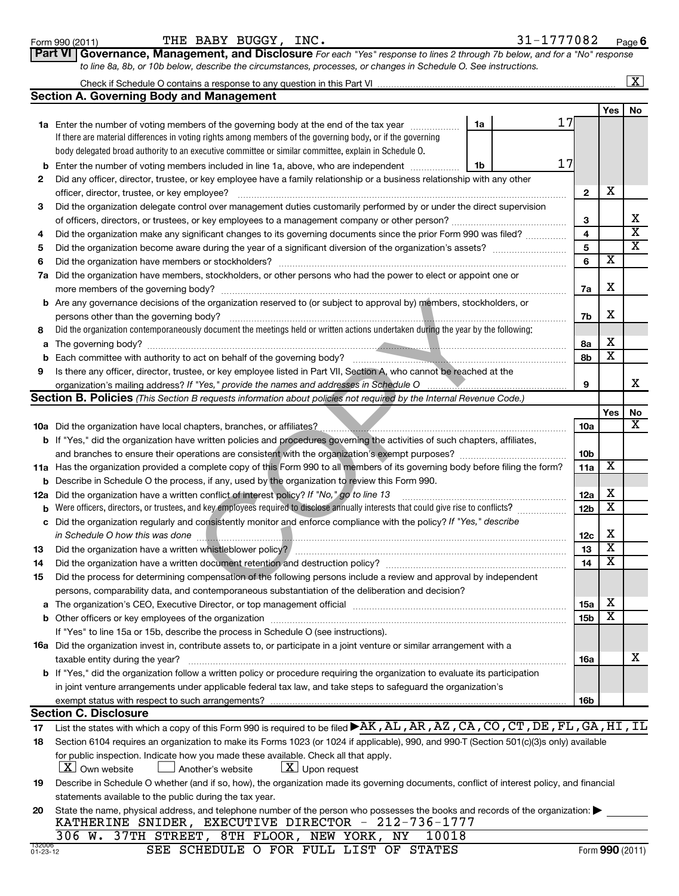Form 990 (2011) THE BABY BUGGY, INC. 31-1777082 Page 6

## Part VI Governance, Management, and Disclosure

*For each "Yes" response to lines 2 through 7b below, and for a "No" response to line 8a, 8b, or 10b below, describe the circumstances, processes, or changes in Schedule O. See instructions.*

Check if Schedule O contains a response to any question in this Part VI [X]

### Section A. Governing Body and Management

| | | | | Yes | No |
|---|---|---|---|---|---|
| 1a | Enter the number of voting members of the governing body at the end of the tax year. If there are material differences in voting rights among members of the governing body, or if the governing body delegated broad authority to an executive committee or similar committee, explain in Schedule O. | 1a | 17 | | |
| b | Enter the number of voting members included in line 1a, above, who are independent | 1b | 17 | | |
| 2 | Did any officer, director, trustee, or key employee have a family relationship or a business relationship with any other officer, director, trustee, or key employee? | | 2 | X | |
| 3 | Did the organization delegate control over management duties customarily performed by or under the direct supervision of officers, directors, or trustees, or key employees to a management company or other person? | | 3 | | X |
| 4 | Did the organization make any significant changes to its governing documents since the prior Form 990 was filed? | | 4 | | X |
| 5 | Did the organization become aware during the year of a significant diversion of the organization's assets? | | 5 | | X |
| 6 | Did the organization have members or stockholders? | | 6 | X | |
| 7a | Did the organization have members, stockholders, or other persons who had the power to elect or appoint one or more members of the governing body? | | 7a | X | |
| b | Are any governance decisions of the organization reserved to (or subject to approval by) members, stockholders, or persons other than the governing body? | | 7b | X | |
| 8 | Did the organization contemporaneously document the meetings held or written actions undertaken during the year by the following: | | | | |
| a | The governing body? | | 8a | X | |
| b | Each committee with authority to act on behalf of the governing body? | | 8b | X | |
| 9 | Is there any officer, director, trustee, or key employee listed in Part VII, Section A, who cannot be reached at the organization's mailing address? *If "Yes," provide the names and addresses in Schedule O* | | 9 | | X |

### Section B. Policies *(This Section B requests information about policies not required by the Internal Revenue Code.)*

| | | | Yes | No |
|---|---|---|---|---|
| 10a | Did the organization have local chapters, branches, or affiliates? | 10a | | X |
| b | If "Yes," did the organization have written policies and procedures governing the activities of such chapters, affiliates, and branches to ensure their operations are consistent with the organization's exempt purposes? | 10b | | |
| 11a | Has the organization provided a complete copy of this Form 990 to all members of its governing body before filing the form? | 11a | X | |
| b | Describe in Schedule O the process, if any, used by the organization to review this Form 990. | | | |
| 12a | Did the organization have a written conflict of interest policy? *If "No," go to line 13* | 12a | X | |
| b | Were officers, directors, or trustees, and key employees required to disclose annually interests that could give rise to conflicts? | 12b | X | |
| c | Did the organization regularly and consistently monitor and enforce compliance with the policy? *If "Yes," describe in Schedule O how this was done* | 12c | X | |
| 13 | Did the organization have a written whistleblower policy? | 13 | X | |
| 14 | Did the organization have a written document retention and destruction policy? | 14 | X | |
| 15 | Did the process for determining compensation of the following persons include a review and approval by independent persons, comparability data, and contemporaneous substantiation of the deliberation and decision? | | | |
| a | The organization's CEO, Executive Director, or top management official | 15a | X | |
| b | Other officers or key employees of the organization | 15b | X | |
| | If "Yes" to line 15a or 15b, describe the process in Schedule O (see instructions). | | | |
| 16a | Did the organization invest in, contribute assets to, or participate in a joint venture or similar arrangement with a taxable entity during the year? | 16a | | X |
| b | If "Yes," did the organization follow a written policy or procedure requiring the organization to evaluate its participation in joint venture arrangements under applicable federal tax law, and take steps to safeguard the organization's exempt status with respect to such arrangements? | 16b | | |

### Section C. Disclosure

17 List the states with which a copy of this Form 990 is required to be filed ▶ AK, AL, AR, AZ, CA, CO, CT, DE, FL, GA, HI, IL

18 Section 6104 requires an organization to make its Forms 1023 (or 1024 if applicable), 990, and 990-T (Section 501(c)(3)s only) available for public inspection. Indicate how you made these available. Check all that apply.
[X] Own website [ ] Another's website [X] Upon request

19 Describe in Schedule O whether (and if so, how), the organization made its governing documents, conflict of interest policy, and financial statements available to the public during the tax year.

20 State the name, physical address, and telephone number of the person who possesses the books and records of the organization: ▶
KATHERINE SNIDER, EXECUTIVE DIRECTOR - 212-736-1777
306 W. 37TH STREET, 8TH FLOOR, NEW YORK, NY 10018

SEE SCHEDULE O FOR FULL LIST OF STATES

Form 990 (2011)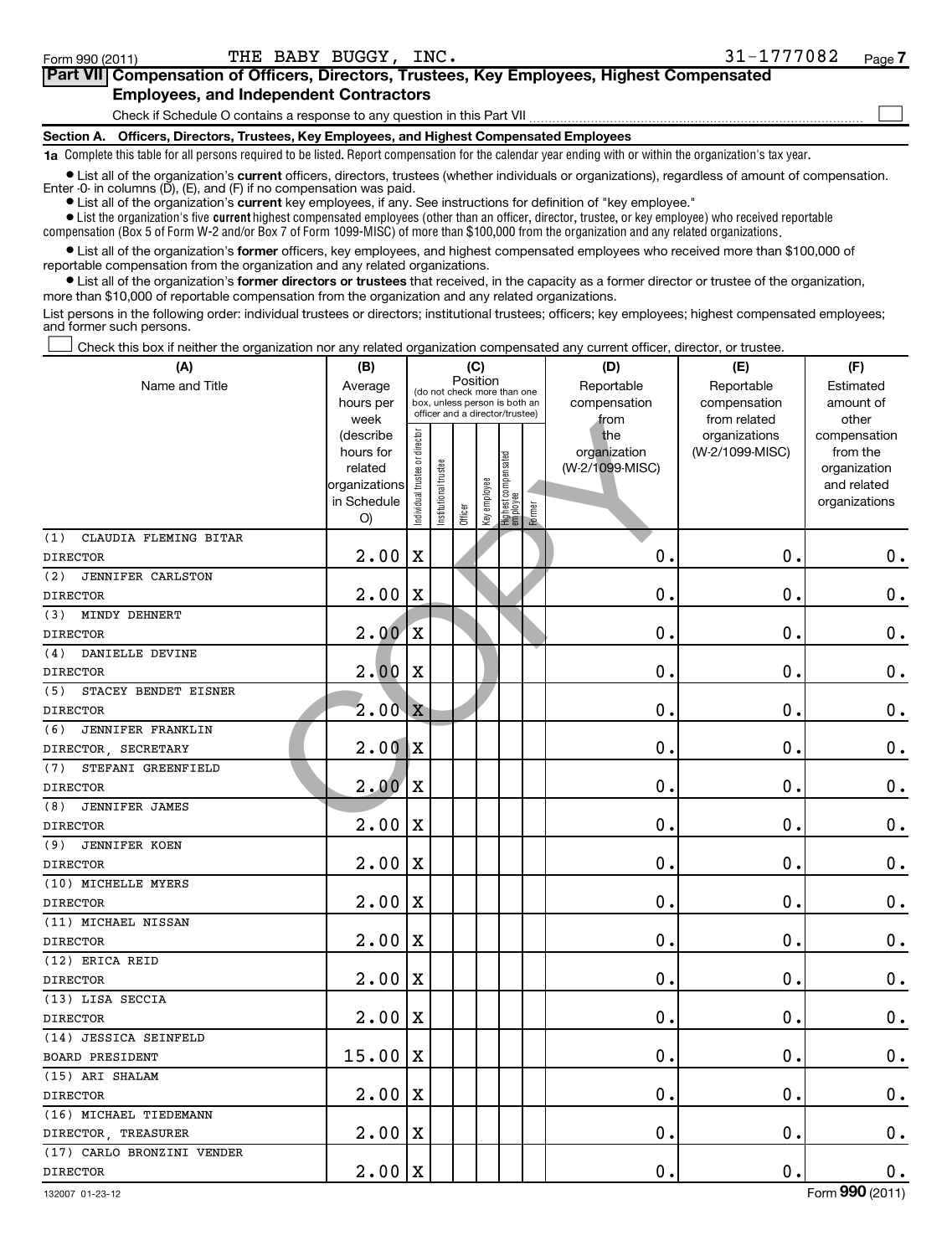Form 990 (2011) THE BABY BUGGY, INC. 31-1777082 Page 7

## Part VII Compensation of Officers, Directors, Trustees, Key Employees, Highest Compensated Employees, and Independent Contractors

Check if Schedule O contains a response to any question in this Part VII ☐

### Section A. Officers, Directors, Trustees, Key Employees, and Highest Compensated Employees

**1a** Complete this table for all persons required to be listed. Report compensation for the calendar year ending with or within the organization's tax year.

- List all of the organization's **current** officers, directors, trustees (whether individuals or organizations), regardless of amount of compensation. Enter -0- in columns (D), (E), and (F) if no compensation was paid.
- List all of the organization's **current** key employees, if any. See instructions for definition of "key employee."
- List the organization's five **current** highest compensated employees (other than an officer, director, trustee, or key employee) who received reportable compensation (Box 5 of Form W-2 and/or Box 7 of Form 1099-MISC) of more than $100,000 from the organization and any related organizations.
- List all of the organization's **former** officers, key employees, and highest compensated employees who received more than $100,000 of reportable compensation from the organization and any related organizations.
- List all of the organization's **former directors or trustees** that received, in the capacity as a former director or trustee of the organization, more than $10,000 of reportable compensation from the organization and any related organizations.

List persons in the following order: individual trustees or directors; institutional trustees; officers; key employees; highest compensated employees; and former such persons.

☐ Check this box if neither the organization nor any related organization compensated any current officer, director, or trustee.

| (A) Name and Title | (B) Average hours per week (describe hours for related organizations in Schedule O) | (C) Position: Individual trustee or director | Institutional trustee | Officer | Key employee | Highest compensated employee | Former | (D) Reportable compensation from the organization (W-2/1099-MISC) | (E) Reportable compensation from related organizations (W-2/1099-MISC) | (F) Estimated amount of other compensation from the organization and related organizations |
|---|---|---|---|---|---|---|---|---|---|---|
| (1) CLAUDIA FLEMING BITAR<br>DIRECTOR | 2.00 | X | | | | | | 0. | 0. | 0. |
| (2) JENNIFER CARLSTON<br>DIRECTOR | 2.00 | X | | | | | | 0. | 0. | 0. |
| (3) MINDY DEHNERT<br>DIRECTOR | 2.00 | X | | | | | | 0. | 0. | 0. |
| (4) DANIELLE DEVINE<br>DIRECTOR | 2.00 | X | | | | | | 0. | 0. | 0. |
| (5) STACEY BENDET EISNER<br>DIRECTOR | 2.00 | X | | | | | | 0. | 0. | 0. |
| (6) JENNIFER FRANKLIN<br>DIRECTOR, SECRETARY | 2.00 | X | | | | | | 0. | 0. | 0. |
| (7) STEFANI GREENFIELD<br>DIRECTOR | 2.00 | X | | | | | | 0. | 0. | 0. |
| (8) JENNIFER JAMES<br>DIRECTOR | 2.00 | X | | | | | | 0. | 0. | 0. |
| (9) JENNIFER KOEN<br>DIRECTOR | 2.00 | X | | | | | | 0. | 0. | 0. |
| (10) MICHELLE MYERS<br>DIRECTOR | 2.00 | X | | | | | | 0. | 0. | 0. |
| (11) MICHAEL NISSAN<br>DIRECTOR | 2.00 | X | | | | | | 0. | 0. | 0. |
| (12) ERICA REID<br>DIRECTOR | 2.00 | X | | | | | | 0. | 0. | 0. |
| (13) LISA SECCIA<br>DIRECTOR | 2.00 | X | | | | | | 0. | 0. | 0. |
| (14) JESSICA SEINFELD<br>BOARD PRESIDENT | 15.00 | X | | | | | | 0. | 0. | 0. |
| (15) ARI SHALAM<br>DIRECTOR | 2.00 | X | | | | | | 0. | 0. | 0. |
| (16) MICHAEL TIEDEMANN<br>DIRECTOR, TREASURER | 2.00 | X | | | | | | 0. | 0. | 0. |
| (17) CARLO BRONZINI VENDER<br>DIRECTOR | 2.00 | X | | | | | | 0. | 0. | 0. |

132007 01-23-12 Form 990 (2011)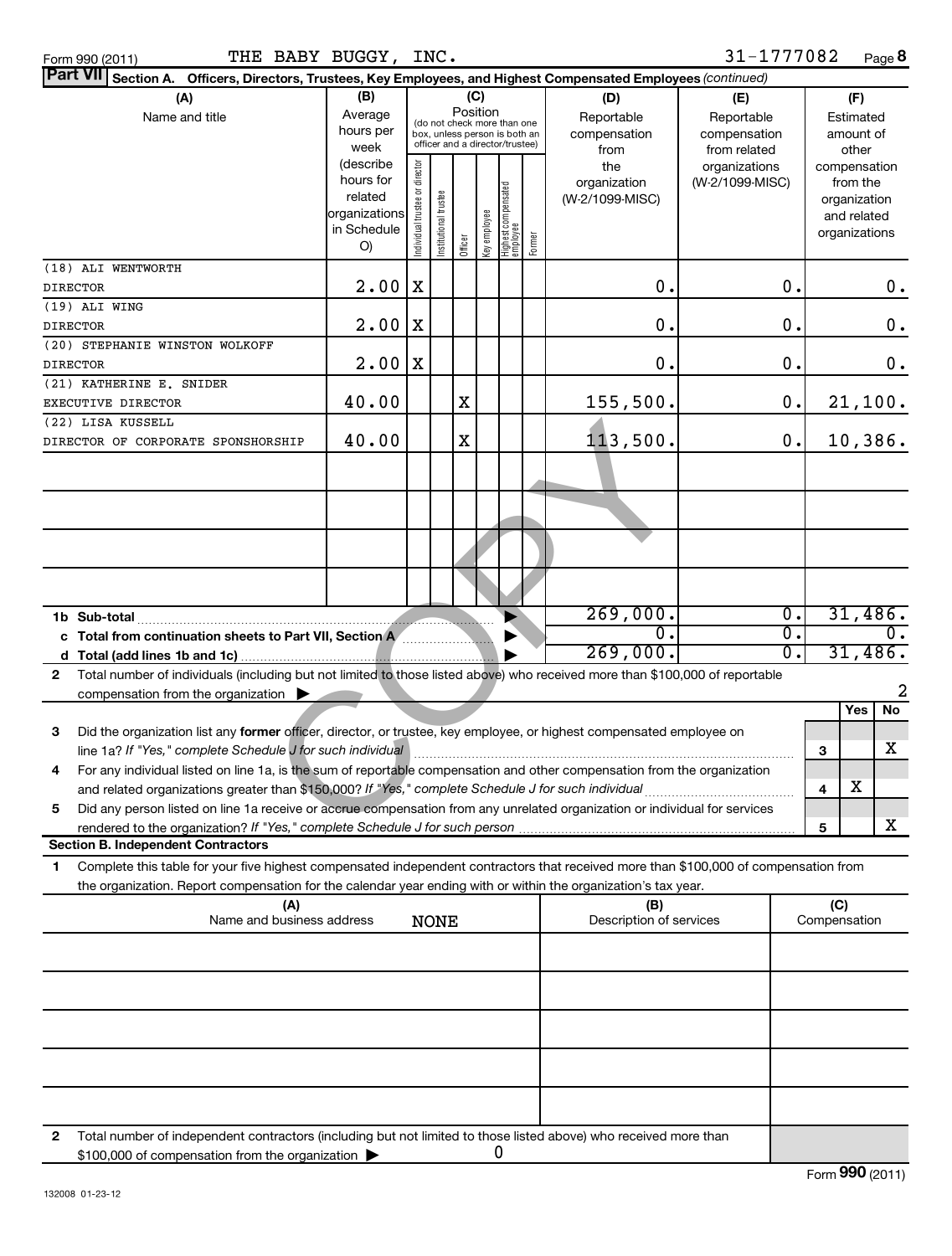Form 990 (2011) THE BABY BUGGY, INC. 31-1777082 Page 8

**Part VII Section A. Officers, Directors, Trustees, Key Employees, and Highest Compensated Employees** *(continued)*

| (A) Name and title | (B) Average hours per week (describe hours for related organizations in Schedule O) | (C) Position: Individual trustee or director | Institutional trustee | Officer | Key employee | Highest compensated employee | Former | (D) Reportable compensation from the organization (W-2/1099-MISC) | (E) Reportable compensation from related organizations (W-2/1099-MISC) | (F) Estimated amount of other compensation from the organization and related organizations |
|---|---|---|---|---|---|---|---|---|---|---|
| (18) ALI WENTWORTH DIRECTOR | 2.00 | X | | | | | | 0. | 0. | 0. |
| (19) ALI WING DIRECTOR | 2.00 | X | | | | | | 0. | 0. | 0. |
| (20) STEPHANIE WINSTON WOLKOFF DIRECTOR | 2.00 | X | | | | | | 0. | 0. | 0. |
| (21) KATHERINE E. SNIDER EXECUTIVE DIRECTOR | 40.00 | | | X | | | | 155,500. | 0. | 21,100. |
| (22) LISA KUSSELL DIRECTOR OF CORPORATE SPONSHORSHIP | 40.00 | | | X | | | | 113,500. | 0. | 10,386. |
| | | | | | | | | | | |
| | | | | | | | | | | |
| | | | | | | | | | | |
| | | | | | | | | | | |
| **1b Sub-total** | | | | | | | | 269,000. | 0. | 31,486. |
| **c Total from continuation sheets to Part VII, Section A** | | | | | | | | 0. | 0. | 0. |
| **d Total (add lines 1b and 1c)** | | | | | | | | 269,000. | 0. | 31,486. |

2 Total number of individuals (including but not limited to those listed above) who received more than $100,000 of reportable compensation from the organization ▶ 2

| | | Yes | No |
|---|---|---|---|
| 3 Did the organization list any **former** officer, director, or trustee, key employee, or highest compensated employee on line 1a? *If "Yes," complete Schedule J for such individual* | 3 | | X |
| 4 For any individual listed on line 1a, is the sum of reportable compensation and other compensation from the organization and related organizations greater than $150,000? *If "Yes," complete Schedule J for such individual* | 4 | X | |
| 5 Did any person listed on line 1a receive or accrue compensation from any unrelated organization or individual for services rendered to the organization? *If "Yes," complete Schedule J for such person* | 5 | | X |

**Section B. Independent Contractors**

1 Complete this table for your five highest compensated independent contractors that received more than $100,000 of compensation from the organization. Report compensation for the calendar year ending with or within the organization's tax year.

| (A) Name and business address | (B) Description of services | (C) Compensation |
|---|---|---|
| NONE | | |
| | | |
| | | |
| | | |
| | | |

2 Total number of independent contractors (including but not limited to those listed above) who received more than $100,000 of compensation from the organization ▶ 0

Form **990** (2011)

132008 01-23-12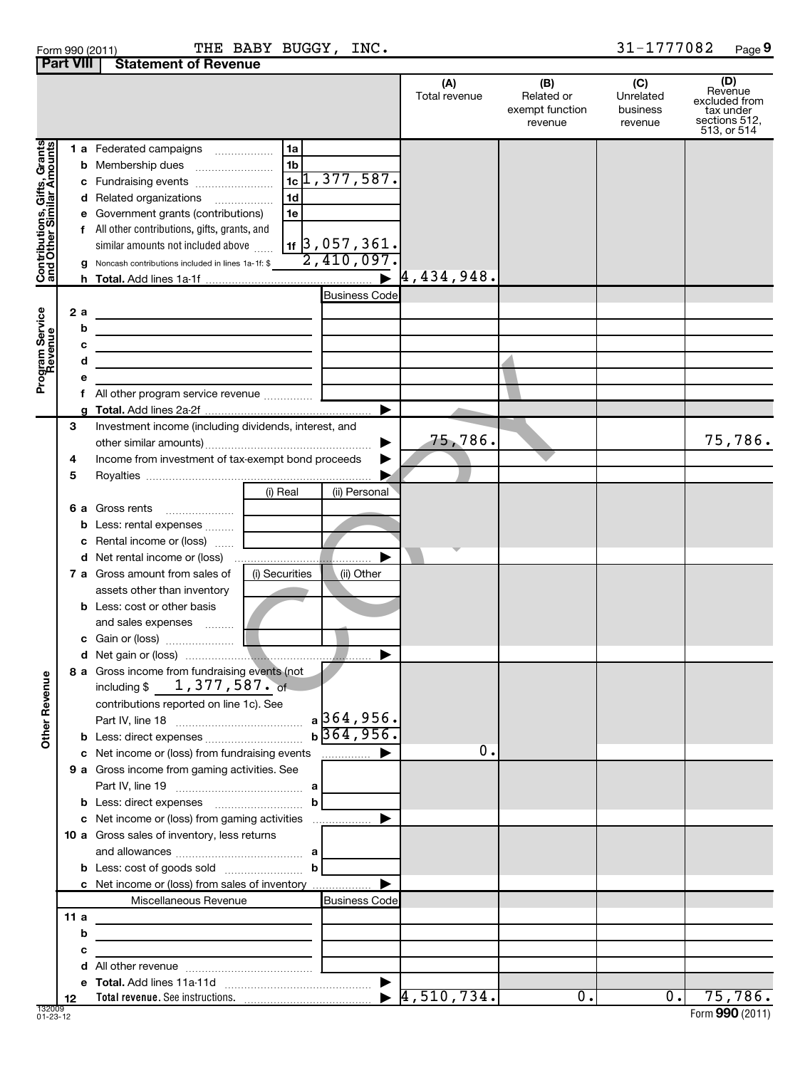Form 990 (2011) THE BABY BUGGY, INC. 31-1777082

## Part VIII Statement of Revenue

| | | | (A) Total revenue | (B) Related or exempt function revenue | (C) Unrelated business revenue | (D) Revenue excluded from tax under sections 512, 513, or 514 |
|---|---|---|---|---|---|---|
| **Contributions, Gifts, Grants and Other Similar Amounts** | | | | | | |
| 1 a | Federated campaigns | 1a | | | | |
| b | Membership dues | 1b | | | | |
| c | Fundraising events | 1c 1,377,587. | | | | |
| d | Related organizations | 1d | | | | |
| e | Government grants (contributions) | 1e | | | | |
| f | All other contributions, gifts, grants, and similar amounts not included above | 1f 3,057,361. | | | | |
| g | Noncash contributions included in lines 1a-1f: $ 2,410,097. | | | | | |
| h | **Total.** Add lines 1a-1f | ▶ | 4,434,948. | | | |
| **Program Service Revenue** | | Business Code | | | | |
| 2 a | | | | | | |
| b | | | | | | |
| c | | | | | | |
| d | | | | | | |
| e | | | | | | |
| f | All other program service revenue | | | | | |
| g | **Total.** Add lines 2a-2f | ▶ | | | | |
| **Other Revenue** | | | | | | |
| 3 | Investment income (including dividends, interest, and other similar amounts) | ▶ | 75,786. | | | 75,786. |
| 4 | Income from investment of tax-exempt bond proceeds | ▶ | | | | |
| 5 | Royalties | ▶ | | | | |
| | | (i) Real / (ii) Personal | | | | |
| 6 a | Gross rents | | | | | |
| b | Less: rental expenses | | | | | |
| c | Rental income or (loss) | | | | | |
| d | Net rental income or (loss) | ▶ | | | | |
| | | (i) Securities / (ii) Other | | | | |
| 7 a | Gross amount from sales of assets other than inventory | | | | | |
| b | Less: cost or other basis and sales expenses | | | | | |
| c | Gain or (loss) | | | | | |
| d | Net gain or (loss) | ▶ | | | | |
| 8 a | Gross income from fundraising events (not including $ 1,377,587. of contributions reported on line 1c). See Part IV, line 18 | a 364,956. | | | | |
| b | Less: direct expenses | b 364,956. | | | | |
| c | Net income or (loss) from fundraising events | ▶ | 0. | | | |
| 9 a | Gross income from gaming activities. See Part IV, line 19 | a | | | | |
| b | Less: direct expenses | b | | | | |
| c | Net income or (loss) from gaming activities | ▶ | | | | |
| 10 a | Gross sales of inventory, less returns and allowances | a | | | | |
| b | Less: cost of goods sold | b | | | | |
| c | Net income or (loss) from sales of inventory | ▶ | | | | |
| | Miscellaneous Revenue | Business Code | | | | |
| 11 a | | | | | | |
| b | | | | | | |
| c | | | | | | |
| d | All other revenue | | | | | |
| e | **Total.** Add lines 11a-11d | ▶ | | | | |
| 12 | **Total revenue.** See instructions. | ▶ | 4,510,734. | 0. | 0. | 75,786. |

132009 01-23-12

Form **990** (2011)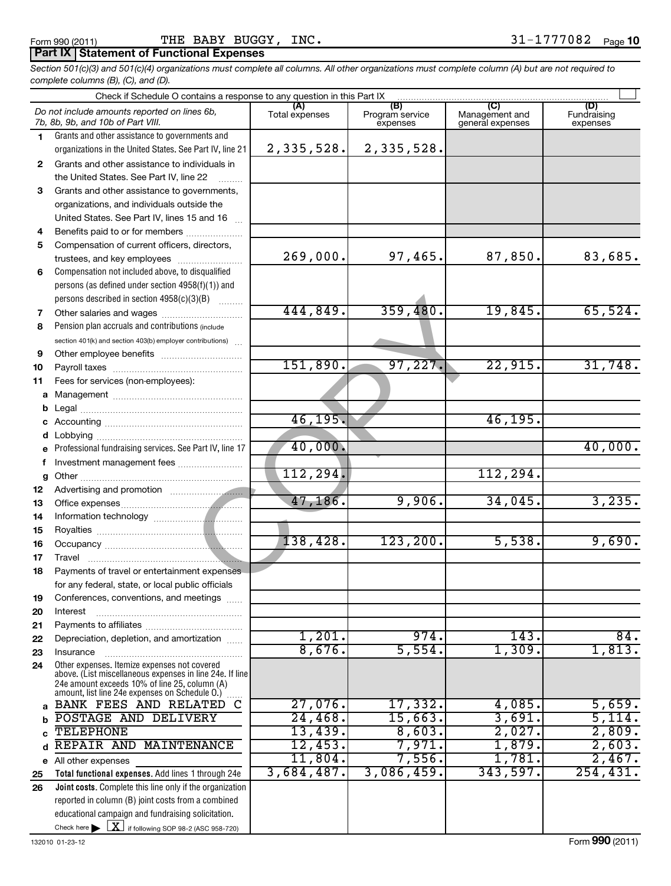Form 990 (2011) THE BABY BUGGY, INC. 31-1777082 Page 10

## Part IX Statement of Functional Expenses

*Section 501(c)(3) and 501(c)(4) organizations must complete all columns. All other organizations must complete column (A) but are not required to complete columns (B), (C), and (D).*

Check if Schedule O contains a response to any question in this Part IX ☐

| | *Do not include amounts reported on lines 6b, 7b, 8b, 9b, and 10b of Part VIII.* | (A) Total expenses | (B) Program service expenses | (C) Management and general expenses | (D) Fundraising expenses |
|---|---|---|---|---|---|
| 1 | Grants and other assistance to governments and organizations in the United States. See Part IV, line 21 | 2,335,528. | 2,335,528. | | |
| 2 | Grants and other assistance to individuals in the United States. See Part IV, line 22 | | | | |
| 3 | Grants and other assistance to governments, organizations, and individuals outside the United States. See Part IV, lines 15 and 16 | | | | |
| 4 | Benefits paid to or for members | | | | |
| 5 | Compensation of current officers, directors, trustees, and key employees | 269,000. | 97,465. | 87,850. | 83,685. |
| 6 | Compensation not included above, to disqualified persons (as defined under section 4958(f)(1)) and persons described in section 4958(c)(3)(B) | | | | |
| 7 | Other salaries and wages | 444,849. | 359,480. | 19,845. | 65,524. |
| 8 | Pension plan accruals and contributions (include section 401(k) and section 403(b) employer contributions) | | | | |
| 9 | Other employee benefits | | | | |
| 10 | Payroll taxes | 151,890. | 97,227. | 22,915. | 31,748. |
| 11 | Fees for services (non-employees): | | | | |
| a | Management | | | | |
| b | Legal | | | | |
| c | Accounting | 46,195. | | 46,195. | |
| d | Lobbying | | | | |
| e | Professional fundraising services. See Part IV, line 17 | 40,000. | | | 40,000. |
| f | Investment management fees | | | | |
| g | Other | 112,294. | | 112,294. | |
| 12 | Advertising and promotion | | | | |
| 13 | Office expenses | 47,186. | 9,906. | 34,045. | 3,235. |
| 14 | Information technology | | | | |
| 15 | Royalties | | | | |
| 16 | Occupancy | 138,428. | 123,200. | 5,538. | 9,690. |
| 17 | Travel | | | | |
| 18 | Payments of travel or entertainment expenses for any federal, state, or local public officials | | | | |
| 19 | Conferences, conventions, and meetings | | | | |
| 20 | Interest | | | | |
| 21 | Payments to affiliates | | | | |
| 22 | Depreciation, depletion, and amortization | 1,201. | 974. | 143. | 84. |
| 23 | Insurance | 8,676. | 5,554. | 1,309. | 1,813. |
| 24 | Other expenses. Itemize expenses not covered above. (List miscellaneous expenses in line 24e. If line 24e amount exceeds 10% of line 25, column (A) amount, list line 24e expenses on Schedule O.) | | | | |
| a | BANK FEES AND RELATED C | 27,076. | 17,332. | 4,085. | 5,659. |
| b | POSTAGE AND DELIVERY | 24,468. | 15,663. | 3,691. | 5,114. |
| c | TELEPHONE | 13,439. | 8,603. | 2,027. | 2,809. |
| d | REPAIR AND MAINTENANCE | 12,453. | 7,971. | 1,879. | 2,603. |
| e | All other expenses | 11,804. | 7,556. | 1,781. | 2,467. |
| 25 | **Total functional expenses.** Add lines 1 through 24e | 3,684,487. | 3,086,459. | 343,597. | 254,431. |
| 26 | **Joint costs.** Complete this line only if the organization reported in column (B) joint costs from a combined educational campaign and fundraising solicitation. Check here ▶ [X] if following SOP 98-2 (ASC 958-720) | | | | |

132010 01-23-12 Form **990** (2011)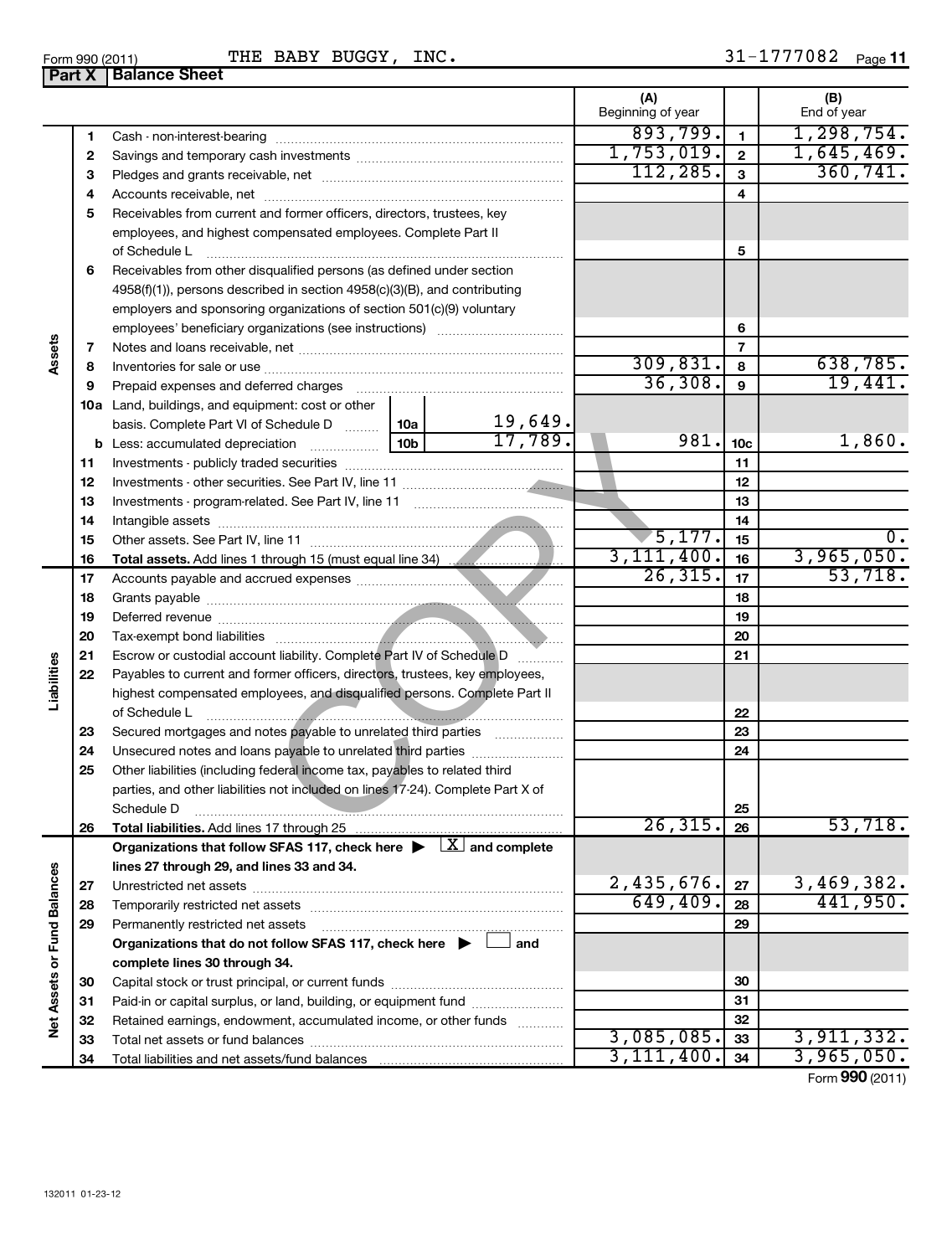Form 990 (2011) THE BABY BUGGY, INC. 31-1777082

## Part X | Balance Sheet

| | | | | (A) Beginning of year | | (B) End of year |
|---|---|---|---|---|---|---|
| **Assets** | 1 | Cash - non-interest-bearing | | 893,799. | 1 | 1,298,754. |
| | 2 | Savings and temporary cash investments | | 1,753,019. | 2 | 1,645,469. |
| | 3 | Pledges and grants receivable, net | | 112,285. | 3 | 360,741. |
| | 4 | Accounts receivable, net | | | 4 | |
| | 5 | Receivables from current and former officers, directors, trustees, key employees, and highest compensated employees. Complete Part II of Schedule L | | | 5 | |
| | 6 | Receivables from other disqualified persons (as defined under section 4958(f)(1)), persons described in section 4958(c)(3)(B), and contributing employers and sponsoring organizations of section 501(c)(9) voluntary employees' beneficiary organizations (see instructions) | | | 6 | |
| | 7 | Notes and loans receivable, net | | | 7 | |
| | 8 | Inventories for sale or use | | 309,831. | 8 | 638,785. |
| | 9 | Prepaid expenses and deferred charges | | 36,308. | 9 | 19,441. |
| | 10a | Land, buildings, and equipment: cost or other basis. Complete Part VI of Schedule D | 10a 19,649. | | | |
| | b | Less: accumulated depreciation | 10b 17,789. | 981. | 10c | 1,860. |
| | 11 | Investments - publicly traded securities | | | 11 | |
| | 12 | Investments - other securities. See Part IV, line 11 | | | 12 | |
| | 13 | Investments - program-related. See Part IV, line 11 | | | 13 | |
| | 14 | Intangible assets | | | 14 | |
| | 15 | Other assets. See Part IV, line 11 | | 5,177. | 15 | 0. |
| | 16 | **Total assets.** Add lines 1 through 15 (must equal line 34) | | 3,111,400. | 16 | 3,965,050. |
| **Liabilities** | 17 | Accounts payable and accrued expenses | | 26,315. | 17 | 53,718. |
| | 18 | Grants payable | | | 18 | |
| | 19 | Deferred revenue | | | 19 | |
| | 20 | Tax-exempt bond liabilities | | | 20 | |
| | 21 | Escrow or custodial account liability. Complete Part IV of Schedule D | | | 21 | |
| | 22 | Payables to current and former officers, directors, trustees, key employees, highest compensated employees, and disqualified persons. Complete Part II of Schedule L | | | 22 | |
| | 23 | Secured mortgages and notes payable to unrelated third parties | | | 23 | |
| | 24 | Unsecured notes and loans payable to unrelated third parties | | | 24 | |
| | 25 | Other liabilities (including federal income tax, payables to related third parties, and other liabilities not included on lines 17-24). Complete Part X of Schedule D | | | 25 | |
| | 26 | **Total liabilities.** Add lines 17 through 25 | | 26,315. | 26 | 53,718. |
| **Net Assets or Fund Balances** | | **Organizations that follow SFAS 117, check here ▶** [X] **and complete lines 27 through 29, and lines 33 and 34.** | | | | |
| | 27 | Unrestricted net assets | | 2,435,676. | 27 | 3,469,382. |
| | 28 | Temporarily restricted net assets | | 649,409. | 28 | 441,950. |
| | 29 | Permanently restricted net assets | | | 29 | |
| | | **Organizations that do not follow SFAS 117, check here ▶** [ ] **and complete lines 30 through 34.** | | | | |
| | 30 | Capital stock or trust principal, or current funds | | | 30 | |
| | 31 | Paid-in or capital surplus, or land, building, or equipment fund | | | 31 | |
| | 32 | Retained earnings, endowment, accumulated income, or other funds | | | 32 | |
| | 33 | Total net assets or fund balances | | 3,085,085. | 33 | 3,911,332. |
| | 34 | Total liabilities and net assets/fund balances | | 3,111,400. | 34 | 3,965,050. |

Form **990** (2011)

132011 01-23-12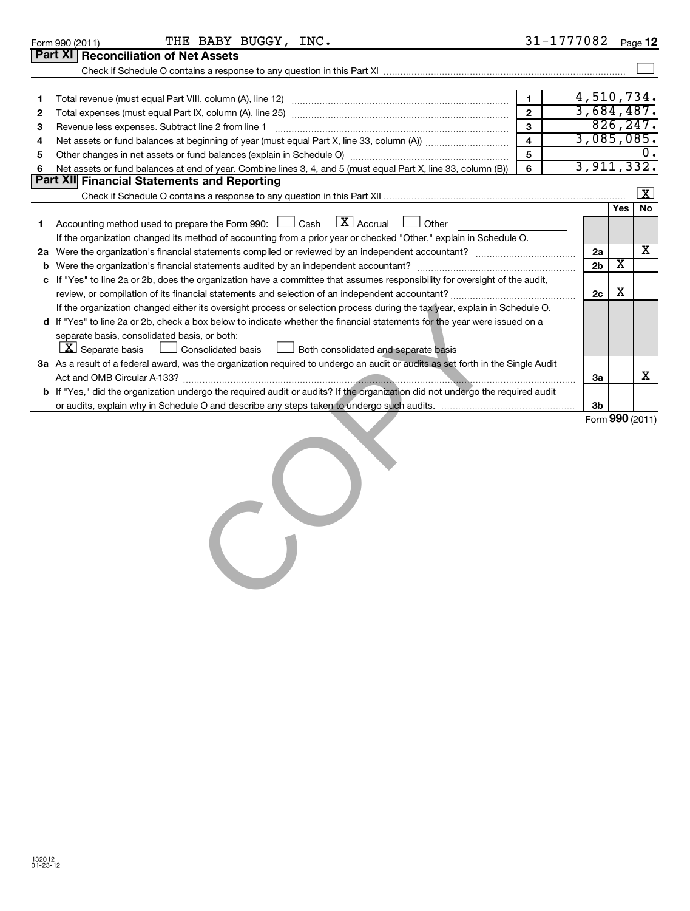Form 990 (2011) THE BABY BUGGY, INC. 31-1777082 Page 12

## Part XI Reconciliation of Net Assets

Check if Schedule O contains a response to any question in this Part XI ☐

| | | | |
|---|---|---|---|
| 1 | Total revenue (must equal Part VIII, column (A), line 12) | 1 | 4,510,734. |
| 2 | Total expenses (must equal Part IX, column (A), line 25) | 2 | 3,684,487. |
| 3 | Revenue less expenses. Subtract line 2 from line 1 | 3 | 826,247. |
| 4 | Net assets or fund balances at beginning of year (must equal Part X, line 33, column (A)) | 4 | 3,085,085. |
| 5 | Other changes in net assets or fund balances (explain in Schedule O) | 5 | 0. |
| 6 | Net assets or fund balances at end of year. Combine lines 3, 4, and 5 (must equal Part X, line 33, column (B)) | 6 | 3,911,332. |

## Part XII Financial Statements and Reporting

Check if Schedule O contains a response to any question in this Part XII ☒

| | | | Yes | No |
|---|---|---|---|---|
| 1 | Accounting method used to prepare the Form 990: ☐ Cash ☒ Accrual ☐ Other<br>If the organization changed its method of accounting from a prior year or checked "Other," explain in Schedule O. | | | |
| 2a | Were the organization's financial statements compiled or reviewed by an independent accountant? | 2a | | X |
| b | Were the organization's financial statements audited by an independent accountant? | 2b | X | |
| c | If "Yes" to line 2a or 2b, does the organization have a committee that assumes responsibility for oversight of the audit, review, or compilation of its financial statements and selection of an independent accountant?<br>If the organization changed either its oversight process or selection process during the tax year, explain in Schedule O. | 2c | X | |
| d | If "Yes" to line 2a or 2b, check a box below to indicate whether the financial statements for the year were issued on a separate basis, consolidated basis, or both:<br>☒ Separate basis ☐ Consolidated basis ☐ Both consolidated and separate basis | | | |
| 3a | As a result of a federal award, was the organization required to undergo an audit or audits as set forth in the Single Audit Act and OMB Circular A-133? | 3a | | X |
| b | If "Yes," did the organization undergo the required audit or audits? If the organization did not undergo the required audit or audits, explain why in Schedule O and describe any steps taken to undergo such audits. | 3b | | |

Form 990 (2011)

COPY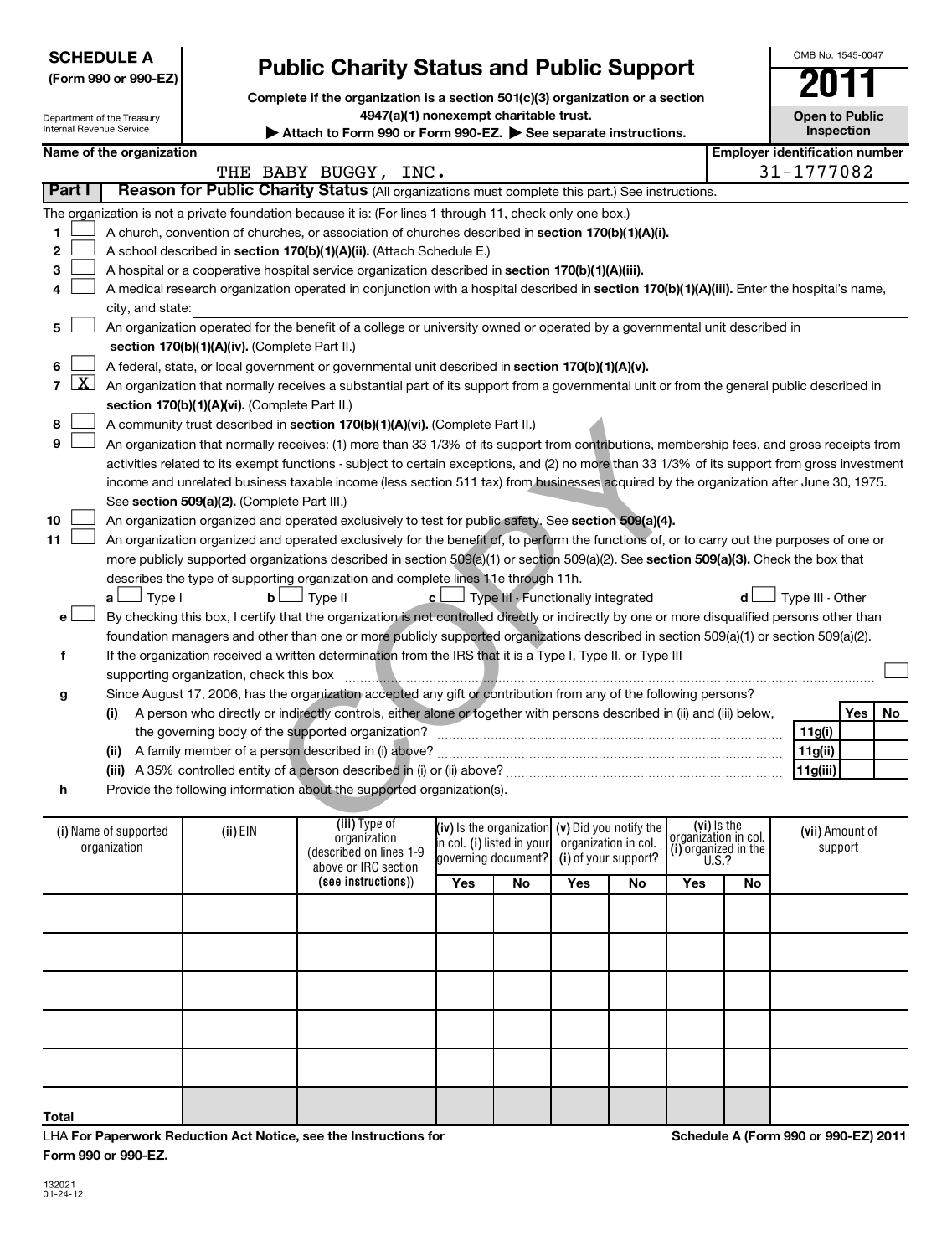**SCHEDULE A**
**(Form 990 or 990-EZ)**

Department of the Treasury
Internal Revenue Service

# Public Charity Status and Public Support

**Complete if the organization is a section 501(c)(3) organization or a section 4947(a)(1) nonexempt charitable trust.**
▶ **Attach to Form 990 or Form 990-EZ.** ▶ **See separate instructions.**

OMB No. 1545-0047

**2011**

**Open to Public Inspection**

**Name of the organization**: THE BABY BUGGY, INC.
**Employer identification number**: 31-1777082

## Part I — Reason for Public Charity Status (All organizations must complete this part.) See instructions.

The organization is not a private foundation because it is: (For lines 1 through 11, check only one box.)

1. ☐ A church, convention of churches, or association of churches described in **section 170(b)(1)(A)(i).**
2. ☐ A school described in **section 170(b)(1)(A)(ii).** (Attach Schedule E.)
3. ☐ A hospital or a cooperative hospital service organization described in **section 170(b)(1)(A)(iii).**
4. ☐ A medical research organization operated in conjunction with a hospital described in **section 170(b)(1)(A)(iii).** Enter the hospital's name, city, and state:
5. ☐ An organization operated for the benefit of a college or university owned or operated by a governmental unit described in **section 170(b)(1)(A)(iv).** (Complete Part II.)
6. ☐ A federal, state, or local government or governmental unit described in **section 170(b)(1)(A)(v).**
7. ☒ An organization that normally receives a substantial part of its support from a governmental unit or from the general public described in **section 170(b)(1)(A)(vi).** (Complete Part II.)
8. ☐ A community trust described in **section 170(b)(1)(A)(vi).** (Complete Part II.)
9. ☐ An organization that normally receives: (1) more than 33 1/3% of its support from contributions, membership fees, and gross receipts from activities related to its exempt functions - subject to certain exceptions, and (2) no more than 33 1/3% of its support from gross investment income and unrelated business taxable income (less section 511 tax) from businesses acquired by the organization after June 30, 1975. See **section 509(a)(2).** (Complete Part III.)
10. ☐ An organization organized and operated exclusively to test for public safety. See **section 509(a)(4).**
11. ☐ An organization organized and operated exclusively for the benefit of, to perform the functions of, or to carry out the purposes of one or more publicly supported organizations described in section 509(a)(1) or section 509(a)(2). See **section 509(a)(3).** Check the box that describes the type of supporting organization and complete lines 11e through 11h.

   **a** ☐ Type I  **b** ☐ Type II  **c** ☐ Type III - Functionally integrated  **d** ☐ Type III - Other

   **e** ☐ By checking this box, I certify that the organization is not controlled directly or indirectly by one or more disqualified persons other than foundation managers and other than one or more publicly supported organizations described in section 509(a)(1) or section 509(a)(2).

   **f** If the organization received a written determination from the IRS that it is a Type I, Type II, or Type III supporting organization, check this box ☐

   **g** Since August 17, 2006, has the organization accepted any gift or contribution from any of the following persons?

| | | Yes | No |
|---|---|---|---|
| **(i)** A person who directly or indirectly controls, either alone or together with persons described in (ii) and (iii) below, the governing body of the supported organization? | **11g(i)** | | |
| **(ii)** A family member of a person described in (i) above? | **11g(ii)** | | |
| **(iii)** A 35% controlled entity of a person described in (i) or (ii) above? | **11g(iii)** | | |

   **h** Provide the following information about the supported organization(s).

| (i) Name of supported organization | (ii) EIN | (iii) Type of organization (described on lines 1-9 above or IRC section (see instructions)) | (iv) Is the organization in col. (i) listed in your governing document? | | (v) Did you notify the organization in col. (i) of your support? | | (vi) Is the organization in col. (i) organized in the U.S.? | | (vii) Amount of support |
|---|---|---|---|---|---|---|---|---|---|
| | | | Yes | No | Yes | No | Yes | No | |
| | | | | | | | | | |
| | | | | | | | | | |
| | | | | | | | | | |
| | | | | | | | | | |
| | | | | | | | | | |
| **Total** | | | | | | | | | |

LHA **For Paperwork Reduction Act Notice, see the Instructions for Form 990 or 990-EZ.**

**Schedule A (Form 990 or 990-EZ) 2011**

132021 01-24-12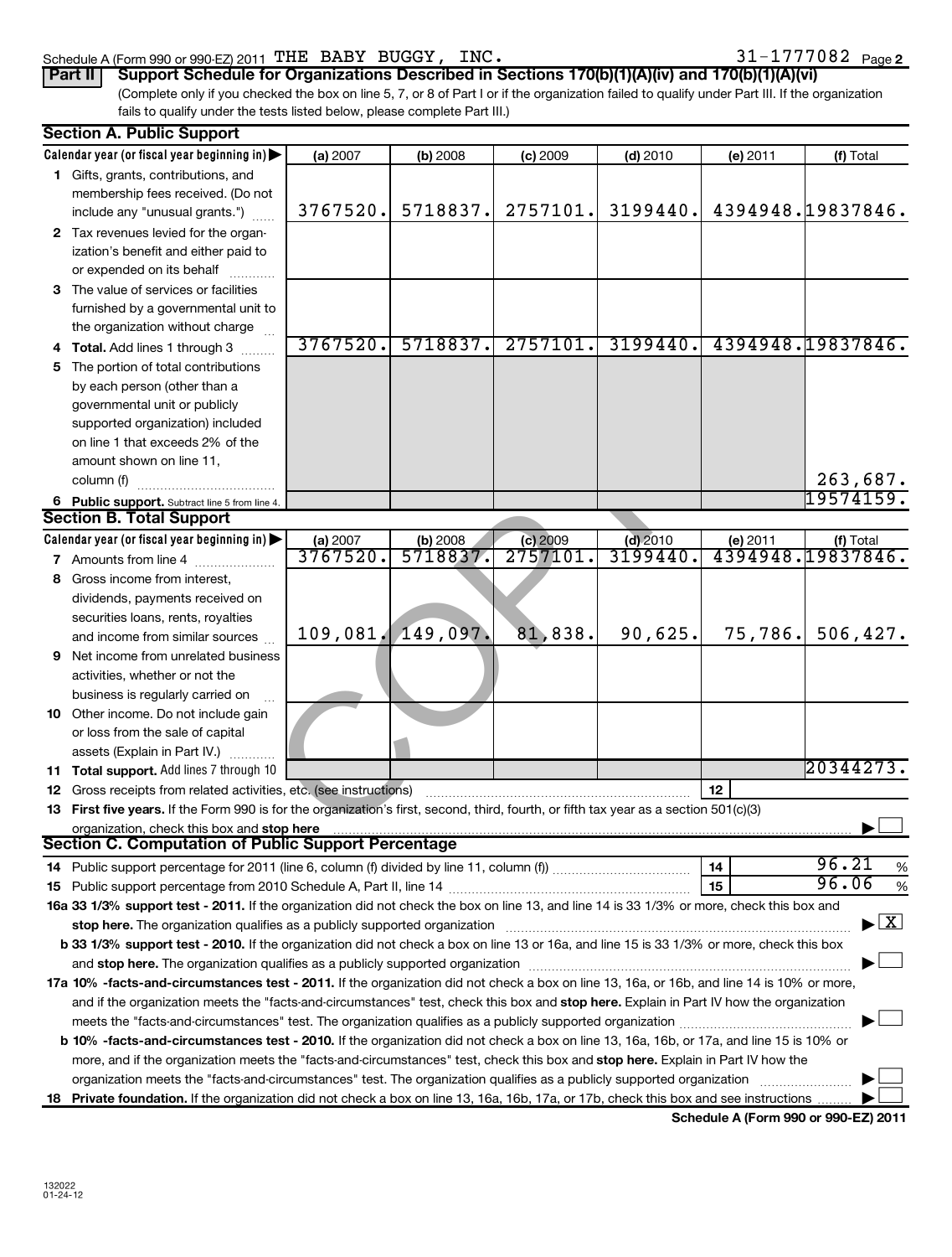Schedule A (Form 990 or 990-EZ) 2011 THE BABY BUGGY, INC. 31-1777082 Page **2**

**Part II** **Support Schedule for Organizations Described in Sections 170(b)(1)(A)(iv) and 170(b)(1)(A)(vi)**

(Complete only if you checked the box on line 5, 7, or 8 of Part I or if the organization failed to qualify under Part III. If the organization fails to qualify under the tests listed below, please complete Part III.)

**Section A. Public Support**

| Calendar year (or fiscal year beginning in) | (a) 2007 | (b) 2008 | (c) 2009 | (d) 2010 | (e) 2011 | (f) Total |
|---|---|---|---|---|---|---|
| **1** Gifts, grants, contributions, and membership fees received. (Do not include any "unusual grants.") | 3767520. | 5718837. | 2757101. | 3199440. | 4394948. | 19837846. |
| **2** Tax revenues levied for the organization's benefit and either paid to or expended on its behalf | | | | | | |
| **3** The value of services or facilities furnished by a governmental unit to the organization without charge | | | | | | |
| **4 Total.** Add lines 1 through 3 | 3767520. | 5718837. | 2757101. | 3199440. | 4394948. | 19837846. |
| **5** The portion of total contributions by each person (other than a governmental unit or publicly supported organization) included on line 1 that exceeds 2% of the amount shown on line 11, column (f) | | | | | | 263,687. |
| **6 Public support.** Subtract line 5 from line 4. | | | | | | 19574159. |

**Section B. Total Support**

| Calendar year (or fiscal year beginning in) | (a) 2007 | (b) 2008 | (c) 2009 | (d) 2010 | (e) 2011 | (f) Total |
|---|---|---|---|---|---|---|
| **7** Amounts from line 4 | 3767520. | 5718837. | 2757101. | 3199440. | 4394948. | 19837846. |
| **8** Gross income from interest, dividends, payments received on securities loans, rents, royalties and income from similar sources | 109,081. | 149,097. | 81,838. | 90,625. | 75,786. | 506,427. |
| **9** Net income from unrelated business activities, whether or not the business is regularly carried on | | | | | | |
| **10** Other income. Do not include gain or loss from the sale of capital assets (Explain in Part IV.) | | | | | | |
| **11 Total support.** Add lines 7 through 10 | | | | | | 20344273. |

**12** Gross receipts from related activities, etc. (see instructions) | **12** |

**13 First five years.** If the Form 990 is for the organization's first, second, third, fourth, or fifth tax year as a section 501(c)(3) organization, check this box and **stop here** ☐

**Section C. Computation of Public Support Percentage**

**14** Public support percentage for 2011 (line 6, column (f) divided by line 11, column (f)) | **14** | 96.21 %

**15** Public support percentage from 2010 Schedule A, Part II, line 14 | **15** | 96.06 %

**16a 33 1/3% support test - 2011.** If the organization did not check the box on line 13, and line 14 is 33 1/3% or more, check this box and **stop here.** The organization qualifies as a publicly supported organization ☒

**b 33 1/3% support test - 2010.** If the organization did not check a box on line 13 or 16a, and line 15 is 33 1/3% or more, check this box and **stop here.** The organization qualifies as a publicly supported organization ☐

**17a 10% -facts-and-circumstances test - 2011.** If the organization did not check a box on line 13, 16a, or 16b, and line 14 is 10% or more, and if the organization meets the "facts-and-circumstances" test, check this box and **stop here.** Explain in Part IV how the organization meets the "facts-and-circumstances" test. The organization qualifies as a publicly supported organization ☐

**b 10% -facts-and-circumstances test - 2010.** If the organization did not check a box on line 13, 16a, 16b, or 17a, and line 15 is 10% or more, and if the organization meets the "facts-and-circumstances" test, check this box and **stop here.** Explain in Part IV how the organization meets the "facts-and-circumstances" test. The organization qualifies as a publicly supported organization ☐

**18 Private foundation.** If the organization did not check a box on line 13, 16a, 16b, 17a, or 17b, check this box and see instructions ☐

**Schedule A (Form 990 or 990-EZ) 2011**

132022
01-24-12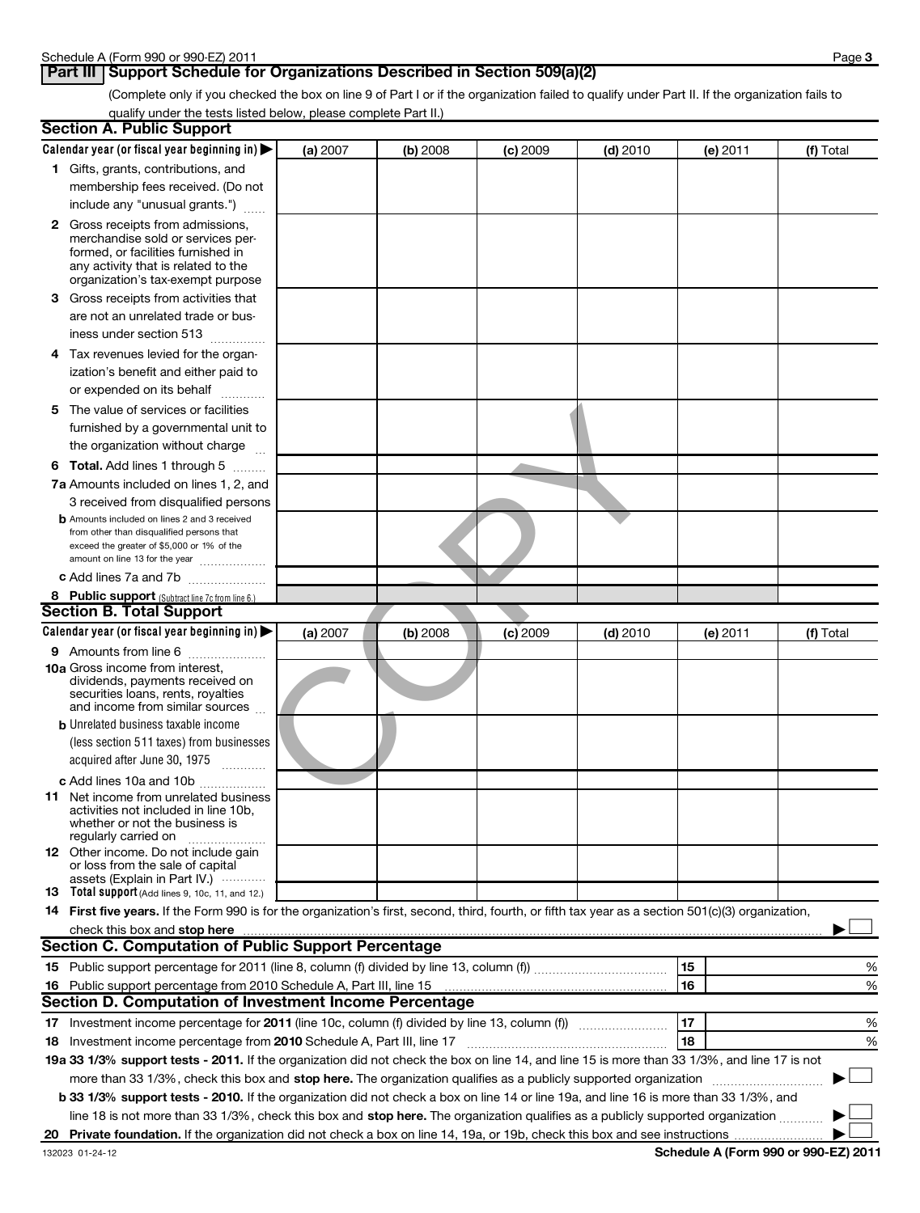## Part III Support Schedule for Organizations Described in Section 509(a)(2)

(Complete only if you checked the box on line 9 of Part I or if the organization failed to qualify under Part II. If the organization fails to qualify under the tests listed below, please complete Part II.)

### Section A. Public Support

| Calendar year (or fiscal year beginning in) ▶ | (a) 2007 | (b) 2008 | (c) 2009 | (d) 2010 | (e) 2011 | (f) Total |
|---|---|---|---|---|---|---|
| 1 Gifts, grants, contributions, and membership fees received. (Do not include any "unusual grants.") | | | | | | |
| 2 Gross receipts from admissions, merchandise sold or services performed, or facilities furnished in any activity that is related to the organization's tax-exempt purpose | | | | | | |
| 3 Gross receipts from activities that are not an unrelated trade or business under section 513 | | | | | | |
| 4 Tax revenues levied for the organization's benefit and either paid to or expended on its behalf | | | | | | |
| 5 The value of services or facilities furnished by a governmental unit to the organization without charge | | | | | | |
| 6 **Total.** Add lines 1 through 5 | | | | | | |
| 7a Amounts included on lines 1, 2, and 3 received from disqualified persons | | | | | | |
| b Amounts included on lines 2 and 3 received from other than disqualified persons that exceed the greater of $5,000 or 1% of the amount on line 13 for the year | | | | | | |
| c Add lines 7a and 7b | | | | | | |
| 8 **Public support** (Subtract line 7c from line 6.) | | | | | | |

### Section B. Total Support

| Calendar year (or fiscal year beginning in) ▶ | (a) 2007 | (b) 2008 | (c) 2009 | (d) 2010 | (e) 2011 | (f) Total |
|---|---|---|---|---|---|---|
| 9 Amounts from line 6 | | | | | | |
| 10a Gross income from interest, dividends, payments received on securities loans, rents, royalties and income from similar sources | | | | | | |
| b Unrelated business taxable income (less section 511 taxes) from businesses acquired after June 30, 1975 | | | | | | |
| c Add lines 10a and 10b | | | | | | |
| 11 Net income from unrelated business activities not included in line 10b, whether or not the business is regularly carried on | | | | | | |
| 12 Other income. Do not include gain or loss from the sale of capital assets (Explain in Part IV.) | | | | | | |
| 13 **Total support** (Add lines 9, 10c, 11, and 12.) | | | | | | |

14 **First five years.** If the Form 990 is for the organization's first, second, third, fourth, or fifth tax year as a section 501(c)(3) organization, check this box and **stop here** ▶ ☐

### Section C. Computation of Public Support Percentage

| | | | |
|---|---|---|---|
| 15 | Public support percentage for 2011 (line 8, column (f) divided by line 13, column (f)) | 15 | % |
| 16 | Public support percentage from 2010 Schedule A, Part III, line 15 | 16 | % |

### Section D. Computation of Investment Income Percentage

| | | | |
|---|---|---|---|
| 17 | Investment income percentage for **2011** (line 10c, column (f) divided by line 13, column (f)) | 17 | % |
| 18 | Investment income percentage from **2010** Schedule A, Part III, line 17 | 18 | % |

19a **33 1/3% support tests - 2011.** If the organization did not check the box on line 14, and line 15 is more than 33 1/3%, and line 17 is not more than 33 1/3%, check this box and **stop here.** The organization qualifies as a publicly supported organization ▶ ☐

b **33 1/3% support tests - 2010.** If the organization did not check a box on line 14 or line 19a, and line 16 is more than 33 1/3%, and line 18 is not more than 33 1/3%, check this box and **stop here.** The organization qualifies as a publicly supported organization ▶ ☐

20 **Private foundation.** If the organization did not check a box on line 14, 19a, or 19b, check this box and see instructions ▶ ☐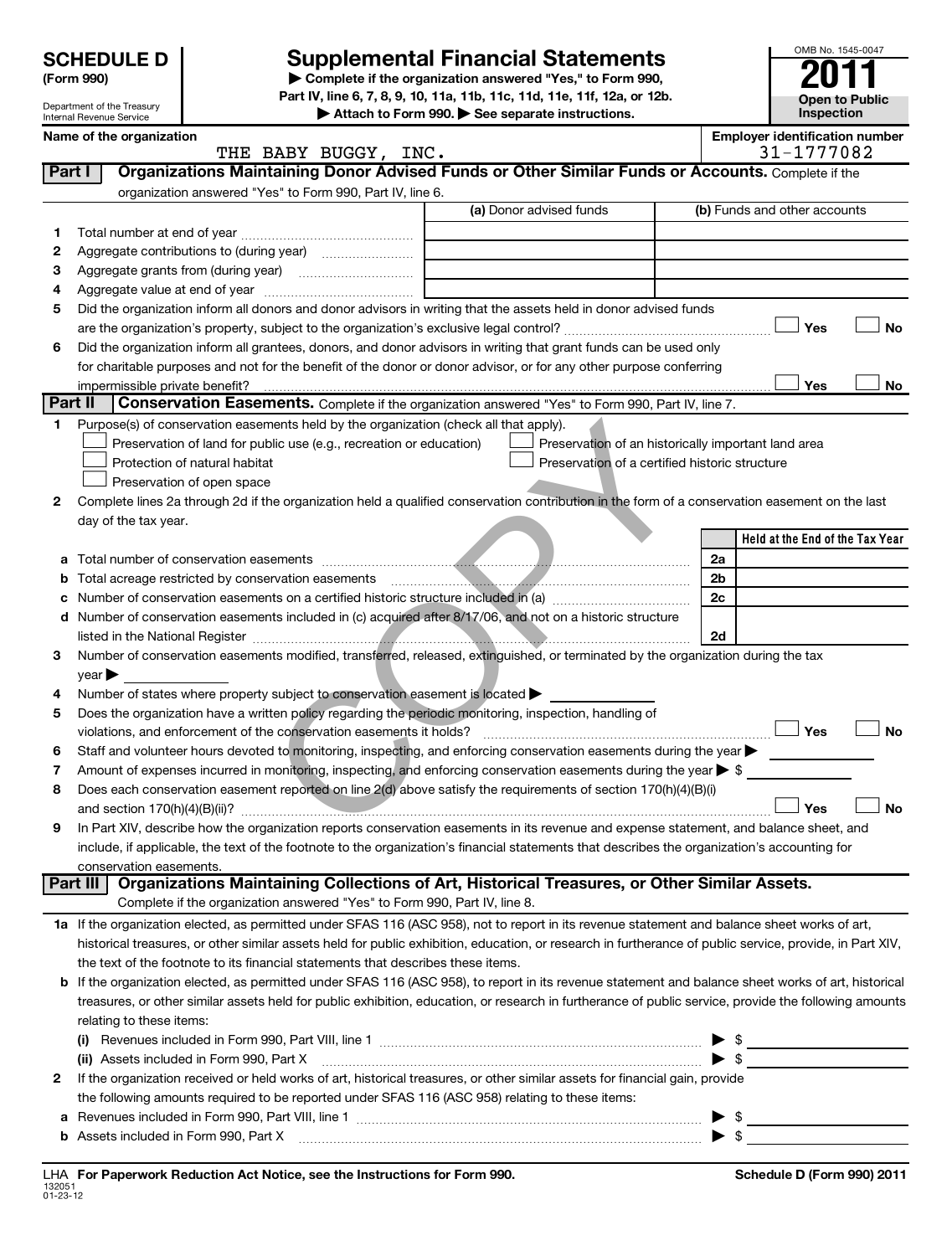# SCHEDULE D
**(Form 990)**

Department of the Treasury
Internal Revenue Service

# Supplemental Financial Statements

▶ **Complete if the organization answered "Yes," to Form 990, Part IV, line 6, 7, 8, 9, 10, 11a, 11b, 11c, 11d, 11e, 11f, 12a, or 12b.**
▶ **Attach to Form 990.** ▶ **See separate instructions.**

OMB No. 1545-0047
**2011**
**Open to Public Inspection**

**Name of the organization**
THE BABY BUGGY, INC.

**Employer identification number**
31-1777082

## Part I — Organizations Maintaining Donor Advised Funds or Other Similar Funds or Accounts.
Complete if the organization answered "Yes" to Form 990, Part IV, line 6.

| | | (a) Donor advised funds | (b) Funds and other accounts |
|---|---|---|---|
| 1 | Total number at end of year | | |
| 2 | Aggregate contributions to (during year) | | |
| 3 | Aggregate grants from (during year) | | |
| 4 | Aggregate value at end of year | | |

5 Did the organization inform all donors and donor advisors in writing that the assets held in donor advised funds are the organization's property, subject to the organization's exclusive legal control? ☐ Yes ☐ No

6 Did the organization inform all grantees, donors, and donor advisors in writing that grant funds can be used only for charitable purposes and not for the benefit of the donor or donor advisor, or for any other purpose conferring impermissible private benefit? ☐ Yes ☐ No

## Part II — Conservation Easements.
Complete if the organization answered "Yes" to Form 990, Part IV, line 7.

1 Purpose(s) of conservation easements held by the organization (check all that apply).
- ☐ Preservation of land for public use (e.g., recreation or education)
- ☐ Preservation of an historically important land area
- ☐ Protection of natural habitat
- ☐ Preservation of a certified historic structure
- ☐ Preservation of open space

2 Complete lines 2a through 2d if the organization held a qualified conservation contribution in the form of a conservation easement on the last day of the tax year.

| | | | Held at the End of the Tax Year |
|---|---|---|---|
| a | Total number of conservation easements | 2a | |
| b | Total acreage restricted by conservation easements | 2b | |
| c | Number of conservation easements on a certified historic structure included in (a) | 2c | |
| d | Number of conservation easements included in (c) acquired after 8/17/06, and not on a historic structure listed in the National Register | 2d | |

3 Number of conservation easements modified, transferred, released, extinguished, or terminated by the organization during the tax year ▶

4 Number of states where property subject to conservation easement is located ▶

5 Does the organization have a written policy regarding the periodic monitoring, inspection, handling of violations, and enforcement of the conservation easements it holds? ☐ Yes ☐ No

6 Staff and volunteer hours devoted to monitoring, inspecting, and enforcing conservation easements during the year ▶

7 Amount of expenses incurred in monitoring, inspecting, and enforcing conservation easements during the year ▶ $

8 Does each conservation easement reported on line 2(d) above satisfy the requirements of section 170(h)(4)(B)(i) and section 170(h)(4)(B)(ii)? ☐ Yes ☐ No

9 In Part XIV, describe how the organization reports conservation easements in its revenue and expense statement, and balance sheet, and include, if applicable, the text of the footnote to the organization's financial statements that describes the organization's accounting for conservation easements.

## Part III — Organizations Maintaining Collections of Art, Historical Treasures, or Other Similar Assets.
Complete if the organization answered "Yes" to Form 990, Part IV, line 8.

1a If the organization elected, as permitted under SFAS 116 (ASC 958), not to report in its revenue statement and balance sheet works of art, historical treasures, or other similar assets held for public exhibition, education, or research in furtherance of public service, provide, in Part XIV, the text of the footnote to its financial statements that describes these items.

b If the organization elected, as permitted under SFAS 116 (ASC 958), to report in its revenue statement and balance sheet works of art, historical treasures, or other similar assets held for public exhibition, education, or research in furtherance of public service, provide the following amounts relating to these items:

(i) Revenues included in Form 990, Part VIII, line 1 ▶ $

(ii) Assets included in Form 990, Part X ▶ $

2 If the organization received or held works of art, historical treasures, or other similar assets for financial gain, provide the following amounts required to be reported under SFAS 116 (ASC 958) relating to these items:

a Revenues included in Form 990, Part VIII, line 1 ▶ $

b Assets included in Form 990, Part X ▶ $

LHA **For Paperwork Reduction Act Notice, see the Instructions for Form 990.** **Schedule D (Form 990) 2011**

132051
01-23-12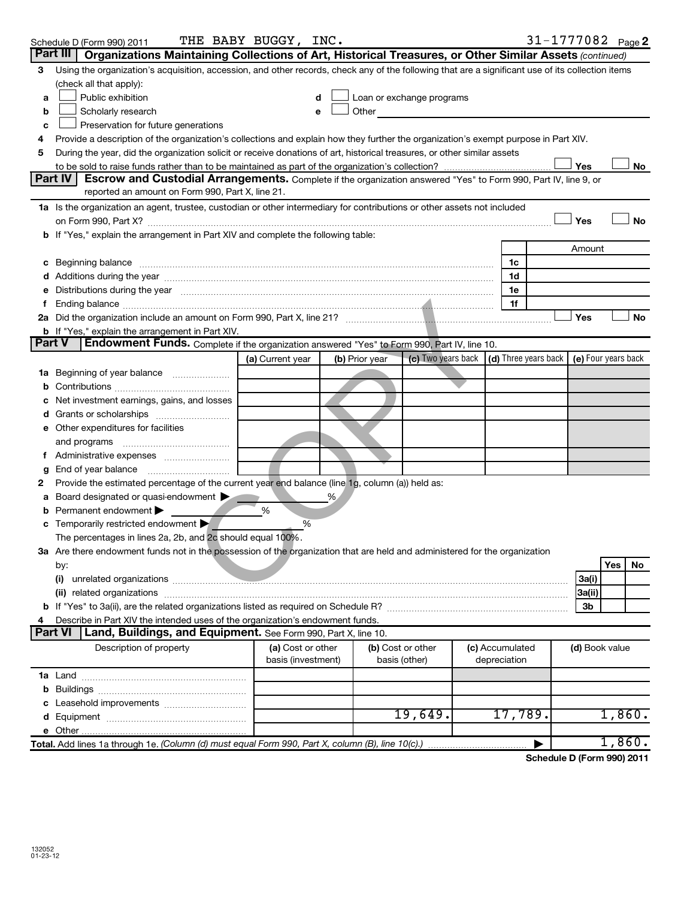Schedule D (Form 990) 2011 THE BABY BUGGY, INC. 31-1777082 Page 2

## Part III Organizations Maintaining Collections of Art, Historical Treasures, or Other Similar Assets (continued)

3 Using the organization's acquisition, accession, and other records, check any of the following that are a significant use of its collection items (check all that apply):

a ☐ Public exhibition
b ☐ Scholarly research
c ☐ Preservation for future generations
d ☐ Loan or exchange programs
e ☐ Other

4 Provide a description of the organization's collections and explain how they further the organization's exempt purpose in Part XIV.

5 During the year, did the organization solicit or receive donations of art, historical treasures, or other similar assets to be sold to raise funds rather than to be maintained as part of the organization's collection? ☐ Yes ☐ No

## Part IV Escrow and Custodial Arrangements.

Complete if the organization answered "Yes" to Form 990, Part IV, line 9, or reported an amount on Form 990, Part X, line 21.

1a Is the organization an agent, trustee, custodian or other intermediary for contributions or other assets not included on Form 990, Part X? ☐ Yes ☐ No

b If "Yes," explain the arrangement in Part XIV and complete the following table:

| | | Amount |
|---|---|---|
| c Beginning balance | 1c | |
| d Additions during the year | 1d | |
| e Distributions during the year | 1e | |
| f Ending balance | 1f | |

2a Did the organization include an amount on Form 990, Part X, line 21? ☐ Yes ☐ No

b If "Yes," explain the arrangement in Part XIV.

## Part V Endowment Funds.

Complete if the organization answered "Yes" to Form 990, Part IV, line 10.

| | (a) Current year | (b) Prior year | (c) Two years back | (d) Three years back | (e) Four years back |
|---|---|---|---|---|---|
| 1a Beginning of year balance | | | | | |
| b Contributions | | | | | |
| c Net investment earnings, gains, and losses | | | | | |
| d Grants or scholarships | | | | | |
| e Other expenditures for facilities and programs | | | | | |
| f Administrative expenses | | | | | |
| g End of year balance | | | | | |

2 Provide the estimated percentage of the current year end balance (line 1g, column (a)) held as:

a Board designated or quasi-endowment ▶ %
b Permanent endowment ▶ %
c Temporarily restricted endowment ▶ %

The percentages in lines 2a, 2b, and 2c should equal 100%.

3a Are there endowment funds not in the possession of the organization that are held and administered for the organization by:

| | | Yes | No |
|---|---|---|---|
| (i) unrelated organizations | 3a(i) | | |
| (ii) related organizations | 3a(ii) | | |
| b If "Yes" to 3a(ii), are the related organizations listed as required on Schedule R? | 3b | | |

4 Describe in Part XIV the intended uses of the organization's endowment funds.

## Part VI Land, Buildings, and Equipment.

See Form 990, Part X, line 10.

| Description of property | (a) Cost or other basis (investment) | (b) Cost or other basis (other) | (c) Accumulated depreciation | (d) Book value |
|---|---|---|---|---|
| 1a Land | | | | |
| b Buildings | | | | |
| c Leasehold improvements | | | | |
| d Equipment | | 19,649. | 17,789. | 1,860. |
| e Other | | | | |
| **Total.** Add lines 1a through 1e. *(Column (d) must equal Form 990, Part X, column (B), line 10(c).)* ▶ | | | | 1,860. |

**Schedule D (Form 990) 2011**

132052
01-23-12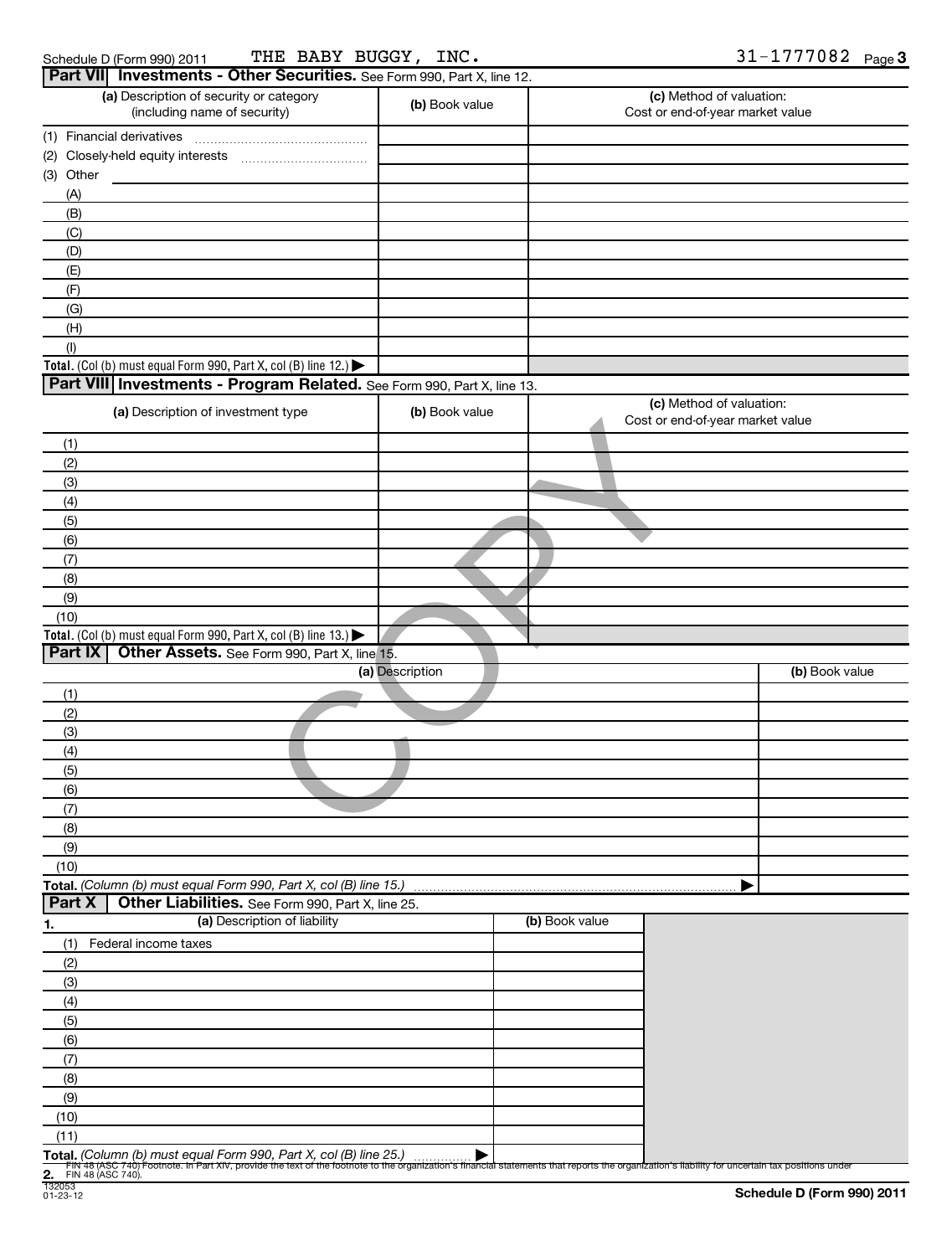Schedule D (Form 990) 2011 THE BABY BUGGY, INC. 31-1777082 Page 3

## Part VII Investments - Other Securities. See Form 990, Part X, line 12.

| (a) Description of security or category (including name of security) | (b) Book value | (c) Method of valuation: Cost or end-of-year market value |
|---|---|---|
| (1) Financial derivatives | | |
| (2) Closely-held equity interests | | |
| (3) Other | | |
| (A) | | |
| (B) | | |
| (C) | | |
| (D) | | |
| (E) | | |
| (F) | | |
| (G) | | |
| (H) | | |
| (I) | | |
| **Total.** (Col (b) must equal Form 990, Part X, col (B) line 12.) ▶ | | |

## Part VIII Investments - Program Related. See Form 990, Part X, line 13.

| (a) Description of investment type | (b) Book value | (c) Method of valuation: Cost or end-of-year market value |
|---|---|---|
| (1) | | |
| (2) | | |
| (3) | | |
| (4) | | |
| (5) | | |
| (6) | | |
| (7) | | |
| (8) | | |
| (9) | | |
| (10) | | |
| **Total.** (Col (b) must equal Form 990, Part X, col (B) line 13.) ▶ | | |

## Part IX Other Assets. See Form 990, Part X, line 15.

| (a) Description | (b) Book value |
|---|---|
| (1) | |
| (2) | |
| (3) | |
| (4) | |
| (5) | |
| (6) | |
| (7) | |
| (8) | |
| (9) | |
| (10) | |
| **Total.** *(Column (b) must equal Form 990, Part X, col (B) line 15.)* ▶ | |

## Part X Other Liabilities. See Form 990, Part X, line 25.

| 1. (a) Description of liability | (b) Book value |
|---|---|
| (1) Federal income taxes | |
| (2) | |
| (3) | |
| (4) | |
| (5) | |
| (6) | |
| (7) | |
| (8) | |
| (9) | |
| (10) | |
| (11) | |
| **Total.** *(Column (b) must equal Form 990, Part X, col (B) line 25.)* ▶ | |

**2.** FIN 48 (ASC 740) Footnote. In Part XIV, provide the text of the footnote to the organization's financial statements that reports the organization's liability for uncertain tax positions under FIN 48 (ASC 740).

132053
01-23-12

**Schedule D (Form 990) 2011**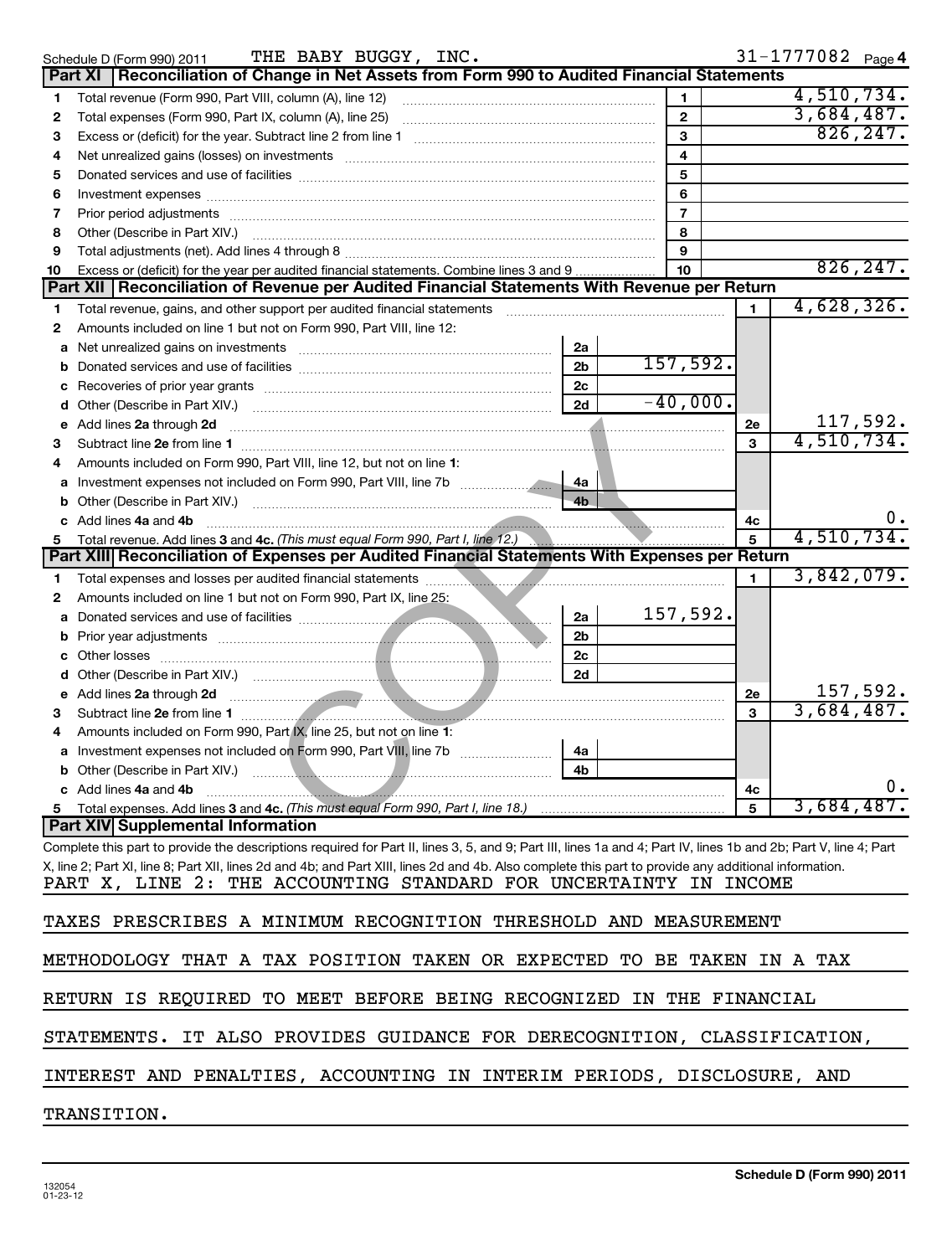Schedule D (Form 990) 2011 THE BABY BUGGY, INC. 31-1777082 Page 4

## Part XI Reconciliation of Change in Net Assets from Form 990 to Audited Financial Statements

| | | | |
|---|---|---|---|
| 1 | Total revenue (Form 990, Part VIII, column (A), line 12) | 1 | 4,510,734. |
| 2 | Total expenses (Form 990, Part IX, column (A), line 25) | 2 | 3,684,487. |
| 3 | Excess or (deficit) for the year. Subtract line 2 from line 1 | 3 | 826,247. |
| 4 | Net unrealized gains (losses) on investments | 4 | |
| 5 | Donated services and use of facilities | 5 | |
| 6 | Investment expenses | 6 | |
| 7 | Prior period adjustments | 7 | |
| 8 | Other (Describe in Part XIV.) | 8 | |
| 9 | Total adjustments (net). Add lines 4 through 8 | 9 | |
| 10 | Excess or (deficit) for the year per audited financial statements. Combine lines 3 and 9 | 10 | 826,247. |

## Part XII Reconciliation of Revenue per Audited Financial Statements With Revenue per Return

| | | | | | |
|---|---|---|---|---|---|
| 1 | Total revenue, gains, and other support per audited financial statements | | | 1 | 4,628,326. |
| 2 | Amounts included on line 1 but not on Form 990, Part VIII, line 12: | | | | |
| a | Net unrealized gains on investments | 2a | | | |
| b | Donated services and use of facilities | 2b | 157,592. | | |
| c | Recoveries of prior year grants | 2c | | | |
| d | Other (Describe in Part XIV.) | 2d | -40,000. | | |
| e | Add lines **2a** through **2d** | | | 2e | 117,592. |
| 3 | Subtract line **2e** from line **1** | | | 3 | 4,510,734. |
| 4 | Amounts included on Form 990, Part VIII, line 12, but not on line **1**: | | | | |
| a | Investment expenses not included on Form 990, Part VIII, line 7b | 4a | | | |
| b | Other (Describe in Part XIV.) | 4b | | | |
| c | Add lines **4a** and **4b** | | | 4c | 0. |
| 5 | Total revenue. Add lines **3** and **4c.** *(This must equal Form 990, Part I, line 12.)* | | | 5 | 4,510,734. |

## Part XIII Reconciliation of Expenses per Audited Financial Statements With Expenses per Return

| | | | | | |
|---|---|---|---|---|---|
| 1 | Total expenses and losses per audited financial statements | | | 1 | 3,842,079. |
| 2 | Amounts included on line 1 but not on Form 990, Part IX, line 25: | | | | |
| a | Donated services and use of facilities | 2a | 157,592. | | |
| b | Prior year adjustments | 2b | | | |
| c | Other losses | 2c | | | |
| d | Other (Describe in Part XIV.) | 2d | | | |
| e | Add lines **2a** through **2d** | | | 2e | 157,592. |
| 3 | Subtract line **2e** from line **1** | | | 3 | 3,684,487. |
| 4 | Amounts included on Form 990, Part IX, line 25, but not on line **1**: | | | | |
| a | Investment expenses not included on Form 990, Part VIII, line 7b | 4a | | | |
| b | Other (Describe in Part XIV.) | 4b | | | |
| c | Add lines **4a** and **4b** | | | 4c | 0. |
| 5 | Total expenses. Add lines **3** and **4c.** *(This must equal Form 990, Part I, line 18.)* | | | 5 | 3,684,487. |

## Part XIV Supplemental Information

Complete this part to provide the descriptions required for Part II, lines 3, 5, and 9; Part III, lines 1a and 4; Part IV, lines 1b and 2b; Part V, line 4; Part X, line 2; Part XI, line 8; Part XII, lines 2d and 4b; and Part XIII, lines 2d and 4b. Also complete this part to provide any additional information.

PART X, LINE 2: THE ACCOUNTING STANDARD FOR UNCERTAINTY IN INCOME TAXES PRESCRIBES A MINIMUM RECOGNITION THRESHOLD AND MEASUREMENT METHODOLOGY THAT A TAX POSITION TAKEN OR EXPECTED TO BE TAKEN IN A TAX RETURN IS REQUIRED TO MEET BEFORE BEING RECOGNIZED IN THE FINANCIAL STATEMENTS. IT ALSO PROVIDES GUIDANCE FOR DERECOGNITION, CLASSIFICATION, INTEREST AND PENALTIES, ACCOUNTING IN INTERIM PERIODS, DISCLOSURE, AND TRANSITION.

132054 01-23-12 **Schedule D (Form 990) 2011**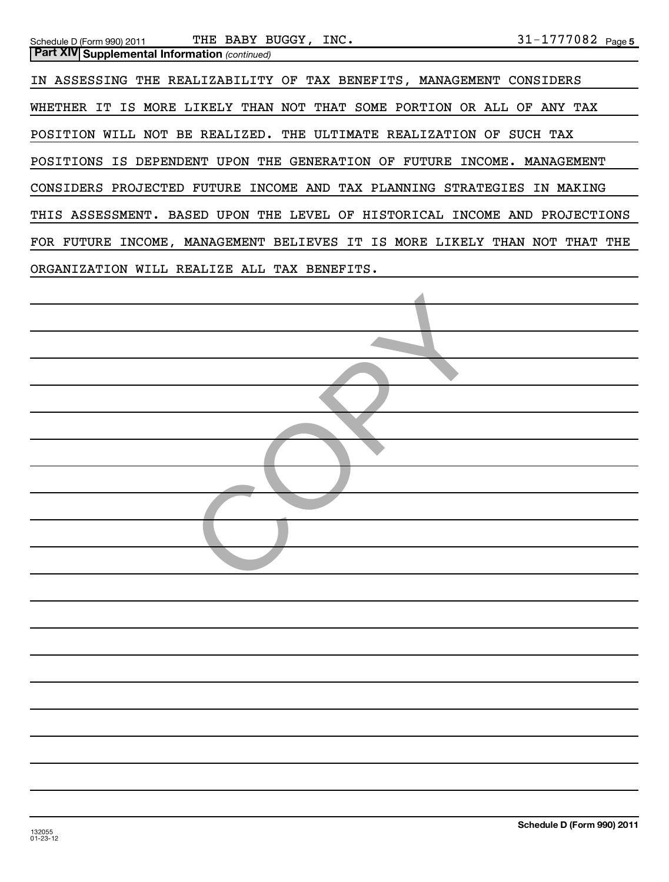## Part XIV Supplemental Information *(continued)*

IN ASSESSING THE REALIZABILITY OF TAX BENEFITS, MANAGEMENT CONSIDERS WHETHER IT IS MORE LIKELY THAN NOT THAT SOME PORTION OR ALL OF ANY TAX POSITION WILL NOT BE REALIZED. THE ULTIMATE REALIZATION OF SUCH TAX POSITIONS IS DEPENDENT UPON THE GENERATION OF FUTURE INCOME. MANAGEMENT CONSIDERS PROJECTED FUTURE INCOME AND TAX PLANNING STRATEGIES IN MAKING THIS ASSESSMENT. BASED UPON THE LEVEL OF HISTORICAL INCOME AND PROJECTIONS FOR FUTURE INCOME, MANAGEMENT BELIEVES IT IS MORE LIKELY THAN NOT THAT THE ORGANIZATION WILL REALIZE ALL TAX BENEFITS.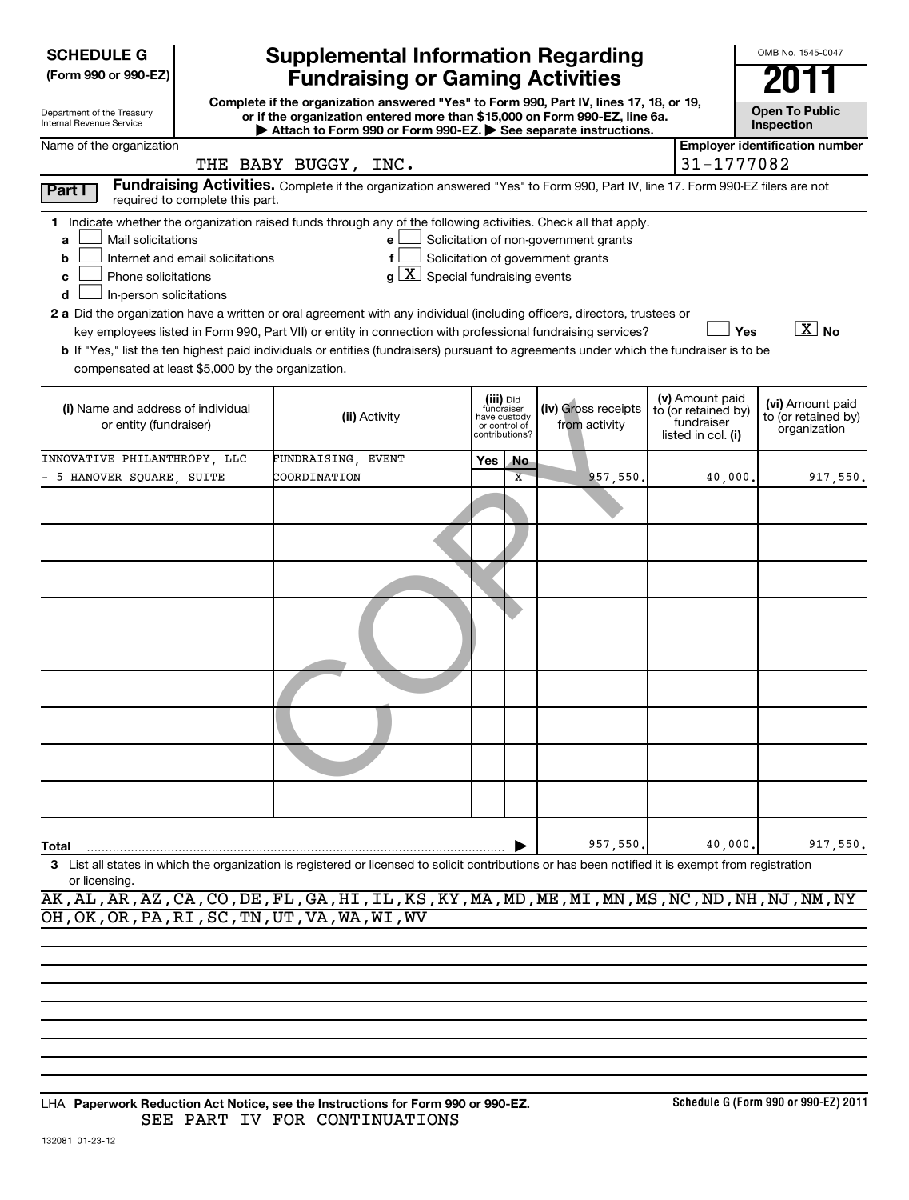**SCHEDULE G (Form 990 or 990-EZ)**

Department of the Treasury
Internal Revenue Service

# Supplemental Information Regarding Fundraising or Gaming Activities

**Complete if the organization answered "Yes" to Form 990, Part IV, lines 17, 18, or 19, or if the organization entered more than $15,000 on Form 990-EZ, line 6a.**
**▶ Attach to Form 990 or Form 990-EZ. ▶ See separate instructions.**

OMB No. 1545-0047

**2011**

**Open To Public Inspection**

Name of the organization: THE BABY BUGGY, INC.

Employer identification number: 31-1777082

**Part I** **Fundraising Activities.** Complete if the organization answered "Yes" to Form 990, Part IV, line 17. Form 990-EZ filers are not required to complete this part.

1 Indicate whether the organization raised funds through any of the following activities. Check all that apply.

- a [ ] Mail solicitations
- b [ ] Internet and email solicitations
- c [ ] Phone solicitations
- d [ ] In-person solicitations
- e [ ] Solicitation of non-government grants
- f [ ] Solicitation of government grants
- g [X] Special fundraising events

2 a Did the organization have a written or oral agreement with any individual (including officers, directors, trustees or key employees listed in Form 990, Part VII) or entity in connection with professional fundraising services? [ ] Yes [X] No

b If "Yes," list the ten highest paid individuals or entities (fundraisers) pursuant to agreements under which the fundraiser is to be compensated at least $5,000 by the organization.

| (i) Name and address of individual or entity (fundraiser) | (ii) Activity | (iii) Did fundraiser have custody or control of contributions? Yes | No | (iv) Gross receipts from activity | (v) Amount paid to (or retained by) fundraiser listed in col. (i) | (vi) Amount paid to (or retained by) organization |
|---|---|---|---|---|---|---|
| INNOVATIVE PHILANTHROPY, LLC - 5 HANOVER SQUARE, SUITE | FUNDRAISING, EVENT COORDINATION | | X | 957,550. | 40,000. | 917,550. |
| | | | | | | |
| | | | | | | |
| | | | | | | |
| | | | | | | |
| | | | | | | |
| | | | | | | |
| | | | | | | |
| | | | | | | |
| | | | | | | |
| **Total** ▶ | | | | 957,550. | 40,000. | 917,550. |

3 List all states in which the organization is registered or licensed to solicit contributions or has been notified it is exempt from registration or licensing.

AK,AL,AR,AZ,CA,CO,DE,FL,GA,HI,IL,KS,KY,MA,MD,ME,MI,MN,MS,NC,ND,NH,NJ,NM,NY
OH,OK,OR,PA,RI,SC,TN,UT,VA,WA,WI,WV

LHA **Paperwork Reduction Act Notice, see the Instructions for Form 990 or 990-EZ.** **Schedule G (Form 990 or 990-EZ) 2011**

SEE PART IV FOR CONTINUATIONS

132081 01-23-12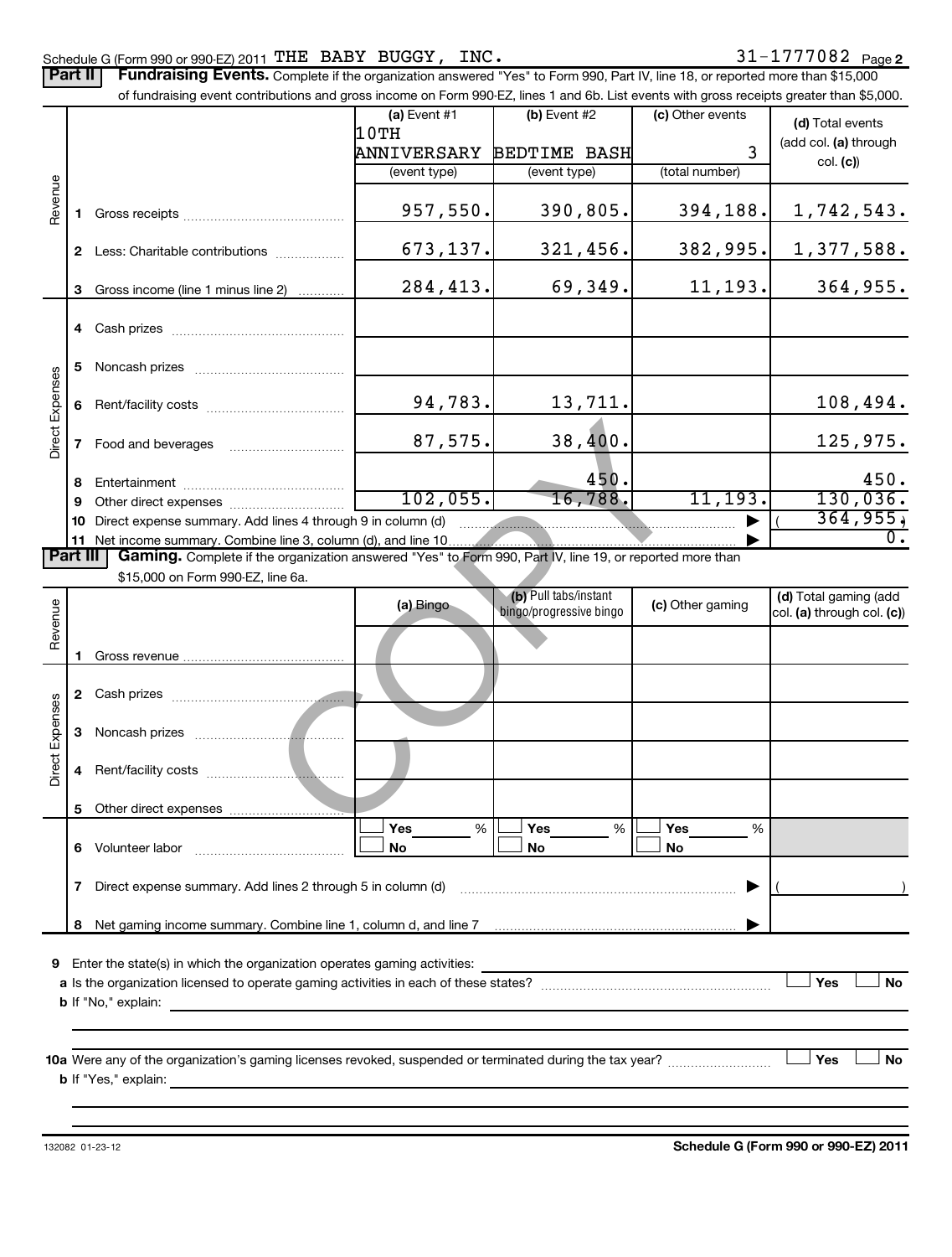Schedule G (Form 990 or 990-EZ) 2011 THE BABY BUGGY, INC. 31-1777082 Page 2

**Part II** **Fundraising Events.** Complete if the organization answered "Yes" to Form 990, Part IV, line 18, or reported more than $15,000 of fundraising event contributions and gross income on Form 990-EZ, lines 1 and 6b. List events with gross receipts greater than $5,000.

| | | (a) Event #1 10TH ANNIVERSARY (event type) | (b) Event #2 BEDTIME BASH (event type) | (c) Other events 3 (total number) | (d) Total events (add col. (a) through col. (c)) |
|---|---|---|---|---|---|
| Revenue | 1 Gross receipts | 957,550. | 390,805. | 394,188. | 1,742,543. |
| | 2 Less: Charitable contributions | 673,137. | 321,456. | 382,995. | 1,377,588. |
| | 3 Gross income (line 1 minus line 2) | 284,413. | 69,349. | 11,193. | 364,955. |
| Direct Expenses | 4 Cash prizes | | | | |
| | 5 Noncash prizes | | | | |
| | 6 Rent/facility costs | 94,783. | 13,711. | | 108,494. |
| | 7 Food and beverages | 87,575. | 38,400. | | 125,975. |
| | 8 Entertainment | | 450. | | 450. |
| | 9 Other direct expenses | 102,055. | 16,788. | 11,193. | 130,036. |
| | 10 Direct expense summary. Add lines 4 through 9 in column (d) | | | ▶ | (364,955.) |
| | 11 Net income summary. Combine line 3, column (d), and line 10 | | | ▶ | 0. |

**Part III** **Gaming.** Complete if the organization answered "Yes" to Form 990, Part IV, line 19, or reported more than $15,000 on Form 990-EZ, line 6a.

| | | (a) Bingo | (b) Pull tabs/instant bingo/progressive bingo | (c) Other gaming | (d) Total gaming (add col. (a) through col. (c)) |
|---|---|---|---|---|---|
| Revenue | 1 Gross revenue | | | | |
| Direct Expenses | 2 Cash prizes | | | | |
| | 3 Noncash prizes | | | | |
| | 4 Rent/facility costs | | | | |
| | 5 Other direct expenses | | | | |
| | 6 Volunteer labor | ☐ Yes ___% ☐ No | ☐ Yes ___% ☐ No | ☐ Yes ___% ☐ No | |
| | 7 Direct expense summary. Add lines 2 through 5 in column (d) | | | ▶ | ( ) |
| | 8 Net gaming income summary. Combine line 1, column d, and line 7 | | | ▶ | |

9 Enter the state(s) in which the organization operates gaming activities: ______

a Is the organization licensed to operate gaming activities in each of these states? ☐ Yes ☐ No

b If "No," explain: ______

10a Were any of the organization's gaming licenses revoked, suspended or terminated during the tax year? ☐ Yes ☐ No

b If "Yes," explain: ______

132082 01-23-12 **Schedule G (Form 990 or 990-EZ) 2011**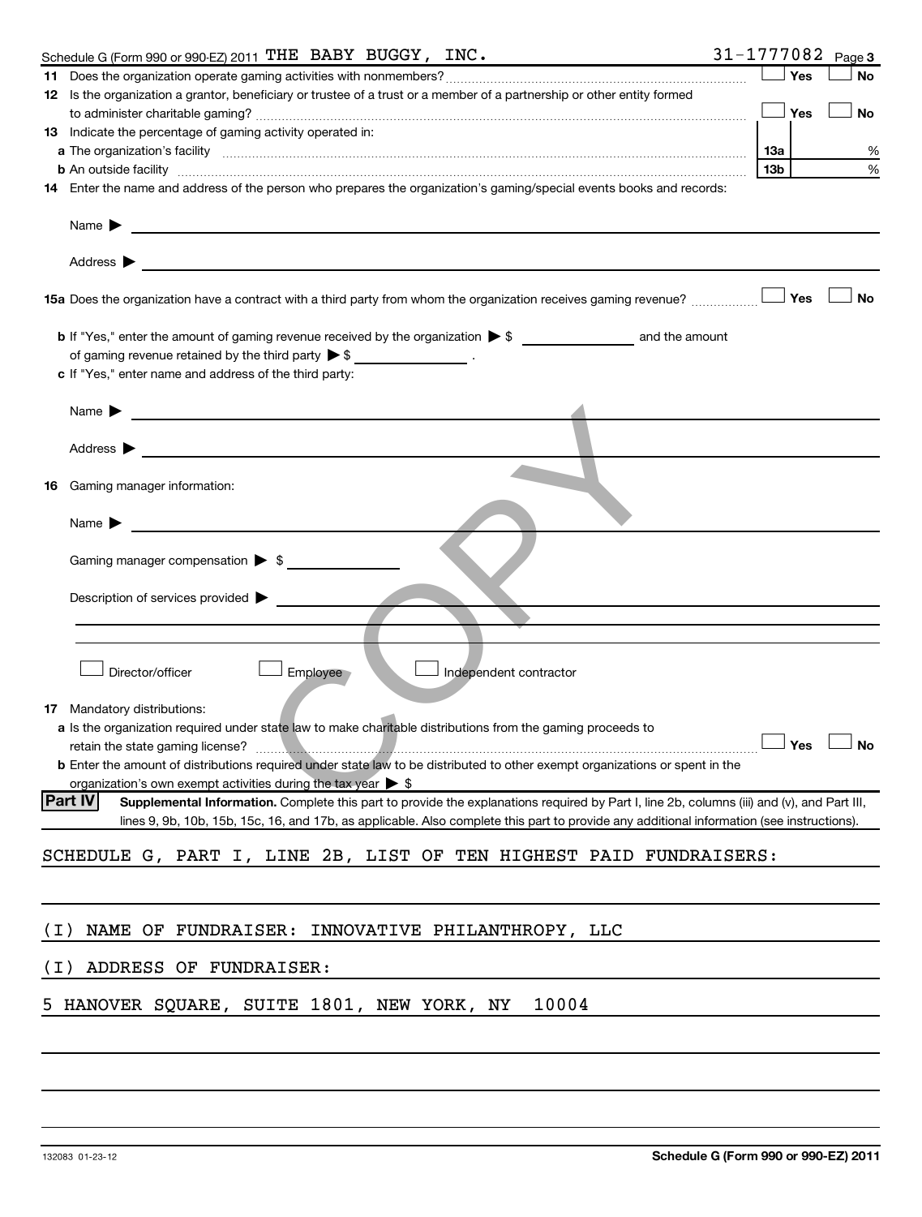Schedule G (Form 990 or 990-EZ) 2011 THE BABY BUGGY, INC. 31-1777082 Page **3**

**11** Does the organization operate gaming activities with nonmembers? ☐ Yes ☐ No

**12** Is the organization a grantor, beneficiary or trustee of a trust or a member of a partnership or other entity formed to administer charitable gaming? ☐ Yes ☐ No

**13** Indicate the percentage of gaming activity operated in:

**a** The organization's facility **13a** %

**b** An outside facility **13b** %

**14** Enter the name and address of the person who prepares the organization's gaming/special events books and records:

Name ▶

Address ▶

**15a** Does the organization have a contract with a third party from whom the organization receives gaming revenue? ☐ Yes ☐ No

**b** If "Yes," enter the amount of gaming revenue received by the organization ▶ $ ______ and the amount of gaming revenue retained by the third party ▶ $ ______ .

**c** If "Yes," enter name and address of the third party:

Name ▶

Address ▶

**16** Gaming manager information:

Name ▶

Gaming manager compensation ▶ $

Description of services provided ▶

☐ Director/officer ☐ Employee ☐ Independent contractor

**17** Mandatory distributions:

**a** Is the organization required under state law to make charitable distributions from the gaming proceeds to retain the state gaming license? ☐ Yes ☐ No

**b** Enter the amount of distributions required under state law to be distributed to other exempt organizations or spent in the organization's own exempt activities during the tax year ▶ $

**Part IV** **Supplemental Information.** Complete this part to provide the explanations required by Part I, line 2b, columns (iii) and (v), and Part III, lines 9, 9b, 10b, 15b, 15c, 16, and 17b, as applicable. Also complete this part to provide any additional information (see instructions).

SCHEDULE G, PART I, LINE 2B, LIST OF TEN HIGHEST PAID FUNDRAISERS:

(I) NAME OF FUNDRAISER: INNOVATIVE PHILANTHROPY, LLC

(I) ADDRESS OF FUNDRAISER:

5 HANOVER SQUARE, SUITE 1801, NEW YORK, NY 10004

132083 01-23-12 **Schedule G (Form 990 or 990-EZ) 2011**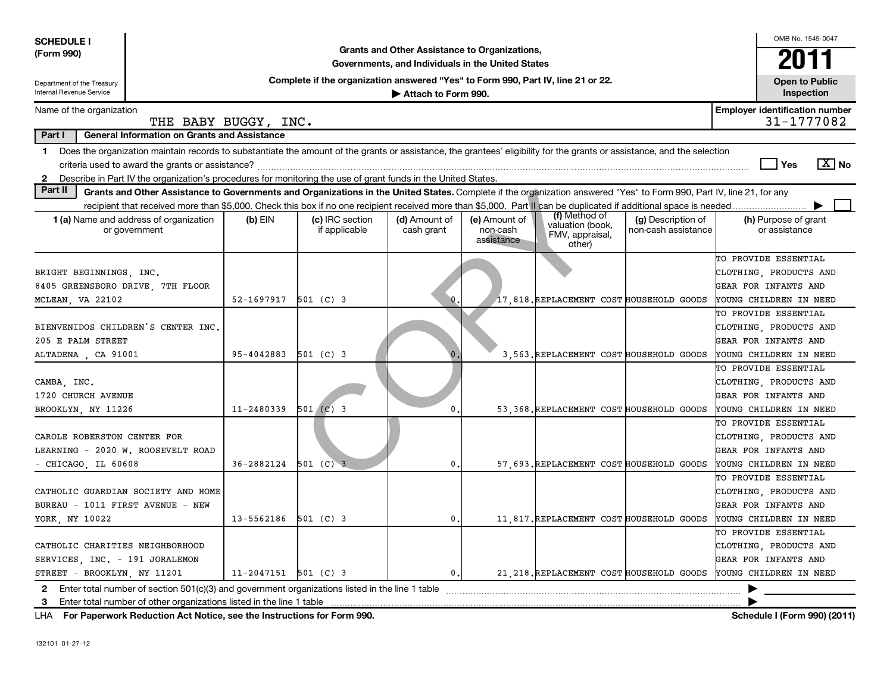**SCHEDULE I**
**(Form 990)**

Department of the Treasury
Internal Revenue Service

**Grants and Other Assistance to Organizations, Governments, and Individuals in the United States**

**Complete if the organization answered "Yes" to Form 990, Part IV, line 21 or 22.**
**▶ Attach to Form 990.**

OMB No. 1545-0047
**2011**
**Open to Public Inspection**

Name of the organization: THE BABY BUGGY, INC.
**Employer identification number:** 31-1777082

**Part I General Information on Grants and Assistance**

**1** Does the organization maintain records to substantiate the amount of the grants or assistance, the grantees' eligibility for the grants or assistance, and the selection criteria used to award the grants or assistance? ☐ Yes ☒ No

**2** Describe in Part IV the organization's procedures for monitoring the use of grant funds in the United States.

**Part II Grants and Other Assistance to Governments and Organizations in the United States.** Complete if the organization answered "Yes" to Form 990, Part IV, line 21, for any recipient that received more than $5,000. Check this box if no one recipient received more than $5,000. Part II can be duplicated if additional space is needed ▶ ☐

| 1 (a) Name and address of organization or government | (b) EIN | (c) IRC section if applicable | (d) Amount of cash grant | (e) Amount of non-cash assistance | (f) Method of valuation (book, FMV, appraisal, other) | (g) Description of non-cash assistance | (h) Purpose of grant or assistance |
|---|---|---|---|---|---|---|---|
| BRIGHT BEGINNINGS, INC. 8405 GREENSBORO DRIVE, 7TH FLOOR MCLEAN, VA 22102 | 52-1697917 | 501 (C) 3 | 0. | 17,818. | REPLACEMENT COST | HOUSEHOLD GOODS | TO PROVIDE ESSENTIAL CLOTHING, PRODUCTS AND GEAR FOR INFANTS AND YOUNG CHILDREN IN NEED |
| BIENVENIDOS CHILDREN'S CENTER INC. 205 E PALM STREET ALTADENA , CA 91001 | 95-4042883 | 501 (C) 3 | 0. | 3,563. | REPLACEMENT COST | HOUSEHOLD GOODS | TO PROVIDE ESSENTIAL CLOTHING, PRODUCTS AND GEAR FOR INFANTS AND YOUNG CHILDREN IN NEED |
| CAMBA, INC. 1720 CHURCH AVENUE BROOKLYN, NY 11226 | 11-2480339 | 501 (C) 3 | 0. | 53,368. | REPLACEMENT COST | HOUSEHOLD GOODS | TO PROVIDE ESSENTIAL CLOTHING, PRODUCTS AND GEAR FOR INFANTS AND YOUNG CHILDREN IN NEED |
| CAROLE ROBERSTON CENTER FOR LEARNING - 2020 W. ROOSEVELT ROAD - CHICAGO, IL 60608 | 36-2882124 | 501 (C) 3 | 0. | 57,693. | REPLACEMENT COST | HOUSEHOLD GOODS | TO PROVIDE ESSENTIAL CLOTHING, PRODUCTS AND GEAR FOR INFANTS AND YOUNG CHILDREN IN NEED |
| CATHOLIC GUARDIAN SOCIETY AND HOME BUREAU - 1011 FIRST AVENUE - NEW YORK, NY 10022 | 13-5562186 | 501 (C) 3 | 0. | 11,817. | REPLACEMENT COST | HOUSEHOLD GOODS | TO PROVIDE ESSENTIAL CLOTHING, PRODUCTS AND GEAR FOR INFANTS AND YOUNG CHILDREN IN NEED |
| CATHOLIC CHARITIES NEIGHBORHOOD SERVICES, INC. - 191 JORALEMON STREET - BROOKLYN, NY 11201 | 11-2047151 | 501 (C) 3 | 0. | 21,218. | REPLACEMENT COST | HOUSEHOLD GOODS | TO PROVIDE ESSENTIAL CLOTHING, PRODUCTS AND GEAR FOR INFANTS AND YOUNG CHILDREN IN NEED |

**2** Enter total number of section 501(c)(3) and government organizations listed in the line 1 table ▶

**3** Enter total number of other organizations listed in the line 1 table ▶

LHA **For Paperwork Reduction Act Notice, see the Instructions for Form 990.** **Schedule I (Form 990) (2011)**

132101 01-27-12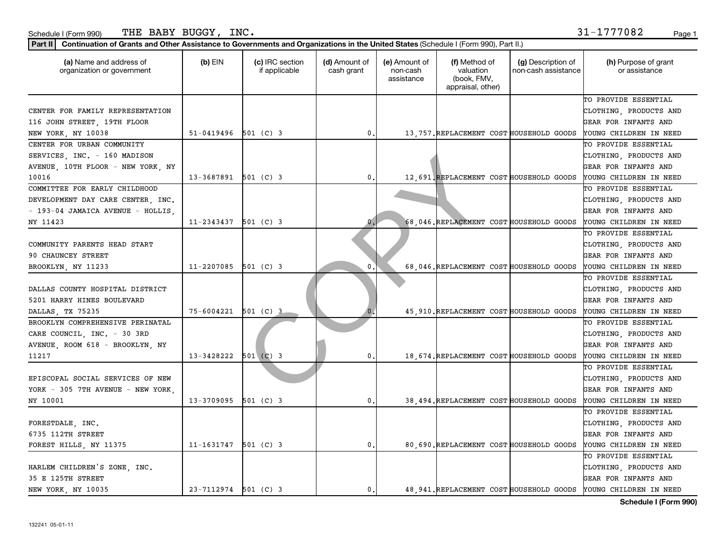Schedule I (Form 990) THE BABY BUGGY, INC. 31-1777082

**Part II** **Continuation of Grants and Other Assistance to Governments and Organizations in the United States** (Schedule I (Form 990), Part II.)

| (a) Name and address of organization or government | (b) EIN | (c) IRC section if applicable | (d) Amount of cash grant | (e) Amount of non-cash assistance | (f) Method of valuation (book, FMV, appraisal, other) | (g) Description of non-cash assistance | (h) Purpose of grant or assistance |
|---|---|---|---|---|---|---|---|
| CENTER FOR FAMILY REPRESENTATION 116 JOHN STREET, 19TH FLOOR NEW YORK, NY 10038 | 51-0419496 | 501 (C) 3 | 0. | 13,757. | REPLACEMENT COST | HOUSEHOLD GOODS | TO PROVIDE ESSENTIAL CLOTHING, PRODUCTS AND GEAR FOR INFANTS AND YOUNG CHILDREN IN NEED |
| CENTER FOR URBAN COMMUNITY SERVICES, INC. - 160 MADISON AVENUE, 10TH FLOOR - NEW YORK, NY 10016 | 13-3687891 | 501 (C) 3 | 0. | 12,691. | REPLACEMENT COST | HOUSEHOLD GOODS | TO PROVIDE ESSENTIAL CLOTHING, PRODUCTS AND GEAR FOR INFANTS AND YOUNG CHILDREN IN NEED |
| COMMITTEE FOR EARLY CHILDHOOD DEVELOPMENT DAY CARE CENTER, INC. - 193-04 JAMAICA AVENUE - HOLLIS, NY 11423 | 11-2343437 | 501 (C) 3 | 0. | 68,046. | REPLACEMENT COST | HOUSEHOLD GOODS | TO PROVIDE ESSENTIAL CLOTHING, PRODUCTS AND GEAR FOR INFANTS AND YOUNG CHILDREN IN NEED |
| COMMUNITY PARENTS HEAD START 90 CHAUNCEY STREET BROOKLYN, NY 11233 | 11-2207085 | 501 (C) 3 | 0. | 68,046. | REPLACEMENT COST | HOUSEHOLD GOODS | TO PROVIDE ESSENTIAL CLOTHING, PRODUCTS AND GEAR FOR INFANTS AND YOUNG CHILDREN IN NEED |
| DALLAS COUNTY HOSPITAL DISTRICT 5201 HARRY HINES BOULEVARD DALLAS, TX 75235 | 75-6004221 | 501 (C) 3 | 0. | 45,910. | REPLACEMENT COST | HOUSEHOLD GOODS | TO PROVIDE ESSENTIAL CLOTHING, PRODUCTS AND GEAR FOR INFANTS AND YOUNG CHILDREN IN NEED |
| BROOKLYN COMPREHENSIVE PERINATAL CARE COUNCIL, INC. - 30 3RD AVENUE, ROOM 618 - BROOKLYN, NY 11217 | 13-3428222 | 501 (C) 3 | 0. | 18,674. | REPLACEMENT COST | HOUSEHOLD GOODS | TO PROVIDE ESSENTIAL CLOTHING, PRODUCTS AND GEAR FOR INFANTS AND YOUNG CHILDREN IN NEED |
| EPISCOPAL SOCIAL SERVICES OF NEW YORK - 305 7TH AVENUE - NEW YORK, NY 10001 | 13-3709095 | 501 (C) 3 | 0. | 38,494. | REPLACEMENT COST | HOUSEHOLD GOODS | TO PROVIDE ESSENTIAL CLOTHING, PRODUCTS AND GEAR FOR INFANTS AND YOUNG CHILDREN IN NEED |
| FORESTDALE, INC. 6735 112TH STREET FOREST HILLS, NY 11375 | 11-1631747 | 501 (C) 3 | 0. | 80,690. | REPLACEMENT COST | HOUSEHOLD GOODS | TO PROVIDE ESSENTIAL CLOTHING, PRODUCTS AND GEAR FOR INFANTS AND YOUNG CHILDREN IN NEED |
| HARLEM CHILDREN'S ZONE, INC. 35 E 125TH STREET NEW YORK, NY 10035 | 23-7112974 | 501 (C) 3 | 0. | 48,941. | REPLACEMENT COST | HOUSEHOLD GOODS | TO PROVIDE ESSENTIAL CLOTHING, PRODUCTS AND GEAR FOR INFANTS AND YOUNG CHILDREN IN NEED |

COPY

**Schedule I (Form 990)**

132241 05-01-11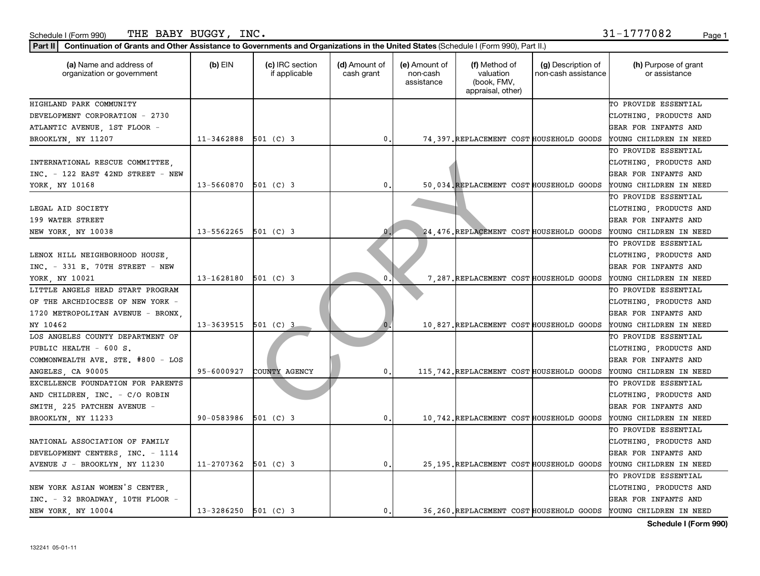Schedule I (Form 990) THE BABY BUGGY, INC. 31-1777082

**Part II** **Continuation of Grants and Other Assistance to Governments and Organizations in the United States** (Schedule I (Form 990), Part II.)

| (a) Name and address of organization or government | (b) EIN | (c) IRC section if applicable | (d) Amount of cash grant | (e) Amount of non-cash assistance | (f) Method of valuation (book, FMV, appraisal, other) | (g) Description of non-cash assistance | (h) Purpose of grant or assistance |
|---|---|---|---|---|---|---|---|
| HIGHLAND PARK COMMUNITY DEVELOPMENT CORPORATION - 2730 ATLANTIC AVENUE, 1ST FLOOR - BROOKLYN, NY 11207 | 11-3462888 | 501 (C) 3 | 0. | 74,397. | REPLACEMENT COST | HOUSEHOLD GOODS | TO PROVIDE ESSENTIAL CLOTHING, PRODUCTS AND GEAR FOR INFANTS AND YOUNG CHILDREN IN NEED |
| INTERNATIONAL RESCUE COMMITTEE, INC. - 122 EAST 42ND STREET - NEW YORK, NY 10168 | 13-5660870 | 501 (C) 3 | 0. | 50,034. | REPLACEMENT COST | HOUSEHOLD GOODS | TO PROVIDE ESSENTIAL CLOTHING, PRODUCTS AND GEAR FOR INFANTS AND YOUNG CHILDREN IN NEED |
| LEGAL AID SOCIETY 199 WATER STREET NEW YORK, NY 10038 | 13-5562265 | 501 (C) 3 | 0. | 24,476. | REPLACEMENT COST | HOUSEHOLD GOODS | TO PROVIDE ESSENTIAL CLOTHING, PRODUCTS AND GEAR FOR INFANTS AND YOUNG CHILDREN IN NEED |
| LENOX HILL NEIGHBORHOOD HOUSE, INC. - 331 E. 70TH STREET - NEW YORK, NY 10021 | 13-1628180 | 501 (C) 3 | 0. | 7,287. | REPLACEMENT COST | HOUSEHOLD GOODS | TO PROVIDE ESSENTIAL CLOTHING, PRODUCTS AND GEAR FOR INFANTS AND YOUNG CHILDREN IN NEED |
| LITTLE ANGELS HEAD START PROGRAM OF THE ARCHDIOCESE OF NEW YORK - 1720 METROPOLITAN AVENUE - BRONX, NY 10462 | 13-3639515 | 501 (C) 3 | 0. | 10,827. | REPLACEMENT COST | HOUSEHOLD GOODS | TO PROVIDE ESSENTIAL CLOTHING, PRODUCTS AND GEAR FOR INFANTS AND YOUNG CHILDREN IN NEED |
| LOS ANGELES COUNTY DEPARTMENT OF PUBLIC HEALTH - 600 S. COMMONWEALTH AVE. STE. #800 - LOS ANGELES, CA 90005 | 95-6000927 | COUNTY AGENCY | 0. | 115,742. | REPLACEMENT COST | HOUSEHOLD GOODS | TO PROVIDE ESSENTIAL CLOTHING, PRODUCTS AND GEAR FOR INFANTS AND YOUNG CHILDREN IN NEED |
| EXCELLENCE FOUNDATION FOR PARENTS AND CHILDREN, INC. - C/O ROBIN SMITH, 225 PATCHEN AVENUE - BROOKLYN, NY 11233 | 90-0583986 | 501 (C) 3 | 0. | 10,742. | REPLACEMENT COST | HOUSEHOLD GOODS | TO PROVIDE ESSENTIAL CLOTHING, PRODUCTS AND GEAR FOR INFANTS AND YOUNG CHILDREN IN NEED |
| NATIONAL ASSOCIATION OF FAMILY DEVELOPMENT CENTERS, INC. - 1114 AVENUE J - BROOKLYN, NY 11230 | 11-2707362 | 501 (C) 3 | 0. | 25,195. | REPLACEMENT COST | HOUSEHOLD GOODS | TO PROVIDE ESSENTIAL CLOTHING, PRODUCTS AND GEAR FOR INFANTS AND YOUNG CHILDREN IN NEED |
| NEW YORK ASIAN WOMEN'S CENTER, INC. - 32 BROADWAY, 10TH FLOOR - NEW YORK, NY 10004 | 13-3286250 | 501 (C) 3 | 0. | 36,260. | REPLACEMENT COST | HOUSEHOLD GOODS | TO PROVIDE ESSENTIAL CLOTHING, PRODUCTS AND GEAR FOR INFANTS AND YOUNG CHILDREN IN NEED |

COPY

Schedule I (Form 990)

132241 05-01-11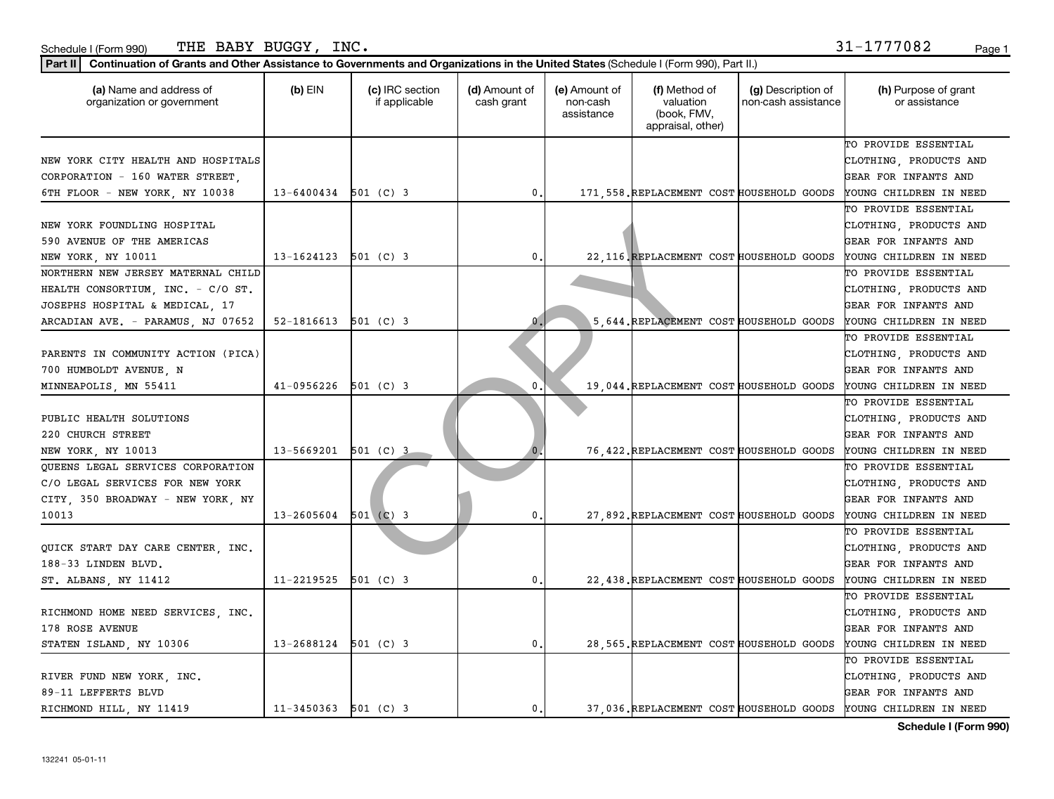Schedule I (Form 990) THE BABY BUGGY, INC. 31-1777082

**Part II** Continuation of Grants and Other Assistance to Governments and Organizations in the United States (Schedule I (Form 990), Part II.)

| (a) Name and address of organization or government | (b) EIN | (c) IRC section if applicable | (d) Amount of cash grant | (e) Amount of non-cash assistance | (f) Method of valuation (book, FMV, appraisal, other) | (g) Description of non-cash assistance | (h) Purpose of grant or assistance |
|---|---|---|---|---|---|---|---|
| NEW YORK CITY HEALTH AND HOSPITALS CORPORATION - 160 WATER STREET, 6TH FLOOR - NEW YORK, NY 10038 | 13-6400434 | 501 (C) 3 | 0. | 171,558. | REPLACEMENT COST | HOUSEHOLD GOODS | TO PROVIDE ESSENTIAL CLOTHING, PRODUCTS AND GEAR FOR INFANTS AND YOUNG CHILDREN IN NEED |
| NEW YORK FOUNDLING HOSPITAL 590 AVENUE OF THE AMERICAS NEW YORK, NY 10011 | 13-1624123 | 501 (C) 3 | 0. | 22,116. | REPLACEMENT COST | HOUSEHOLD GOODS | TO PROVIDE ESSENTIAL CLOTHING, PRODUCTS AND GEAR FOR INFANTS AND YOUNG CHILDREN IN NEED |
| NORTHERN NEW JERSEY MATERNAL CHILD HEALTH CONSORTIUM, INC. - C/O ST. JOSEPHS HOSPITAL & MEDICAL, 17 ARCADIAN AVE. - PARAMUS, NJ 07652 | 52-1816613 | 501 (C) 3 | 0. | 5,644. | REPLACEMENT COST | HOUSEHOLD GOODS | TO PROVIDE ESSENTIAL CLOTHING, PRODUCTS AND GEAR FOR INFANTS AND YOUNG CHILDREN IN NEED |
| PARENTS IN COMMUNITY ACTION (PICA) 700 HUMBOLDT AVENUE, N MINNEAPOLIS, MN 55411 | 41-0956226 | 501 (C) 3 | 0. | 19,044. | REPLACEMENT COST | HOUSEHOLD GOODS | TO PROVIDE ESSENTIAL CLOTHING, PRODUCTS AND GEAR FOR INFANTS AND YOUNG CHILDREN IN NEED |
| PUBLIC HEALTH SOLUTIONS 220 CHURCH STREET NEW YORK, NY 10013 | 13-5669201 | 501 (C) 3 | 0. | 76,422. | REPLACEMENT COST | HOUSEHOLD GOODS | TO PROVIDE ESSENTIAL CLOTHING, PRODUCTS AND GEAR FOR INFANTS AND YOUNG CHILDREN IN NEED |
| QUEENS LEGAL SERVICES CORPORATION C/O LEGAL SERVICES FOR NEW YORK CITY, 350 BROADWAY - NEW YORK, NY 10013 | 13-2605604 | 501 (C) 3 | 0. | 27,892. | REPLACEMENT COST | HOUSEHOLD GOODS | TO PROVIDE ESSENTIAL CLOTHING, PRODUCTS AND GEAR FOR INFANTS AND YOUNG CHILDREN IN NEED |
| QUICK START DAY CARE CENTER, INC. 188-33 LINDEN BLVD. ST. ALBANS, NY 11412 | 11-2219525 | 501 (C) 3 | 0. | 22,438. | REPLACEMENT COST | HOUSEHOLD GOODS | TO PROVIDE ESSENTIAL CLOTHING, PRODUCTS AND GEAR FOR INFANTS AND YOUNG CHILDREN IN NEED |
| RICHMOND HOME NEED SERVICES, INC. 178 ROSE AVENUE STATEN ISLAND, NY 10306 | 13-2688124 | 501 (C) 3 | 0. | 28,565. | REPLACEMENT COST | HOUSEHOLD GOODS | TO PROVIDE ESSENTIAL CLOTHING, PRODUCTS AND GEAR FOR INFANTS AND YOUNG CHILDREN IN NEED |
| RIVER FUND NEW YORK, INC. 89-11 LEFFERTS BLVD RICHMOND HILL, NY 11419 | 11-3450363 | 501 (C) 3 | 0. | 37,036. | REPLACEMENT COST | HOUSEHOLD GOODS | TO PROVIDE ESSENTIAL CLOTHING, PRODUCTS AND GEAR FOR INFANTS AND YOUNG CHILDREN IN NEED |

Schedule I (Form 990)

132241 05-01-11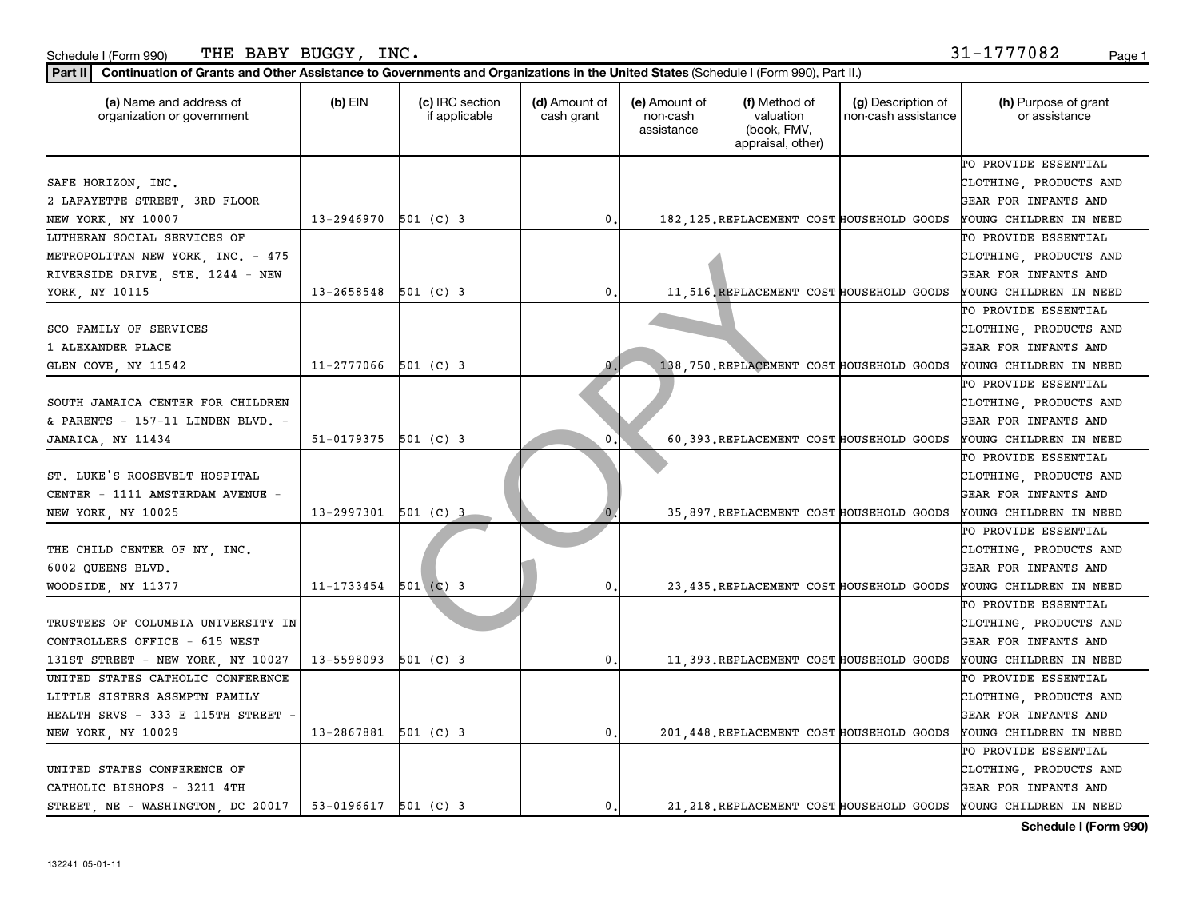Schedule I (Form 990) THE BABY BUGGY, INC. 31-1777082

**Part II** **Continuation of Grants and Other Assistance to Governments and Organizations in the United States** (Schedule I (Form 990), Part II.)

| (a) Name and address of organization or government | (b) EIN | (c) IRC section if applicable | (d) Amount of cash grant | (e) Amount of non-cash assistance | (f) Method of valuation (book, FMV, appraisal, other) | (g) Description of non-cash assistance | (h) Purpose of grant or assistance |
|---|---|---|---|---|---|---|---|
| SAFE HORIZON, INC. 2 LAFAYETTE STREET, 3RD FLOOR NEW YORK, NY 10007 | 13-2946970 | 501 (C) 3 | 0. | 182,125. | REPLACEMENT COST | HOUSEHOLD GOODS | TO PROVIDE ESSENTIAL CLOTHING, PRODUCTS AND GEAR FOR INFANTS AND YOUNG CHILDREN IN NEED |
| LUTHERAN SOCIAL SERVICES OF METROPOLITAN NEW YORK, INC. - 475 RIVERSIDE DRIVE, STE. 1244 - NEW YORK, NY 10115 | 13-2658548 | 501 (C) 3 | 0. | 11,516. | REPLACEMENT COST | HOUSEHOLD GOODS | TO PROVIDE ESSENTIAL CLOTHING, PRODUCTS AND GEAR FOR INFANTS AND YOUNG CHILDREN IN NEED |
| SCO FAMILY OF SERVICES 1 ALEXANDER PLACE GLEN COVE, NY 11542 | 11-2777066 | 501 (C) 3 | 0. | 138,750. | REPLACEMENT COST | HOUSEHOLD GOODS | TO PROVIDE ESSENTIAL CLOTHING, PRODUCTS AND GEAR FOR INFANTS AND YOUNG CHILDREN IN NEED |
| SOUTH JAMAICA CENTER FOR CHILDREN & PARENTS - 157-11 LINDEN BLVD. - JAMAICA, NY 11434 | 51-0179375 | 501 (C) 3 | 0. | 60,393. | REPLACEMENT COST | HOUSEHOLD GOODS | TO PROVIDE ESSENTIAL CLOTHING, PRODUCTS AND GEAR FOR INFANTS AND YOUNG CHILDREN IN NEED |
| ST. LUKE'S ROOSEVELT HOSPITAL CENTER - 1111 AMSTERDAM AVENUE - NEW YORK, NY 10025 | 13-2997301 | 501 (C) 3 | 0. | 35,897. | REPLACEMENT COST | HOUSEHOLD GOODS | TO PROVIDE ESSENTIAL CLOTHING, PRODUCTS AND GEAR FOR INFANTS AND YOUNG CHILDREN IN NEED |
| THE CHILD CENTER OF NY, INC. 6002 QUEENS BLVD. WOODSIDE, NY 11377 | 11-1733454 | 501 (C) 3 | 0. | 23,435. | REPLACEMENT COST | HOUSEHOLD GOODS | TO PROVIDE ESSENTIAL CLOTHING, PRODUCTS AND GEAR FOR INFANTS AND YOUNG CHILDREN IN NEED |
| TRUSTEES OF COLUMBIA UNIVERSITY IN CONTROLLERS OFFICE - 615 WEST 131ST STREET - NEW YORK, NY 10027 | 13-5598093 | 501 (C) 3 | 0. | 11,393. | REPLACEMENT COST | HOUSEHOLD GOODS | TO PROVIDE ESSENTIAL CLOTHING, PRODUCTS AND GEAR FOR INFANTS AND YOUNG CHILDREN IN NEED |
| UNITED STATES CATHOLIC CONFERENCE LITTLE SISTERS ASSMPTN FAMILY HEALTH SRVS - 333 E 115TH STREET - NEW YORK, NY 10029 | 13-2867881 | 501 (C) 3 | 0. | 201,448. | REPLACEMENT COST | HOUSEHOLD GOODS | TO PROVIDE ESSENTIAL CLOTHING, PRODUCTS AND GEAR FOR INFANTS AND YOUNG CHILDREN IN NEED |
| UNITED STATES CONFERENCE OF CATHOLIC BISHOPS - 3211 4TH STREET, NE - WASHINGTON, DC 20017 | 53-0196617 | 501 (C) 3 | 0. | 21,218. | REPLACEMENT COST | HOUSEHOLD GOODS | TO PROVIDE ESSENTIAL CLOTHING, PRODUCTS AND GEAR FOR INFANTS AND YOUNG CHILDREN IN NEED |

**Schedule I (Form 990)**

132241 05-01-11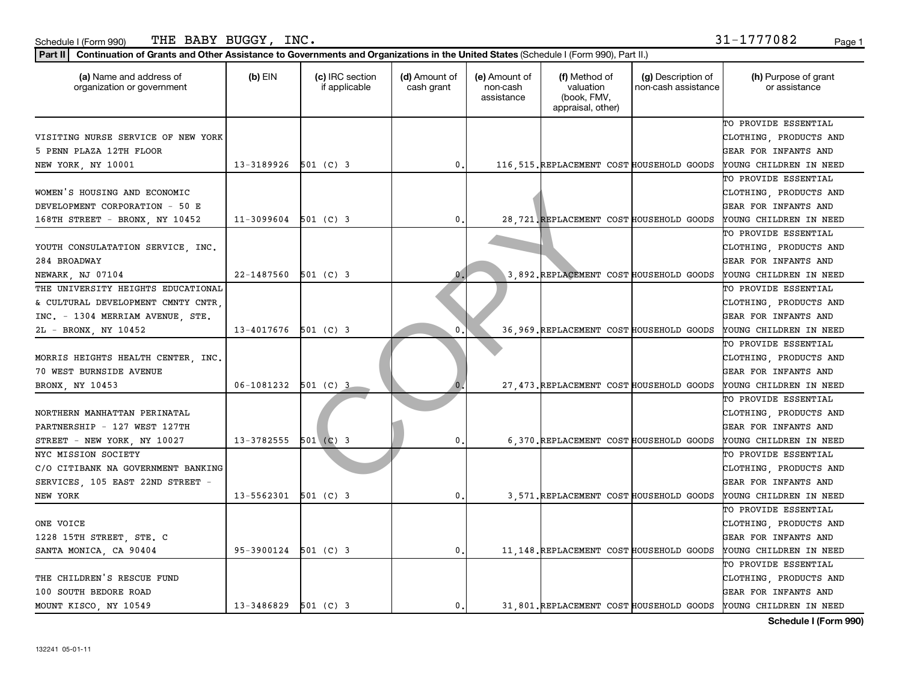Schedule I (Form 990) THE BABY BUGGY, INC. 31-1777082

**Part II** **Continuation of Grants and Other Assistance to Governments and Organizations in the United States** (Schedule I (Form 990), Part II.)

| (a) Name and address of organization or government | (b) EIN | (c) IRC section if applicable | (d) Amount of cash grant | (e) Amount of non-cash assistance | (f) Method of valuation (book, FMV, appraisal, other) | (g) Description of non-cash assistance | (h) Purpose of grant or assistance |
|---|---|---|---|---|---|---|---|
| VISITING NURSE SERVICE OF NEW YORK 5 PENN PLAZA 12TH FLOOR NEW YORK, NY 10001 | 13-3189926 | 501 (C) 3 | 0. | 116,515. | REPLACEMENT COST | HOUSEHOLD GOODS | TO PROVIDE ESSENTIAL CLOTHING, PRODUCTS AND GEAR FOR INFANTS AND YOUNG CHILDREN IN NEED |
| WOMEN'S HOUSING AND ECONOMIC DEVELOPMENT CORPORATION - 50 E 168TH STREET - BRONX, NY 10452 | 11-3099604 | 501 (C) 3 | 0. | 28,721. | REPLACEMENT COST | HOUSEHOLD GOODS | TO PROVIDE ESSENTIAL CLOTHING, PRODUCTS AND GEAR FOR INFANTS AND YOUNG CHILDREN IN NEED |
| YOUTH CONSULATATION SERVICE, INC. 284 BROADWAY NEWARK, NJ 07104 | 22-1487560 | 501 (C) 3 | 0. | 3,892. | REPLACEMENT COST | HOUSEHOLD GOODS | TO PROVIDE ESSENTIAL CLOTHING, PRODUCTS AND GEAR FOR INFANTS AND YOUNG CHILDREN IN NEED |
| THE UNIVERSITY HEIGHTS EDUCATIONAL & CULTURAL DEVELOPMENT CMNTY CNTR, INC. - 1304 MERRIAM AVENUE, STE. 2L - BRONX, NY 10452 | 13-4017676 | 501 (C) 3 | 0. | 36,969. | REPLACEMENT COST | HOUSEHOLD GOODS | TO PROVIDE ESSENTIAL CLOTHING, PRODUCTS AND GEAR FOR INFANTS AND YOUNG CHILDREN IN NEED |
| MORRIS HEIGHTS HEALTH CENTER, INC. 70 WEST BURNSIDE AVENUE BRONX, NY 10453 | 06-1081232 | 501 (C) 3 | 0. | 27,473. | REPLACEMENT COST | HOUSEHOLD GOODS | TO PROVIDE ESSENTIAL CLOTHING, PRODUCTS AND GEAR FOR INFANTS AND YOUNG CHILDREN IN NEED |
| NORTHERN MANHATTAN PERINATAL PARTNERSHIP - 127 WEST 127TH STREET - NEW YORK, NY 10027 | 13-3782555 | 501 (C) 3 | 0. | 6,370. | REPLACEMENT COST | HOUSEHOLD GOODS | TO PROVIDE ESSENTIAL CLOTHING, PRODUCTS AND GEAR FOR INFANTS AND YOUNG CHILDREN IN NEED |
| NYC MISSION SOCIETY C/O CITIBANK NA GOVERNMENT BANKING SERVICES, 105 EAST 22ND STREET - NEW YORK | 13-5562301 | 501 (C) 3 | 0. | 3,571. | REPLACEMENT COST | HOUSEHOLD GOODS | TO PROVIDE ESSENTIAL CLOTHING, PRODUCTS AND GEAR FOR INFANTS AND YOUNG CHILDREN IN NEED |
| ONE VOICE 1228 15TH STREET, STE. C SANTA MONICA, CA 90404 | 95-3900124 | 501 (C) 3 | 0. | 11,148. | REPLACEMENT COST | HOUSEHOLD GOODS | TO PROVIDE ESSENTIAL CLOTHING, PRODUCTS AND GEAR FOR INFANTS AND YOUNG CHILDREN IN NEED |
| THE CHILDREN'S RESCUE FUND 100 SOUTH BEDORE ROAD MOUNT KISCO, NY 10549 | 13-3486829 | 501 (C) 3 | 0. | 31,801. | REPLACEMENT COST | HOUSEHOLD GOODS | TO PROVIDE ESSENTIAL CLOTHING, PRODUCTS AND GEAR FOR INFANTS AND YOUNG CHILDREN IN NEED |

COPY

132241 05-01-11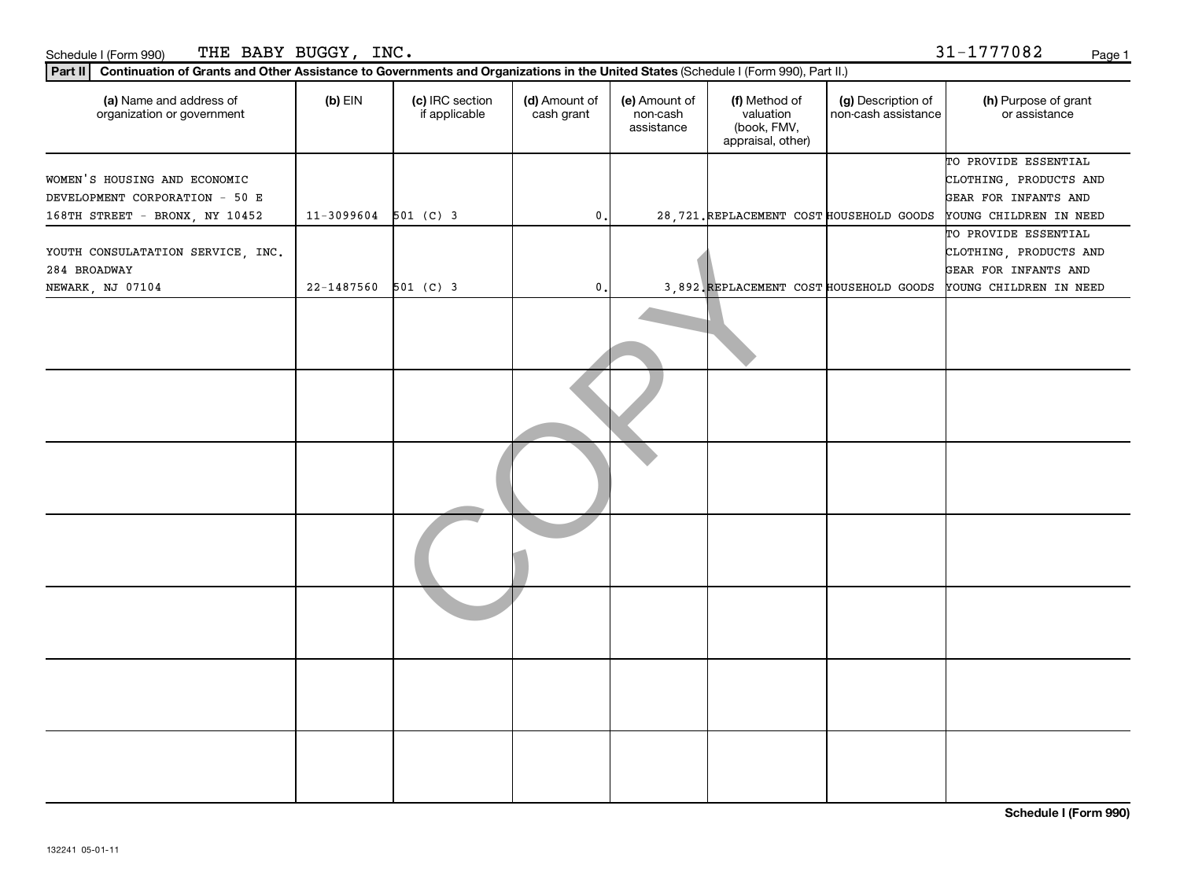Schedule I (Form 990) THE BABY BUGGY, INC. 31-1777082

**Part II** **Continuation of Grants and Other Assistance to Governments and Organizations in the United States** (Schedule I (Form 990), Part II.)

| (a) Name and address of organization or government | (b) EIN | (c) IRC section if applicable | (d) Amount of cash grant | (e) Amount of non-cash assistance | (f) Method of valuation (book, FMV, appraisal, other) | (g) Description of non-cash assistance | (h) Purpose of grant or assistance |
|---|---|---|---|---|---|---|---|
| WOMEN'S HOUSING AND ECONOMIC DEVELOPMENT CORPORATION - 50 E 168TH STREET - BRONX, NY 10452 | 11-3099604 | 501 (C) 3 | 0. | 28,721. | REPLACEMENT COST | HOUSEHOLD GOODS | TO PROVIDE ESSENTIAL CLOTHING, PRODUCTS AND GEAR FOR INFANTS AND YOUNG CHILDREN IN NEED |
| YOUTH CONSULATATION SERVICE, INC. 284 BROADWAY NEWARK, NJ 07104 | 22-1487560 | 501 (C) 3 | 0. | 3,892. | REPLACEMENT COST | HOUSEHOLD GOODS | TO PROVIDE ESSENTIAL CLOTHING, PRODUCTS AND GEAR FOR INFANTS AND YOUNG CHILDREN IN NEED |
| | | | | | | | |
| | | | | | | | |
| | | | | | | | |
| | | | | | | | |
| | | | | | | | |
| | | | | | | | |
| | | | | | | | |

**Schedule I (Form 990)**

132241 05-01-11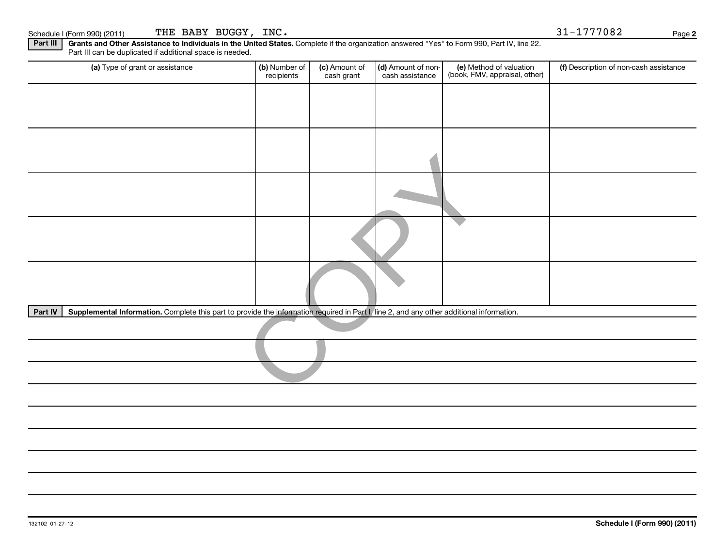Schedule I (Form 990) (2011) THE BABY BUGGY, INC. 31-1777082

**Part III** **Grants and Other Assistance to Individuals in the United States.** Complete if the organization answered "Yes" to Form 990, Part IV, line 22. Part III can be duplicated if additional space is needed.

| (a) Type of grant or assistance | (b) Number of recipients | (c) Amount of cash grant | (d) Amount of non-cash assistance | (e) Method of valuation (book, FMV, appraisal, other) | (f) Description of non-cash assistance |
|---|---|---|---|---|---|
| | | | | | |
| | | | | | |
| | | | | | |
| | | | | | |
| | | | | | |

**Part IV** **Supplemental Information.** Complete this part to provide the information required in Part I, line 2, and any other additional information.

COPY

132102 01-27-12

**Schedule I (Form 990) (2011)**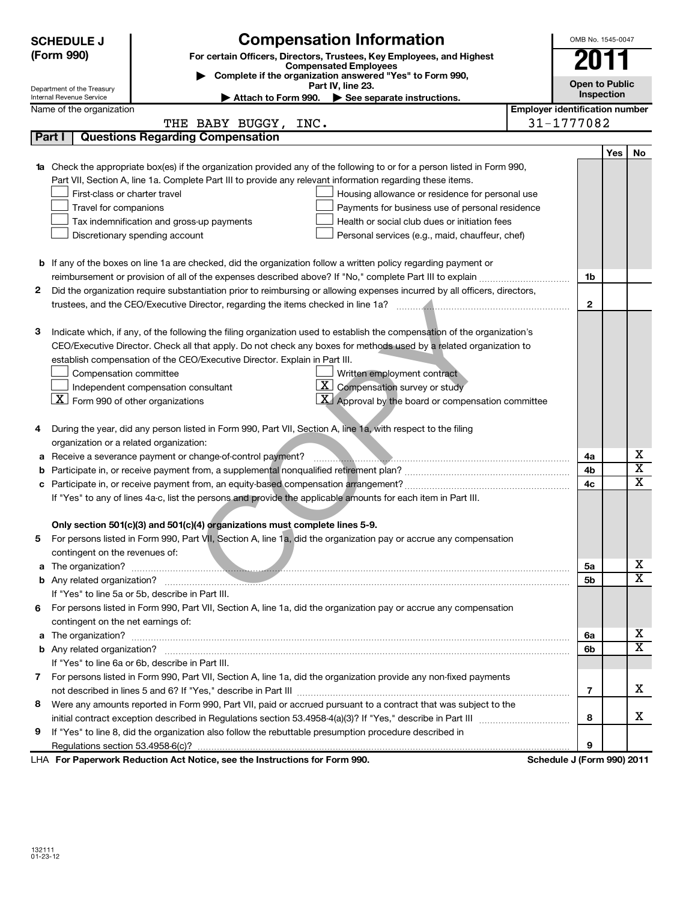# SCHEDULE J (Form 990)

Department of the Treasury
Internal Revenue Service

## Compensation Information

**For certain Officers, Directors, Trustees, Key Employees, and Highest Compensated Employees**

▶ Complete if the organization answered "Yes" to Form 990, Part IV, line 23.

▶ Attach to Form 990. ▶ See separate instructions.

OMB No. 1545-0047

**2011**

**Open to Public Inspection**

Name of the organization: THE BABY BUGGY, INC.

Employer identification number: 31-1777082

## Part I Questions Regarding Compensation

| | | | Yes | No |
|---|---|---|---|---|
| **1a** | Check the appropriate box(es) if the organization provided any of the following to or for a person listed in Form 990, Part VII, Section A, line 1a. Complete Part III to provide any relevant information regarding these items.<br>☐ First-class or charter travel ☐ Housing allowance or residence for personal use<br>☐ Travel for companions ☐ Payments for business use of personal residence<br>☐ Tax indemnification and gross-up payments ☐ Health or social club dues or initiation fees<br>☐ Discretionary spending account ☐ Personal services (e.g., maid, chauffeur, chef) | | | |
| **b** | If any of the boxes on line 1a are checked, did the organization follow a written policy regarding payment or reimbursement or provision of all of the expenses described above? If "No," complete Part III to explain | 1b | | |
| **2** | Did the organization require substantiation prior to reimbursing or allowing expenses incurred by all officers, directors, trustees, and the CEO/Executive Director, regarding the items checked in line 1a? | 2 | | |
| **3** | Indicate which, if any, of the following the filing organization used to establish the compensation of the organization's CEO/Executive Director. Check all that apply. Do not check any boxes for methods used by a related organization to establish compensation of the CEO/Executive Director. Explain in Part III.<br>☐ Compensation committee ☐ Written employment contract<br>☐ Independent compensation consultant ☒ Compensation survey or study<br>☒ Form 990 of other organizations ☒ Approval by the board or compensation committee | | | |
| **4** | During the year, did any person listed in Form 990, Part VII, Section A, line 1a, with respect to the filing organization or a related organization: | | | |
| **a** | Receive a severance payment or change-of-control payment? | 4a | | X |
| **b** | Participate in, or receive payment from, a supplemental nonqualified retirement plan? | 4b | | X |
| **c** | Participate in, or receive payment from, an equity-based compensation arrangement? | 4c | | X |
| | If "Yes" to any of lines 4a-c, list the persons and provide the applicable amounts for each item in Part III. | | | |
| | **Only section 501(c)(3) and 501(c)(4) organizations must complete lines 5-9.** | | | |
| **5** | For persons listed in Form 990, Part VII, Section A, line 1a, did the organization pay or accrue any compensation contingent on the revenues of: | | | |
| **a** | The organization? | 5a | | X |
| **b** | Any related organization? | 5b | | X |
| | If "Yes" to line 5a or 5b, describe in Part III. | | | |
| **6** | For persons listed in Form 990, Part VII, Section A, line 1a, did the organization pay or accrue any compensation contingent on the net earnings of: | | | |
| **a** | The organization? | 6a | | X |
| **b** | Any related organization? | 6b | | X |
| | If "Yes" to line 6a or 6b, describe in Part III. | | | |
| **7** | For persons listed in Form 990, Part VII, Section A, line 1a, did the organization provide any non-fixed payments not described in lines 5 and 6? If "Yes," describe in Part III | 7 | | X |
| **8** | Were any amounts reported in Form 990, Part VII, paid or accrued pursuant to a contract that was subject to the initial contract exception described in Regulations section 53.4958-4(a)(3)? If "Yes," describe in Part III | 8 | | X |
| **9** | If "Yes" to line 8, did the organization also follow the rebuttable presumption procedure described in Regulations section 53.4958-6(c)? | 9 | | |

LHA **For Paperwork Reduction Act Notice, see the Instructions for Form 990.** **Schedule J (Form 990) 2011**

132111
01-23-12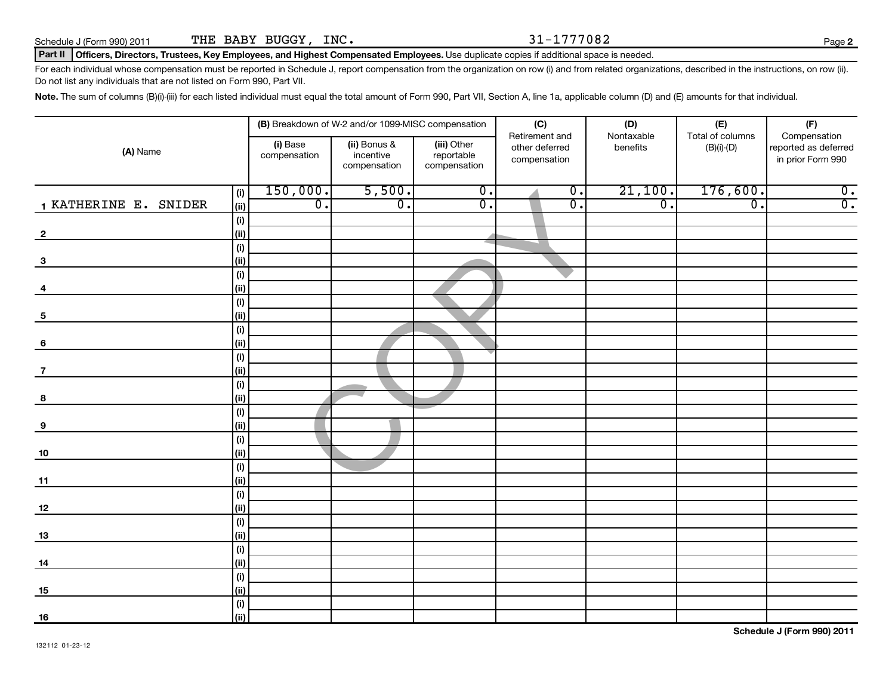Schedule J (Form 990) 2011 THE BABY BUGGY, INC. 31-1777082

**Part II** **Officers, Directors, Trustees, Key Employees, and Highest Compensated Employees.** Use duplicate copies if additional space is needed.

For each individual whose compensation must be reported in Schedule J, report compensation from the organization on row (i) and from related organizations, described in the instructions, on row (ii). Do not list any individuals that are not listed on Form 990, Part VII.

**Note.** The sum of columns (B)(i)-(iii) for each listed individual must equal the total amount of Form 990, Part VII, Section A, line 1a, applicable column (D) and (E) amounts for that individual.

| (A) Name | | (B) Breakdown of W-2 and/or 1099-MISC compensation | | | (C) Retirement and other deferred compensation | (D) Nontaxable benefits | (E) Total of columns (B)(i)-(D) | (F) Compensation reported as deferred in prior Form 990 |
|---|---|---|---|---|---|---|---|---|
| | | (i) Base compensation | (ii) Bonus & incentive compensation | (iii) Other reportable compensation | | | | |
| 1 KATHERINE E. SNIDER | (i) | 150,000. | 5,500. | 0. | 0. | 21,100. | 176,600. | 0. |
| | (ii) | 0. | 0. | 0. | 0. | 0. | 0. | 0. |
| 2 | (i) | | | | | | | |
| | (ii) | | | | | | | |
| 3 | (i) | | | | | | | |
| | (ii) | | | | | | | |
| 4 | (i) | | | | | | | |
| | (ii) | | | | | | | |
| 5 | (i) | | | | | | | |
| | (ii) | | | | | | | |
| 6 | (i) | | | | | | | |
| | (ii) | | | | | | | |
| 7 | (i) | | | | | | | |
| | (ii) | | | | | | | |
| 8 | (i) | | | | | | | |
| | (ii) | | | | | | | |
| 9 | (i) | | | | | | | |
| | (ii) | | | | | | | |
| 10 | (i) | | | | | | | |
| | (ii) | | | | | | | |
| 11 | (i) | | | | | | | |
| | (ii) | | | | | | | |
| 12 | (i) | | | | | | | |
| | (ii) | | | | | | | |
| 13 | (i) | | | | | | | |
| | (ii) | | | | | | | |
| 14 | (i) | | | | | | | |
| | (ii) | | | | | | | |
| 15 | (i) | | | | | | | |
| | (ii) | | | | | | | |
| 16 | (i) | | | | | | | |
| | (ii) | | | | | | | |

COPY

**Schedule J (Form 990) 2011**

132112 01-23-12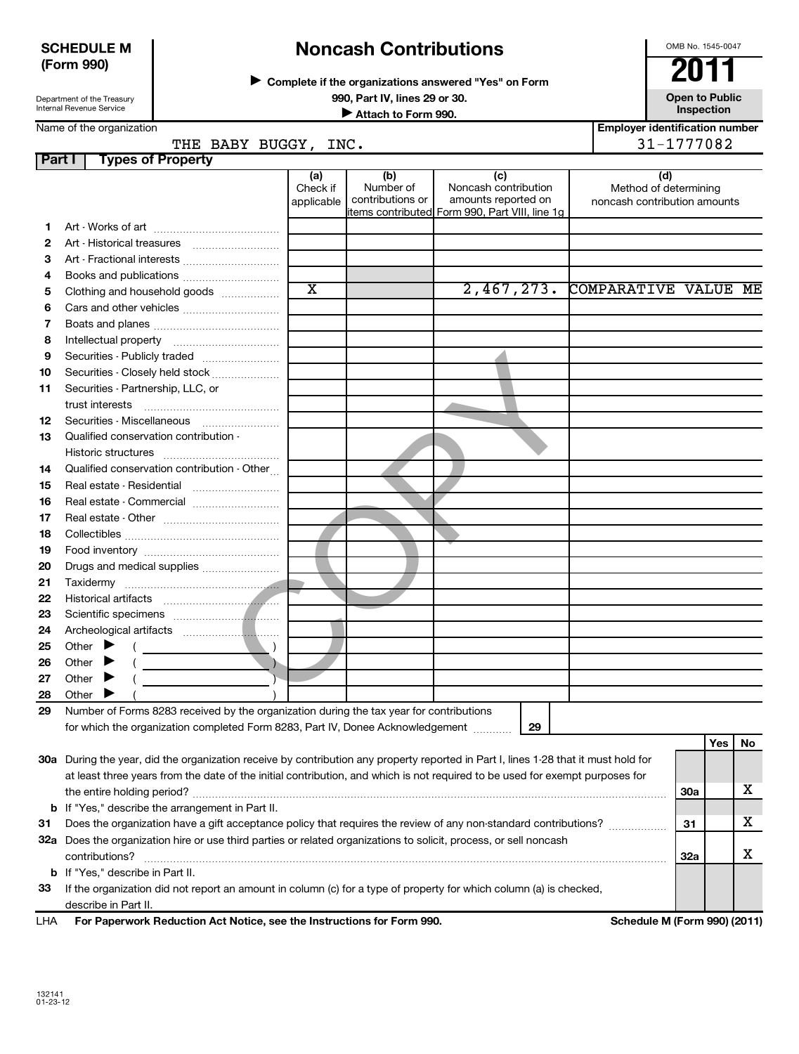**SCHEDULE M (Form 990)**

Department of the Treasury
Internal Revenue Service

# Noncash Contributions

▶ Complete if the organizations answered "Yes" on Form 990, Part IV, lines 29 or 30.
▶ Attach to Form 990.

OMB No. 1545-0047

**2011**

**Open to Public Inspection**

Name of the organization: THE BABY BUGGY, INC.

Employer identification number: 31-1777082

**Part I — Types of Property**

| | | (a) Check if applicable | (b) Number of contributions or items contributed | (c) Noncash contribution amounts reported on Form 990, Part VIII, line 1g | (d) Method of determining noncash contribution amounts |
|---|---|---|---|---|---|
| 1 | Art - Works of art | | | | |
| 2 | Art - Historical treasures | | | | |
| 3 | Art - Fractional interests | | | | |
| 4 | Books and publications | | | | |
| 5 | Clothing and household goods | X | | 2,467,273. | COMPARATIVE VALUE ME |
| 6 | Cars and other vehicles | | | | |
| 7 | Boats and planes | | | | |
| 8 | Intellectual property | | | | |
| 9 | Securities - Publicly traded | | | | |
| 10 | Securities - Closely held stock | | | | |
| 11 | Securities - Partnership, LLC, or trust interests | | | | |
| 12 | Securities - Miscellaneous | | | | |
| 13 | Qualified conservation contribution - Historic structures | | | | |
| 14 | Qualified conservation contribution - Other | | | | |
| 15 | Real estate - Residential | | | | |
| 16 | Real estate - Commercial | | | | |
| 17 | Real estate - Other | | | | |
| 18 | Collectibles | | | | |
| 19 | Food inventory | | | | |
| 20 | Drugs and medical supplies | | | | |
| 21 | Taxidermy | | | | |
| 22 | Historical artifacts | | | | |
| 23 | Scientific specimens | | | | |
| 24 | Archeological artifacts | | | | |
| 25 | Other ▶ ( ) | | | | |
| 26 | Other ▶ ( ) | | | | |
| 27 | Other ▶ ( ) | | | | |
| 28 | Other ▶ ( ) | | | | |

29 Number of Forms 8283 received by the organization during the tax year for contributions for which the organization completed Form 8283, Part IV, Donee Acknowledgement — 29

| | | | Yes | No |
|---|---|---|---|---|
| 30a | During the year, did the organization receive by contribution any property reported in Part I, lines 1-28 that it must hold for at least three years from the date of the initial contribution, and which is not required to be used for exempt purposes for the entire holding period? | 30a | | X |
| b | If "Yes," describe the arrangement in Part II. | | | |
| 31 | Does the organization have a gift acceptance policy that requires the review of any non-standard contributions? | 31 | | X |
| 32a | Does the organization hire or use third parties or related organizations to solicit, process, or sell noncash contributions? | 32a | | X |
| b | If "Yes," describe in Part II. | | | |
| 33 | If the organization did not report an amount in column (c) for a type of property for which column (a) is checked, describe in Part II. | | | |

LHA **For Paperwork Reduction Act Notice, see the Instructions for Form 990.** **Schedule M (Form 990) (2011)**

132141
01-23-12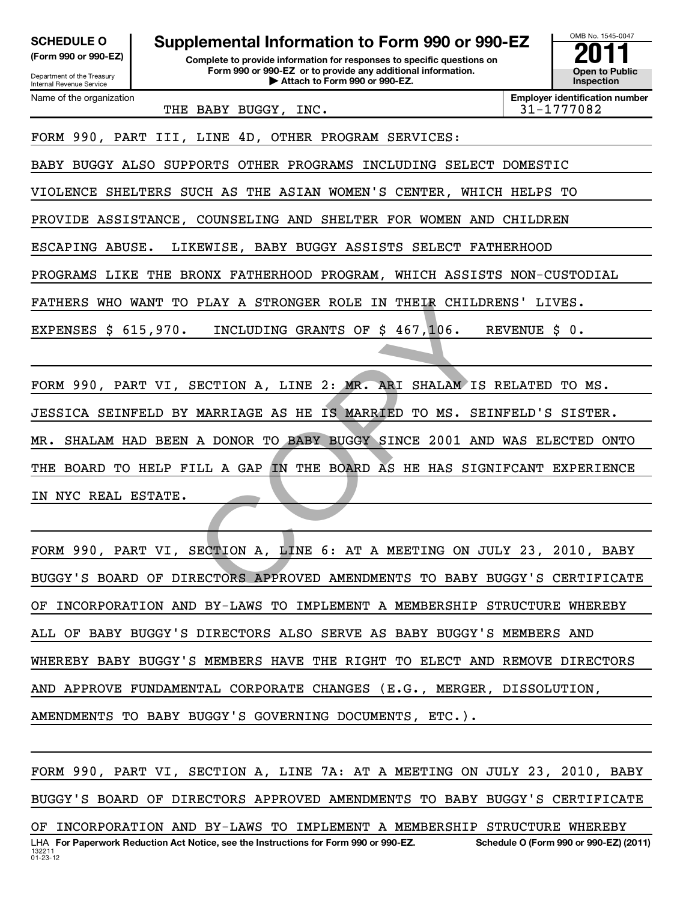**SCHEDULE O (Form 990 or 990-EZ)**

Department of the Treasury
Internal Revenue Service

# Supplemental Information to Form 990 or 990-EZ

**Complete to provide information for responses to specific questions on Form 990 or 990-EZ or to provide any additional information.**
**▶ Attach to Form 990 or 990-EZ.**

OMB No. 1545-0047

**2011**

**Open to Public Inspection**

Name of the organization: THE BABY BUGGY, INC.

**Employer identification number:** 31-1777082

FORM 990, PART III, LINE 4D, OTHER PROGRAM SERVICES:

BABY BUGGY ALSO SUPPORTS OTHER PROGRAMS INCLUDING SELECT DOMESTIC VIOLENCE SHELTERS SUCH AS THE ASIAN WOMEN'S CENTER, WHICH HELPS TO PROVIDE ASSISTANCE, COUNSELING AND SHELTER FOR WOMEN AND CHILDREN ESCAPING ABUSE. LIKEWISE, BABY BUGGY ASSISTS SELECT FATHERHOOD PROGRAMS LIKE THE BRONX FATHERHOOD PROGRAM, WHICH ASSISTS NON-CUSTODIAL FATHERS WHO WANT TO PLAY A STRONGER ROLE IN THEIR CHILDRENS' LIVES. EXPENSES $ 615,970. INCLUDING GRANTS OF $ 467,106. REVENUE $ 0.

FORM 990, PART VI, SECTION A, LINE 2: MR. ARI SHALAM IS RELATED TO MS. JESSICA SEINFELD BY MARRIAGE AS HE IS MARRIED TO MS. SEINFELD'S SISTER. MR. SHALAM HAD BEEN A DONOR TO BABY BUGGY SINCE 2001 AND WAS ELECTED ONTO THE BOARD TO HELP FILL A GAP IN THE BOARD AS HE HAS SIGNIFCANT EXPERIENCE IN NYC REAL ESTATE.

FORM 990, PART VI, SECTION A, LINE 6: AT A MEETING ON JULY 23, 2010, BABY BUGGY'S BOARD OF DIRECTORS APPROVED AMENDMENTS TO BABY BUGGY'S CERTIFICATE OF INCORPORATION AND BY-LAWS TO IMPLEMENT A MEMBERSHIP STRUCTURE WHEREBY ALL OF BABY BUGGY'S DIRECTORS ALSO SERVE AS BABY BUGGY'S MEMBERS AND WHEREBY BABY BUGGY'S MEMBERS HAVE THE RIGHT TO ELECT AND REMOVE DIRECTORS AND APPROVE FUNDAMENTAL CORPORATE CHANGES (E.G., MERGER, DISSOLUTION, AMENDMENTS TO BABY BUGGY'S GOVERNING DOCUMENTS, ETC.).

FORM 990, PART VI, SECTION A, LINE 7A: AT A MEETING ON JULY 23, 2010, BABY BUGGY'S BOARD OF DIRECTORS APPROVED AMENDMENTS TO BABY BUGGY'S CERTIFICATE OF INCORPORATION AND BY-LAWS TO IMPLEMENT A MEMBERSHIP STRUCTURE WHEREBY

LHA **For Paperwork Reduction Act Notice, see the Instructions for Form 990 or 990-EZ.** **Schedule O (Form 990 or 990-EZ) (2011)**

132211
01-23-12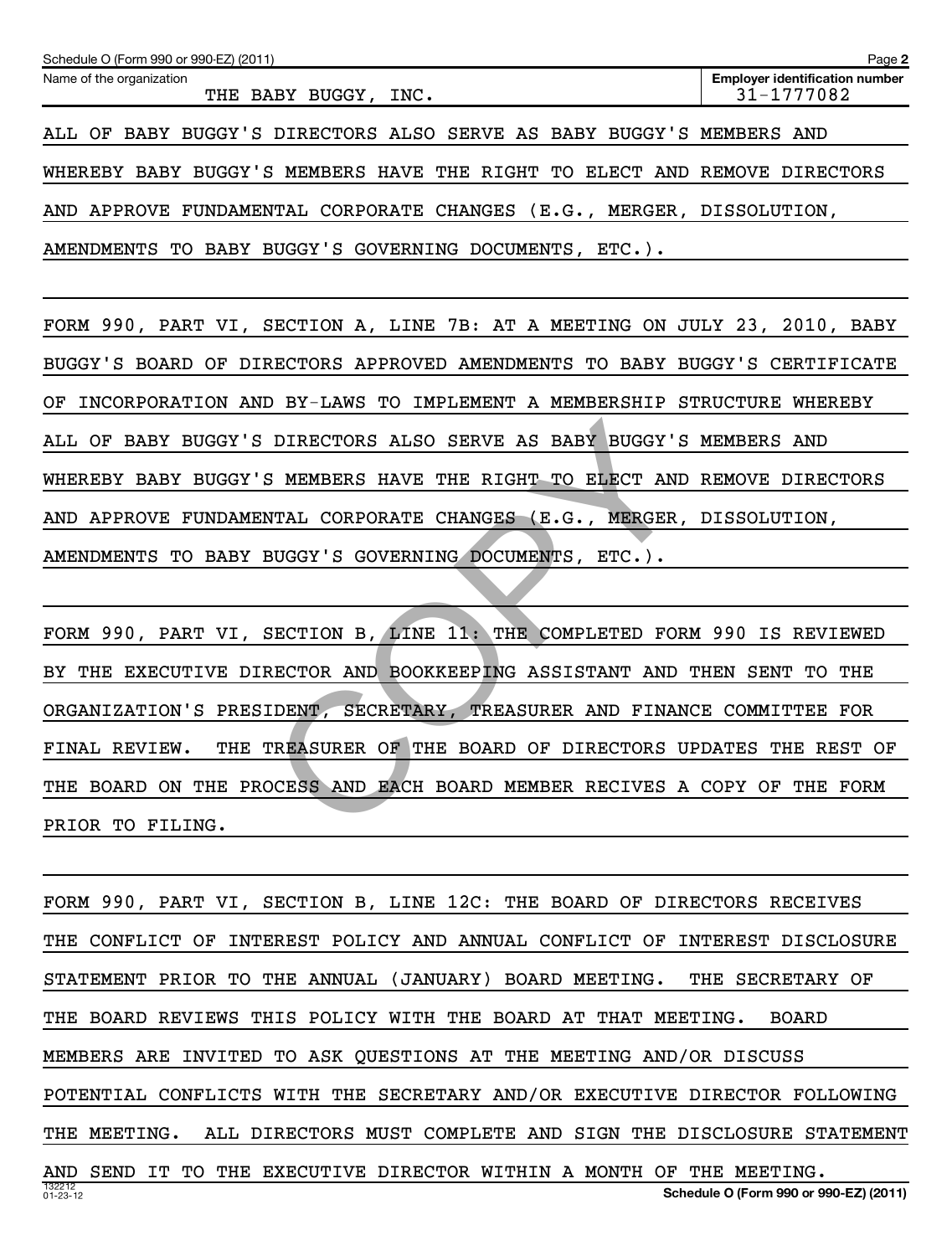Schedule O (Form 990 or 990-EZ) (2011)

| Name of the organization | Employer identification number |
| --- | --- |
| THE BABY BUGGY, INC. | 31-1777082 |

ALL OF BABY BUGGY'S DIRECTORS ALSO SERVE AS BABY BUGGY'S MEMBERS AND WHEREBY BABY BUGGY'S MEMBERS HAVE THE RIGHT TO ELECT AND REMOVE DIRECTORS AND APPROVE FUNDAMENTAL CORPORATE CHANGES (E.G., MERGER, DISSOLUTION, AMENDMENTS TO BABY BUGGY'S GOVERNING DOCUMENTS, ETC.).

FORM 990, PART VI, SECTION A, LINE 7B: AT A MEETING ON JULY 23, 2010, BABY BUGGY'S BOARD OF DIRECTORS APPROVED AMENDMENTS TO BABY BUGGY'S CERTIFICATE OF INCORPORATION AND BY-LAWS TO IMPLEMENT A MEMBERSHIP STRUCTURE WHEREBY ALL OF BABY BUGGY'S DIRECTORS ALSO SERVE AS BABY BUGGY'S MEMBERS AND WHEREBY BABY BUGGY'S MEMBERS HAVE THE RIGHT TO ELECT AND REMOVE DIRECTORS AND APPROVE FUNDAMENTAL CORPORATE CHANGES (E.G., MERGER, DISSOLUTION, AMENDMENTS TO BABY BUGGY'S GOVERNING DOCUMENTS, ETC.).

FORM 990, PART VI, SECTION B, LINE 11: THE COMPLETED FORM 990 IS REVIEWED BY THE EXECUTIVE DIRECTOR AND BOOKKEEPING ASSISTANT AND THEN SENT TO THE ORGANIZATION'S PRESIDENT, SECRETARY, TREASURER AND FINANCE COMMITTEE FOR FINAL REVIEW. THE TREASURER OF THE BOARD OF DIRECTORS UPDATES THE REST OF THE BOARD ON THE PROCESS AND EACH BOARD MEMBER RECIVES A COPY OF THE FORM PRIOR TO FILING.

FORM 990, PART VI, SECTION B, LINE 12C: THE BOARD OF DIRECTORS RECEIVES THE CONFLICT OF INTEREST POLICY AND ANNUAL CONFLICT OF INTEREST DISCLOSURE STATEMENT PRIOR TO THE ANNUAL (JANUARY) BOARD MEETING. THE SECRETARY OF THE BOARD REVIEWS THIS POLICY WITH THE BOARD AT THAT MEETING. BOARD MEMBERS ARE INVITED TO ASK QUESTIONS AT THE MEETING AND/OR DISCUSS POTENTIAL CONFLICTS WITH THE SECRETARY AND/OR EXECUTIVE DIRECTOR FOLLOWING THE MEETING. ALL DIRECTORS MUST COMPLETE AND SIGN THE DISCLOSURE STATEMENT AND SEND IT TO THE EXECUTIVE DIRECTOR WITHIN A MONTH OF THE MEETING.

Schedule O (Form 990 or 990-EZ) (2011)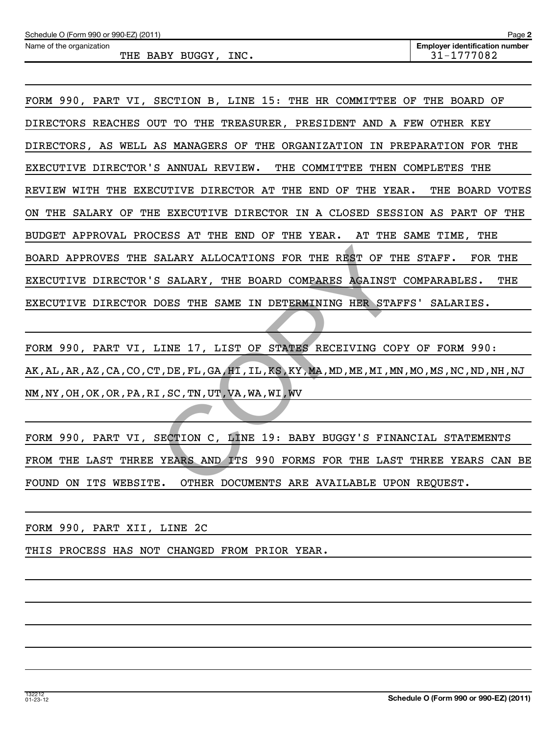Schedule O (Form 990 or 990-EZ) (2011) Page **2**

| Name of the organization | Employer identification number |
|---|---|
| THE BABY BUGGY, INC. | 31-1777082 |

FORM 990, PART VI, SECTION B, LINE 15: THE HR COMMITTEE OF THE BOARD OF DIRECTORS REACHES OUT TO THE TREASURER, PRESIDENT AND A FEW OTHER KEY DIRECTORS, AS WELL AS MANAGERS OF THE ORGANIZATION IN PREPARATION FOR THE EXECUTIVE DIRECTOR'S ANNUAL REVIEW. THE COMMITTEE THEN COMPLETES THE REVIEW WITH THE EXECUTIVE DIRECTOR AT THE END OF THE YEAR. THE BOARD VOTES ON THE SALARY OF THE EXECUTIVE DIRECTOR IN A CLOSED SESSION AS PART OF THE BUDGET APPROVAL PROCESS AT THE END OF THE YEAR. AT THE SAME TIME, THE BOARD APPROVES THE SALARY ALLOCATIONS FOR THE REST OF THE STAFF. FOR THE EXECUTIVE DIRECTOR'S SALARY, THE BOARD COMPARES AGAINST COMPARABLES. THE EXECUTIVE DIRECTOR DOES THE SAME IN DETERMINING HER STAFFS' SALARIES.

FORM 990, PART VI, LINE 17, LIST OF STATES RECEIVING COPY OF FORM 990:
AK,AL,AR,AZ,CA,CO,CT,DE,FL,GA,HI,IL,KS,KY,MA,MD,ME,MI,MN,MO,MS,NC,ND,NH,NJ
NM,NY,OH,OK,OR,PA,RI,SC,TN,UT,VA,WA,WI,WV

FORM 990, PART VI, SECTION C, LINE 19: BABY BUGGY'S FINANCIAL STATEMENTS FROM THE LAST THREE YEARS AND ITS 990 FORMS FOR THE LAST THREE YEARS CAN BE FOUND ON ITS WEBSITE. OTHER DOCUMENTS ARE AVAILABLE UPON REQUEST.

FORM 990, PART XII, LINE 2C

THIS PROCESS HAS NOT CHANGED FROM PRIOR YEAR.

132212
01-23-12

Schedule O (Form 990 or 990-EZ) (2011)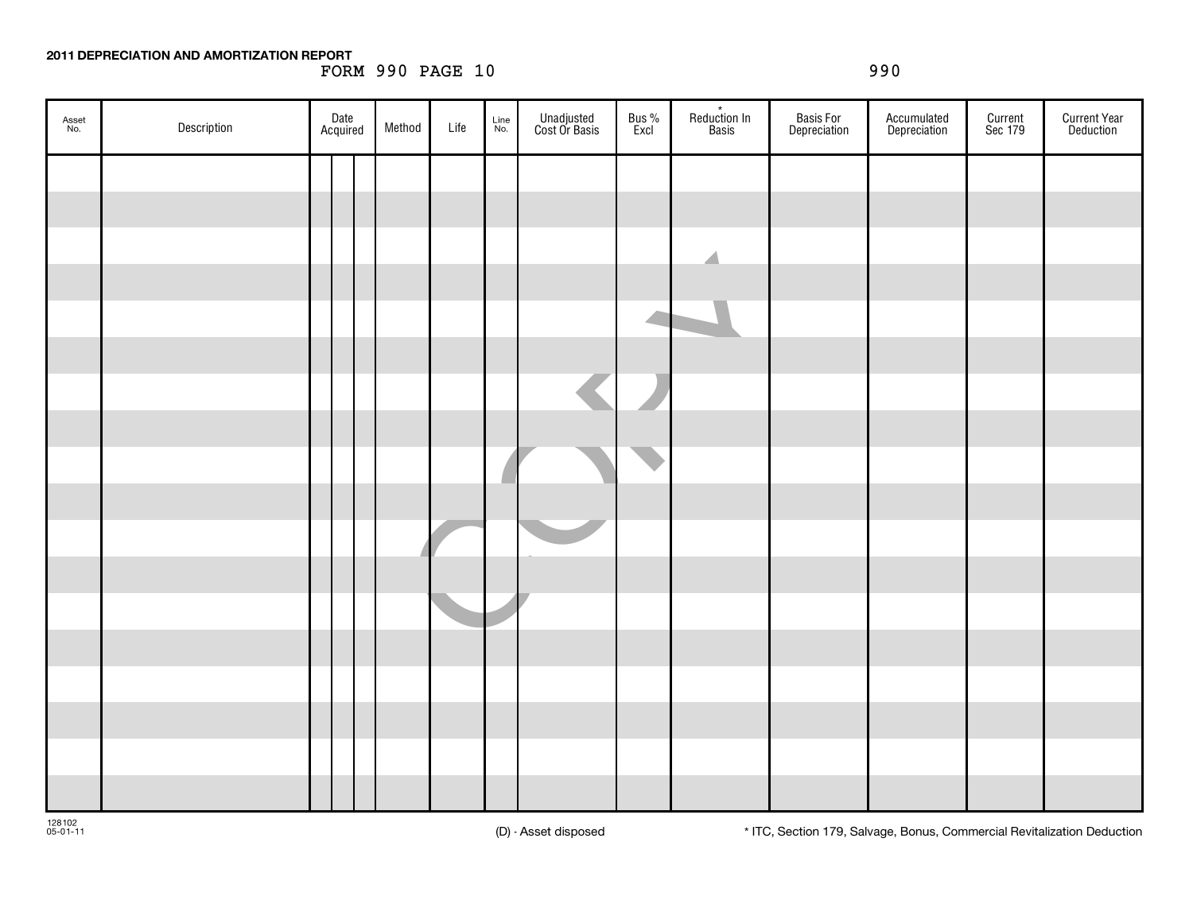**2011 DEPRECIATION AND AMORTIZATION REPORT**

FORM 990 PAGE 10

990

| Asset No. | Description | Date Acquired | Method | Life | Line No. | Unadjusted Cost Or Basis | Bus % Excl | * Reduction In Basis | Basis For Depreciation | Accumulated Depreciation | Current Sec 179 | Current Year Deduction |
|---|---|---|---|---|---|---|---|---|---|---|---|---|
| | | | | | | | | | | | | |

128102
05-01-11

(D) - Asset disposed

* ITC, Section 179, Salvage, Bonus, Commercial Revitalization Deduction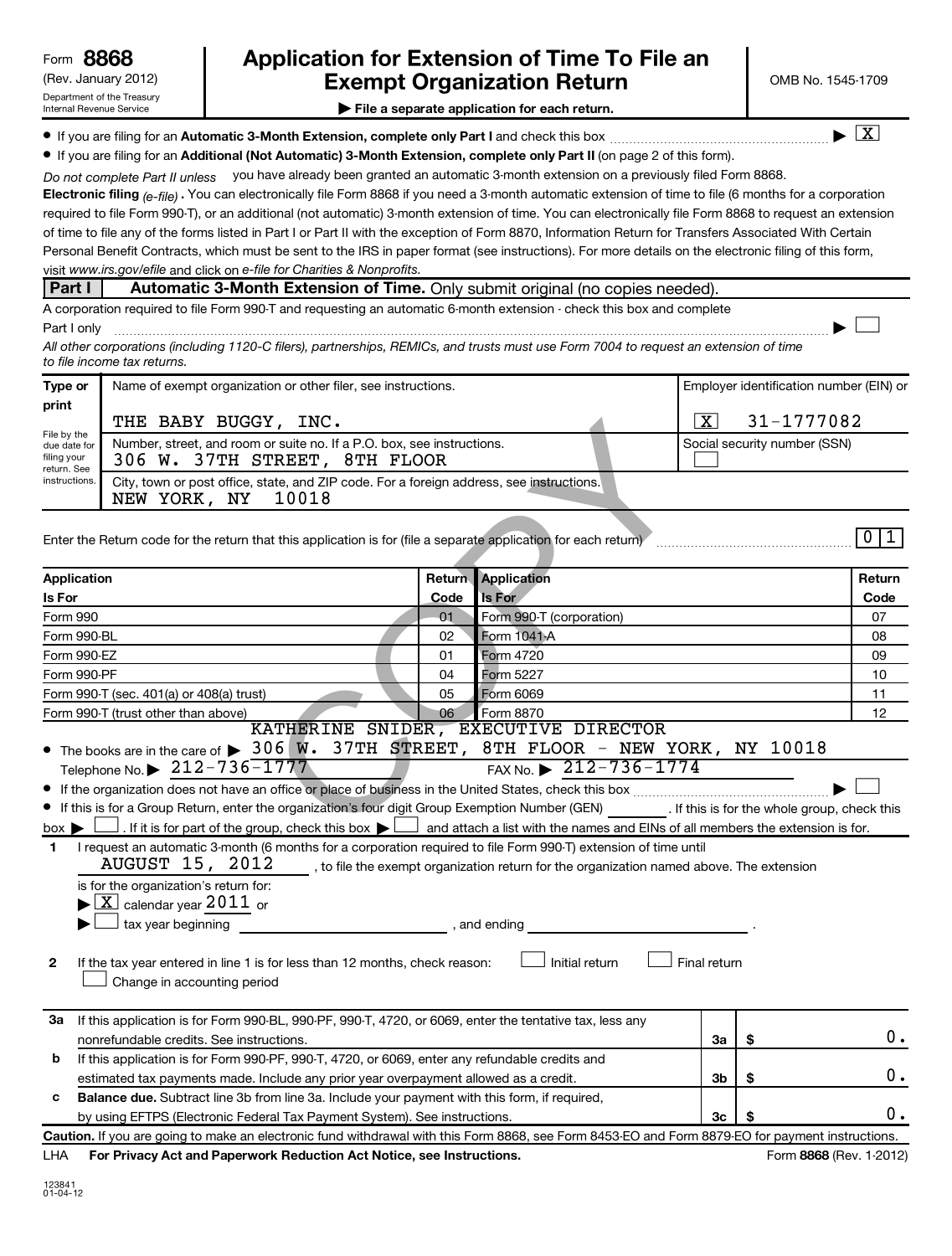Form **8868** (Rev. January 2012)
Department of the Treasury
Internal Revenue Service

# Application for Extension of Time To File an Exempt Organization Return

OMB No. 1545-1709

▶ **File a separate application for each return.**

- If you are filing for an **Automatic 3-Month Extension, complete only Part I** and check this box ▶ [X]
- If you are filing for an **Additional (Not Automatic) 3-Month Extension, complete only Part II** (on page 2 of this form).

*Do not complete Part II unless* you have already been granted an automatic 3-month extension on a previously filed Form 8868.

**Electronic filing** *(e-file)*. You can electronically file Form 8868 if you need a 3-month automatic extension of time to file (6 months for a corporation required to file Form 990-T), or an additional (not automatic) 3-month extension of time. You can electronically file Form 8868 to request an extension of time to file any of the forms listed in Part I or Part II with the exception of Form 8870, Information Return for Transfers Associated With Certain Personal Benefit Contracts, which must be sent to the IRS in paper format (see instructions). For more details on the electronic filing of this form, visit *www.irs.gov/efile* and click on *e-file for Charities & Nonprofits.*

## Part I — Automatic 3-Month Extension of Time. Only submit original (no copies needed).

A corporation required to file Form 990-T and requesting an automatic 6-month extension - check this box and complete Part I only ▶ [ ]

*All other corporations (including 1120-C filers), partnerships, REMICs, and trusts must use Form 7004 to request an extension of time to file income tax returns.*

| Type or print | | |
|---|---|---|
| File by the due date for filing your return. See instructions. | Name of exempt organization or other filer, see instructions.<br>THE BABY BUGGY, INC. | Employer identification number (EIN) or<br>[X] 31-1777082 |
| | Number, street, and room or suite no. If a P.O. box, see instructions.<br>306 W. 37TH STREET, 8TH FLOOR | Social security number (SSN)<br>[ ] |
| | City, town or post office, state, and ZIP code. For a foreign address, see instructions.<br>NEW YORK, NY 10018 | |

Enter the Return code for the return that this application is for (file a separate application for each return) **0 1**

| Application Is For | Return Code | Application Is For | Return Code |
|---|---|---|---|
| Form 990 | 01 | Form 990-T (corporation) | 07 |
| Form 990-BL | 02 | Form 1041-A | 08 |
| Form 990-EZ | 01 | Form 4720 | 09 |
| Form 990-PF | 04 | Form 5227 | 10 |
| Form 990-T (sec. 401(a) or 408(a) trust) | 05 | Form 6069 | 11 |
| Form 990-T (trust other than above) | 06 | Form 8870 | 12 |

- The books are in the care of ▶ KATHERINE SNIDER, EXECUTIVE DIRECTOR
306 W. 37TH STREET, 8TH FLOOR - NEW YORK, NY 10018
Telephone No. ▶ 212-736-1777 FAX No. ▶ 212-736-1774
- If the organization does not have an office or place of business in the United States, check this box ▶ [ ]
- If this is for a Group Return, enter the organization's four digit Group Exemption Number (GEN) ______ . If this is for the whole group, check this box ▶ [ ] . If it is for part of the group, check this box ▶ [ ] and attach a list with the names and EINs of all members the extension is for.

**1** I request an automatic 3-month (6 months for a corporation required to file Form 990-T) extension of time until AUGUST 15, 2012 , to file the exempt organization return for the organization named above. The extension is for the organization's return for:
▶ [X] calendar year 2011 or
▶ [ ] tax year beginning ________ , and ending ________ .

**2** If the tax year entered in line 1 is for less than 12 months, check reason: [ ] Initial return [ ] Final return [ ] Change in accounting period

| | | | |
|---|---|---|---|
| **3a** | If this application is for Form 990-BL, 990-PF, 990-T, 4720, or 6069, enter the tentative tax, less any nonrefundable credits. See instructions. | 3a | $ 0. |
| **b** | If this application is for Form 990-PF, 990-T, 4720, or 6069, enter any refundable credits and estimated tax payments made. Include any prior year overpayment allowed as a credit. | 3b | $ 0. |
| **c** | **Balance due.** Subtract line 3b from line 3a. Include your payment with this form, if required, by using EFTPS (Electronic Federal Tax Payment System). See instructions. | 3c | $ 0. |

**Caution.** If you are going to make an electronic fund withdrawal with this Form 8868, see Form 8453-EO and Form 8879-EO for payment instructions.

LHA **For Privacy Act and Paperwork Reduction Act Notice, see Instructions.** Form **8868** (Rev. 1-2012)

123841
01-04-12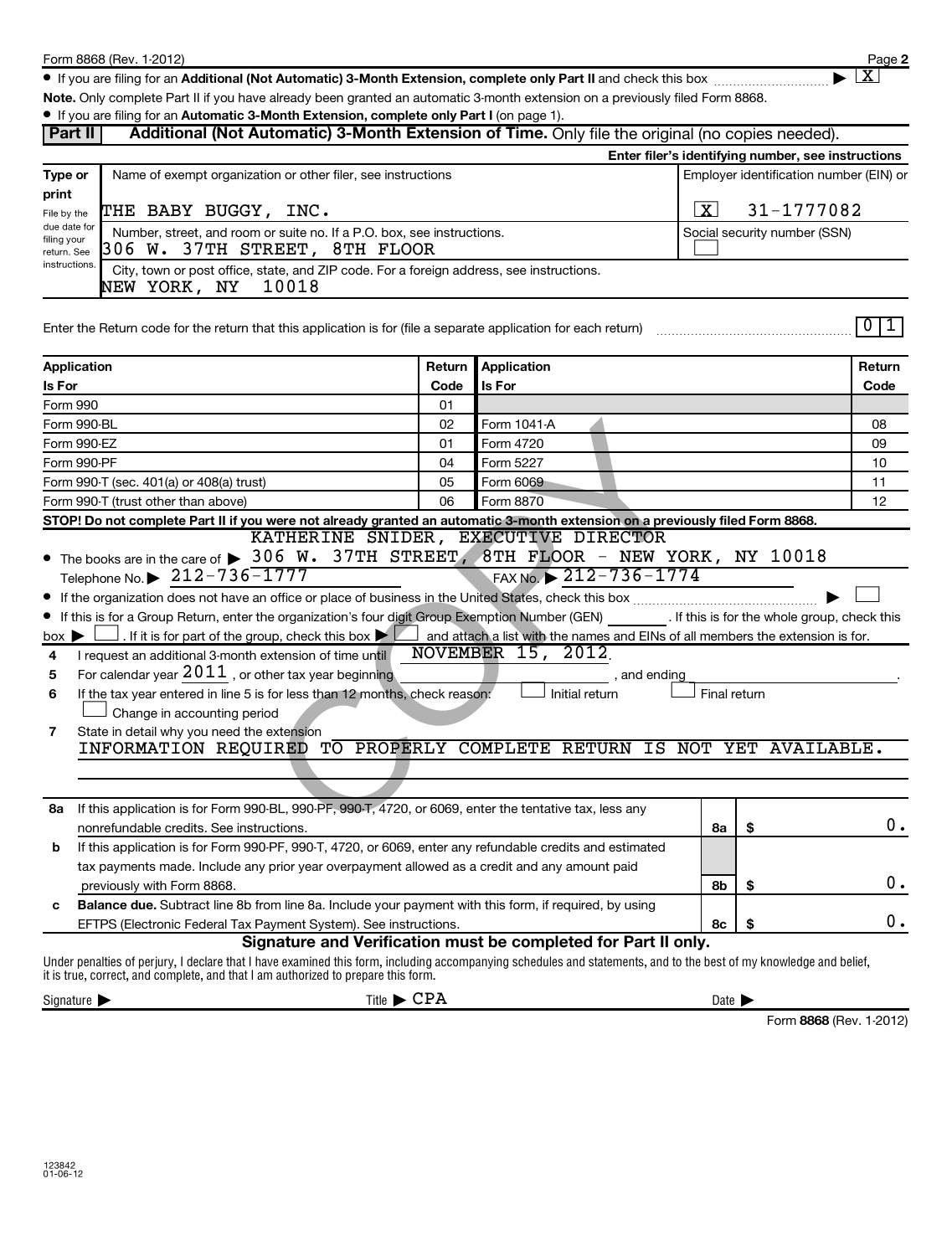Form 8868 (Rev. 1-2012) Page **2**

- If you are filing for an **Additional (Not Automatic) 3-Month Extension, complete only Part II** and check this box ▶ [X]

**Note.** Only complete Part II if you have already been granted an automatic 3-month extension on a previously filed Form 8868.

- If you are filing for an **Automatic 3-Month Extension, complete only Part I** (on page 1).

## Part II — Additional (Not Automatic) 3-Month Extension of Time. Only file the original (no copies needed).

**Enter filer's identifying number, see instructions**

| | | |
|---|---|---|
| **Type or print** | Name of exempt organization or other filer, see instructions<br>THE BABY BUGGY, INC. | Employer identification number (EIN) or<br>[X] 31-1777082 |
| File by the due date for filing your return. See instructions. | Number, street, and room or suite no. If a P.O. box, see instructions.<br>306 W. 37TH STREET, 8TH FLOOR | Social security number (SSN)<br>[ ] |
| | City, town or post office, state, and ZIP code. For a foreign address, see instructions.<br>NEW YORK, NY 10018 | |

Enter the Return code for the return that this application is for (file a separate application for each return) 0 1

| Application Is For | Return Code | Application Is For | Return Code |
|---|---|---|---|
| Form 990 | 01 | | |
| Form 990-BL | 02 | Form 1041-A | 08 |
| Form 990-EZ | 01 | Form 4720 | 09 |
| Form 990-PF | 04 | Form 5227 | 10 |
| Form 990-T (sec. 401(a) or 408(a) trust) | 05 | Form 6069 | 11 |
| Form 990-T (trust other than above) | 06 | Form 8870 | 12 |

**STOP! Do not complete Part II if you were not already granted an automatic 3-month extension on a previously filed Form 8868.**

- The books are in the care of ▶ KATHERINE SNIDER, EXECUTIVE DIRECTOR 306 W. 37TH STREET, 8TH FLOOR - NEW YORK, NY 10018

  Telephone No. ▶ 212-736-1777 FAX No. ▶ 212-736-1774

- If the organization does not have an office or place of business in the United States, check this box ▶ [ ]
- If this is for a Group Return, enter the organization's four digit Group Exemption Number (GEN) ______ . If this is for the whole group, check this box ▶ [ ] . If it is for part of the group, check this box ▶ [ ] and attach a list with the names and EINs of all members the extension is for.

**4** I request an additional 3-month extension of time until NOVEMBER 15, 2012.

**5** For calendar year 2011 , or other tax year beginning ______ , and ending ______ .

**6** If the tax year entered in line 5 is for less than 12 months, check reason: [ ] Initial return [ ] Final return [ ] Change in accounting period

**7** State in detail why you need the extension
INFORMATION REQUIRED TO PROPERLY COMPLETE RETURN IS NOT YET AVAILABLE.

| | | | |
|---|---|---|---|
| **8a** | If this application is for Form 990-BL, 990-PF, 990-T, 4720, or 6069, enter the tentative tax, less any nonrefundable credits. See instructions. | **8a** | $ 0. |
| **b** | If this application is for Form 990-PF, 990-T, 4720, or 6069, enter any refundable credits and estimated tax payments made. Include any prior year overpayment allowed as a credit and any amount paid previously with Form 8868. | **8b** | $ 0. |
| **c** | **Balance due.** Subtract line 8b from line 8a. Include your payment with this form, if required, by using EFTPS (Electronic Federal Tax Payment System). See instructions. | **8c** | $ 0. |

### Signature and Verification must be completed for Part II only.

Under penalties of perjury, I declare that I have examined this form, including accompanying schedules and statements, and to the best of my knowledge and belief, it is true, correct, and complete, and that I am authorized to prepare this form.

Signature ▶ Title ▶ CPA Date ▶

Form **8868** (Rev. 1-2012)

123842
01-06-12